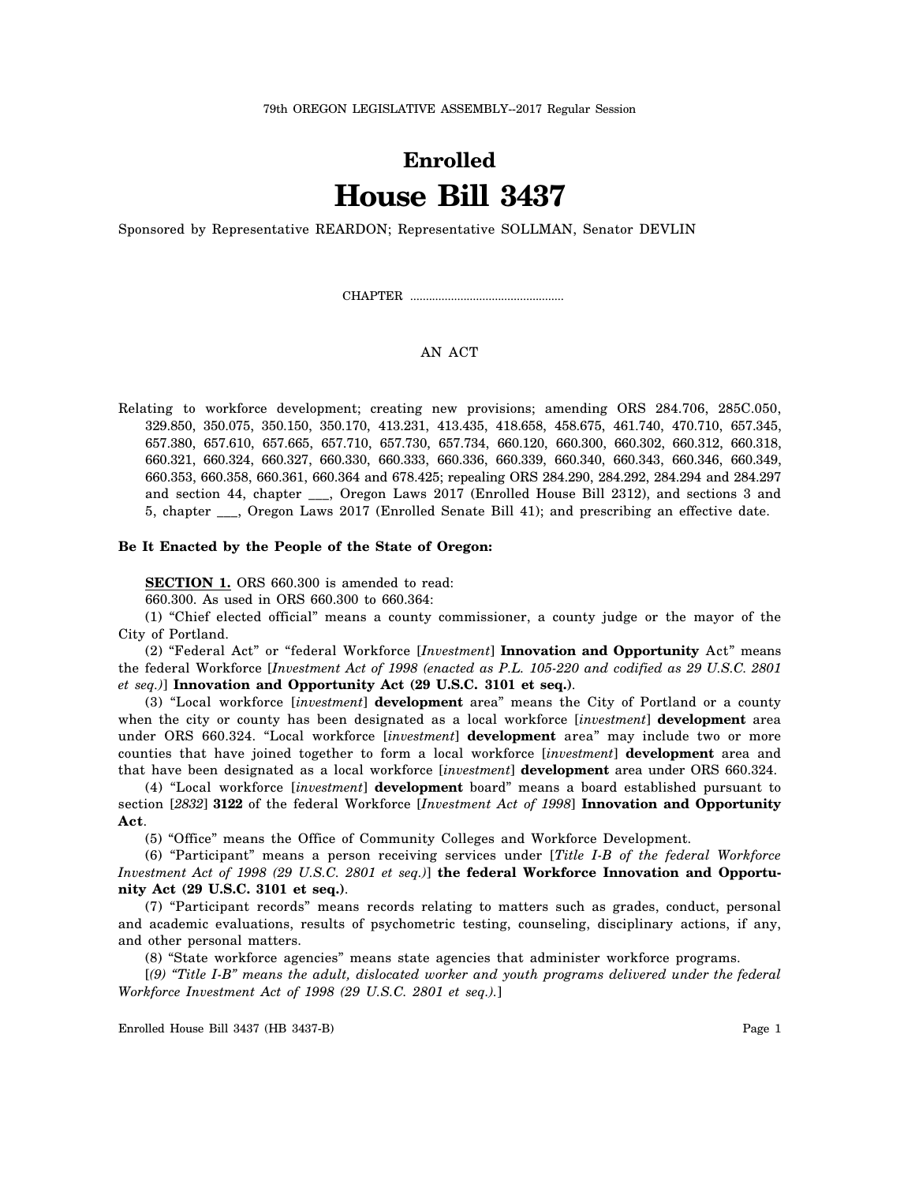79th OREGON LEGISLATIVE ASSEMBLY--2017 Regular Session

# Enrolled

# House Bill 3437

Sponsored by Representative REARDON; Representative SOLLMAN, Senator DEVLIN

CHAPTER .................................................

AN ACT

Relating to workforce development; creating new provisions; amending ORS 284.706, 285C.050, 329.850, 350.075, 350.150, 350.170, 413.231, 413.435, 418.658, 458.675, 461.740, 470.710, 657.345, 657.380, 657.610, 657.665, 657.710, 657.730, 657.734, 660.120, 660.300, 660.302, 660.312, 660.318, 660.321, 660.324, 660.327, 660.330, 660.333, 660.336, 660.339, 660.340, 660.343, 660.346, 660.349, 660.353, 660.358, 660.361, 660.364 and 678.425; repealing ORS 284.290, 284.292, 284.294 and 284.297 and section 44, chapter ___, Oregon Laws 2017 (Enrolled House Bill 2312), and sections 3 and 5, chapter ___, Oregon Laws 2017 (Enrolled Senate Bill 41); and prescribing an effective date.

**Be It Enacted by the People of the State of Oregon:**

**SECTION 1.** ORS 660.300 is amended to read:

660.300. As used in ORS 660.300 to 660.364:

(1) "Chief elected official" means a county commissioner, a county judge or the mayor of the City of Portland.

(2) "Federal Act" or "federal Workforce [*Investment*] **Innovation and Opportunity** Act" means the federal Workforce [*Investment Act of 1998 (enacted as P.L. 105-220 and codified as 29 U.S.C. 2801 et seq.)*] **Innovation and Opportunity Act (29 U.S.C. 3101 et seq.)**.

(3) "Local workforce [*investment*] **development** area" means the City of Portland or a county when the city or county has been designated as a local workforce [*investment*] **development** area under ORS 660.324. "Local workforce [*investment*] **development** area" may include two or more counties that have joined together to form a local workforce [*investment*] **development** area and that have been designated as a local workforce [*investment*] **development** area under ORS 660.324.

(4) "Local workforce [*investment*] **development** board" means a board established pursuant to section [*2832*] **3122** of the federal Workforce [*Investment Act of 1998*] **Innovation and Opportunity Act**.

(5) "Office" means the Office of Community Colleges and Workforce Development.

(6) "Participant" means a person receiving services under [*Title I-B of the federal Workforce Investment Act of 1998 (29 U.S.C. 2801 et seq.)*] **the federal Workforce Innovation and Opportunity Act (29 U.S.C. 3101 et seq.)**.

(7) "Participant records" means records relating to matters such as grades, conduct, personal and academic evaluations, results of psychometric testing, counseling, disciplinary actions, if any, and other personal matters.

(8) "State workforce agencies" means state agencies that administer workforce programs.

[*(9) "Title I-B" means the adult, dislocated worker and youth programs delivered under the federal Workforce Investment Act of 1998 (29 U.S.C. 2801 et seq.).*]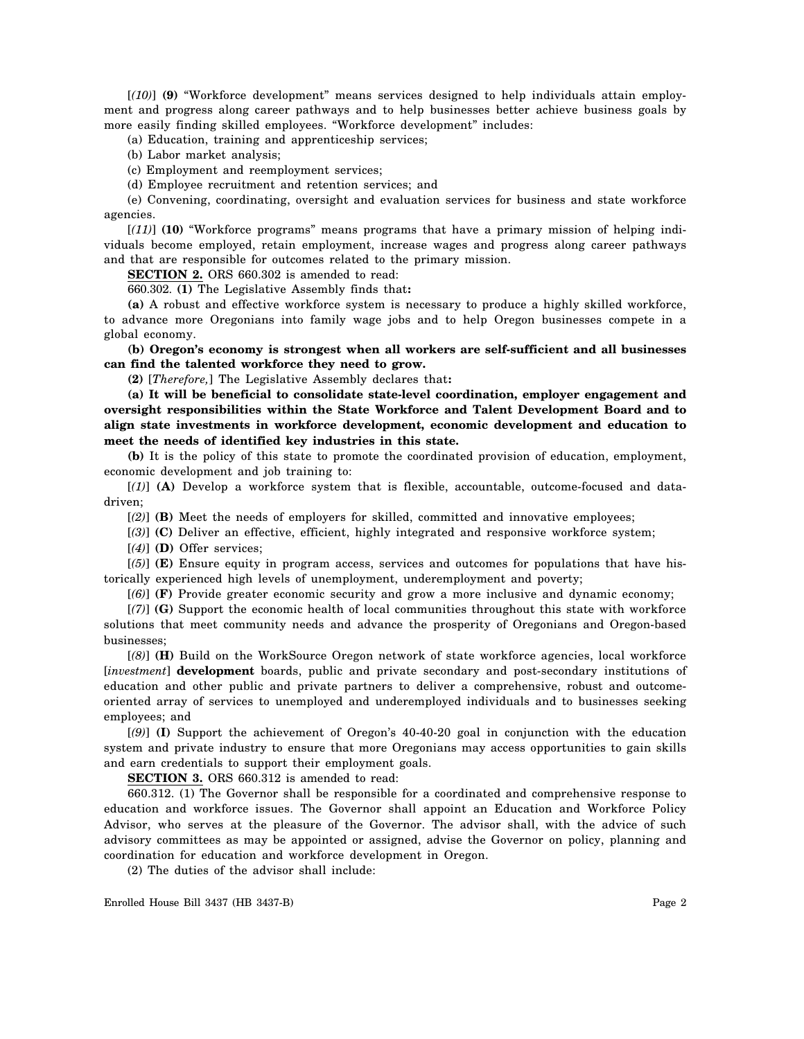[*(10)*] **(9)** "Workforce development" means services designed to help individuals attain employment and progress along career pathways and to help businesses better achieve business goals by more easily finding skilled employees. "Workforce development" includes:

(a) Education, training and apprenticeship services;

(b) Labor market analysis;

(c) Employment and reemployment services;

(d) Employee recruitment and retention services; and

(e) Convening, coordinating, oversight and evaluation services for business and state workforce agencies.

[*(11)*] **(10)** "Workforce programs" means programs that have a primary mission of helping individuals become employed, retain employment, increase wages and progress along career pathways and that are responsible for outcomes related to the primary mission.

**SECTION 2.** ORS 660.302 is amended to read:

660.302. **(1)** The Legislative Assembly finds that**:**

**(a)** A robust and effective workforce system is necessary to produce a highly skilled workforce, to advance more Oregonians into family wage jobs and to help Oregon businesses compete in a global economy.

**(b) Oregon's economy is strongest when all workers are self-sufficient and all businesses can find the talented workforce they need to grow.**

**(2)** [*Therefore,*] The Legislative Assembly declares that**:**

**(a) It will be beneficial to consolidate state-level coordination, employer engagement and oversight responsibilities within the State Workforce and Talent Development Board and to align state investments in workforce development, economic development and education to meet the needs of identified key industries in this state.**

**(b)** It is the policy of this state to promote the coordinated provision of education, employment, economic development and job training to:

[*(1)*] **(A)** Develop a workforce system that is flexible, accountable, outcome-focused and data-driven;

[*(2)*] **(B)** Meet the needs of employers for skilled, committed and innovative employees;

[*(3)*] **(C)** Deliver an effective, efficient, highly integrated and responsive workforce system;

[*(4)*] **(D)** Offer services;

[*(5)*] **(E)** Ensure equity in program access, services and outcomes for populations that have historically experienced high levels of unemployment, underemployment and poverty;

[*(6)*] **(F)** Provide greater economic security and grow a more inclusive and dynamic economy;

[*(7)*] **(G)** Support the economic health of local communities throughout this state with workforce solutions that meet community needs and advance the prosperity of Oregonians and Oregon-based businesses;

[*(8)*] **(H)** Build on the WorkSource Oregon network of state workforce agencies, local workforce [*investment*] **development** boards, public and private secondary and post-secondary institutions of education and other public and private partners to deliver a comprehensive, robust and outcome-oriented array of services to unemployed and underemployed individuals and to businesses seeking employees; and

[*(9)*] **(I)** Support the achievement of Oregon's 40-40-20 goal in conjunction with the education system and private industry to ensure that more Oregonians may access opportunities to gain skills and earn credentials to support their employment goals.

**SECTION 3.** ORS 660.312 is amended to read:

660.312. (1) The Governor shall be responsible for a coordinated and comprehensive response to education and workforce issues. The Governor shall appoint an Education and Workforce Policy Advisor, who serves at the pleasure of the Governor. The advisor shall, with the advice of such advisory committees as may be appointed or assigned, advise the Governor on policy, planning and coordination for education and workforce development in Oregon.

(2) The duties of the advisor shall include: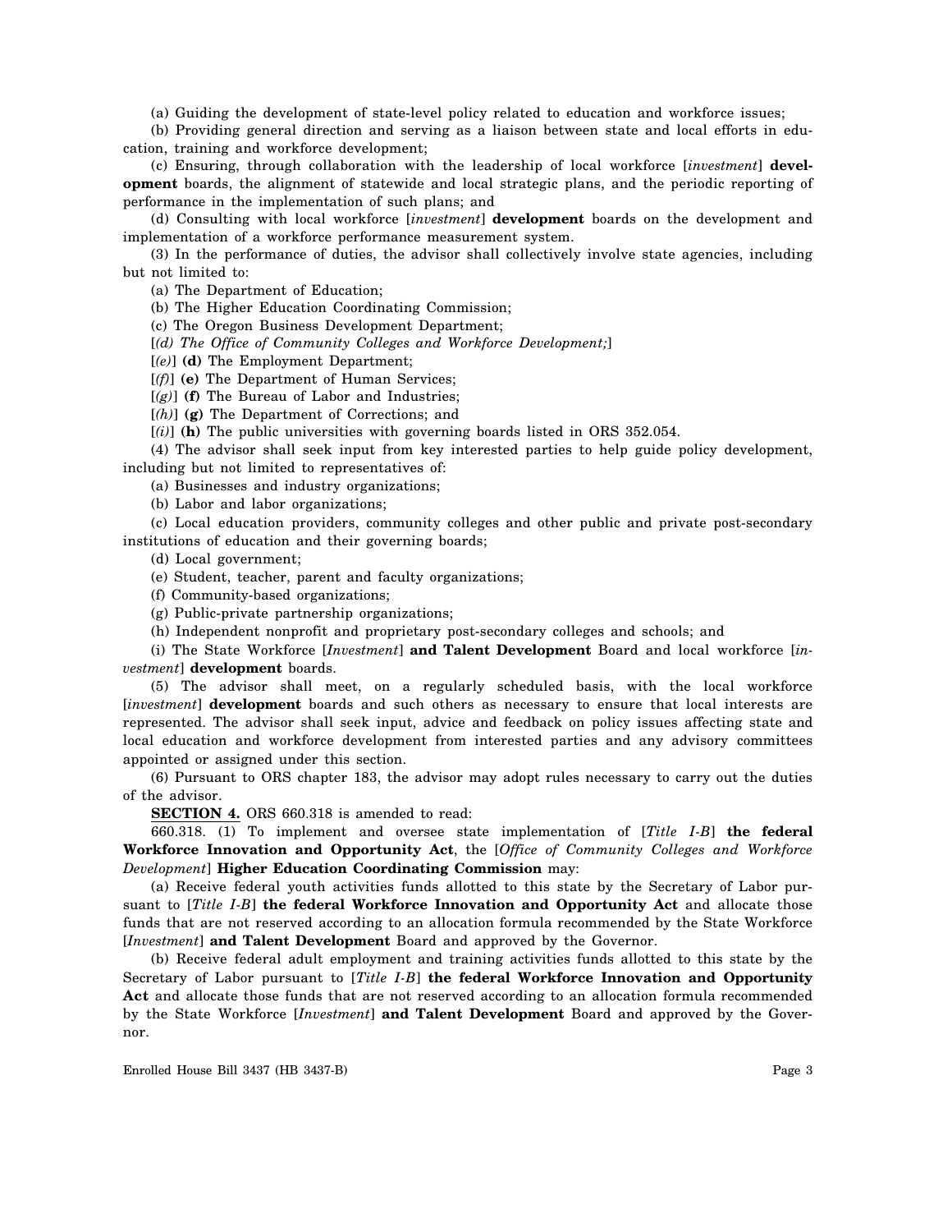(a) Guiding the development of state-level policy related to education and workforce issues;

(b) Providing general direction and serving as a liaison between state and local efforts in education, training and workforce development;

(c) Ensuring, through collaboration with the leadership of local workforce [*investment*] **development** boards, the alignment of statewide and local strategic plans, and the periodic reporting of performance in the implementation of such plans; and

(d) Consulting with local workforce [*investment*] **development** boards on the development and implementation of a workforce performance measurement system.

(3) In the performance of duties, the advisor shall collectively involve state agencies, including but not limited to:

(a) The Department of Education;

(b) The Higher Education Coordinating Commission;

(c) The Oregon Business Development Department;

[*(d) The Office of Community Colleges and Workforce Development;*]

[*(e)*] **(d)** The Employment Department;

[*(f)*] **(e)** The Department of Human Services;

[*(g)*] **(f)** The Bureau of Labor and Industries;

[*(h)*] **(g)** The Department of Corrections; and

[*(i)*] **(h)** The public universities with governing boards listed in ORS 352.054.

(4) The advisor shall seek input from key interested parties to help guide policy development, including but not limited to representatives of:

(a) Businesses and industry organizations;

(b) Labor and labor organizations;

(c) Local education providers, community colleges and other public and private post-secondary institutions of education and their governing boards;

(d) Local government;

(e) Student, teacher, parent and faculty organizations;

(f) Community-based organizations;

(g) Public-private partnership organizations;

(h) Independent nonprofit and proprietary post-secondary colleges and schools; and

(i) The State Workforce [*Investment*] **and Talent Development** Board and local workforce [*investment*] **development** boards.

(5) The advisor shall meet, on a regularly scheduled basis, with the local workforce [*investment*] **development** boards and such others as necessary to ensure that local interests are represented. The advisor shall seek input, advice and feedback on policy issues affecting state and local education and workforce development from interested parties and any advisory committees appointed or assigned under this section.

(6) Pursuant to ORS chapter 183, the advisor may adopt rules necessary to carry out the duties of the advisor.

**SECTION 4.** ORS 660.318 is amended to read:

660.318. (1) To implement and oversee state implementation of [*Title I-B*] **the federal Workforce Innovation and Opportunity Act**, the [*Office of Community Colleges and Workforce Development*] **Higher Education Coordinating Commission** may:

(a) Receive federal youth activities funds allotted to this state by the Secretary of Labor pursuant to [*Title I-B*] **the federal Workforce Innovation and Opportunity Act** and allocate those funds that are not reserved according to an allocation formula recommended by the State Workforce [*Investment*] **and Talent Development** Board and approved by the Governor.

(b) Receive federal adult employment and training activities funds allotted to this state by the Secretary of Labor pursuant to [*Title I-B*] **the federal Workforce Innovation and Opportunity Act** and allocate those funds that are not reserved according to an allocation formula recommended by the State Workforce [*Investment*] **and Talent Development** Board and approved by the Governor.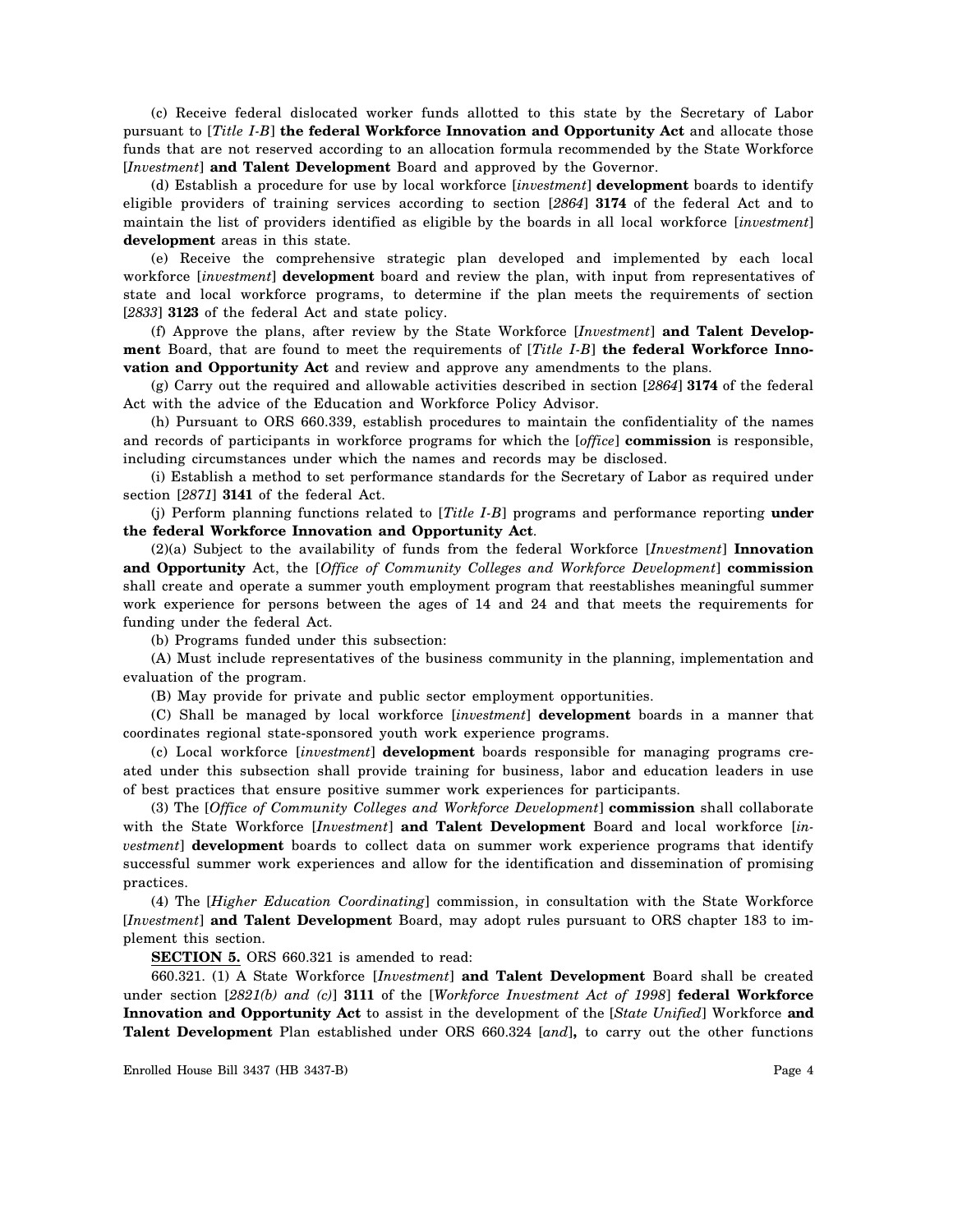(c) Receive federal dislocated worker funds allotted to this state by the Secretary of Labor pursuant to [*Title I-B*] **the federal Workforce Innovation and Opportunity Act** and allocate those funds that are not reserved according to an allocation formula recommended by the State Workforce [*Investment*] **and Talent Development** Board and approved by the Governor.

(d) Establish a procedure for use by local workforce [*investment*] **development** boards to identify eligible providers of training services according to section [*2864*] **3174** of the federal Act and to maintain the list of providers identified as eligible by the boards in all local workforce [*investment*] **development** areas in this state.

(e) Receive the comprehensive strategic plan developed and implemented by each local workforce [*investment*] **development** board and review the plan, with input from representatives of state and local workforce programs, to determine if the plan meets the requirements of section [*2833*] **3123** of the federal Act and state policy.

(f) Approve the plans, after review by the State Workforce [*Investment*] **and Talent Development** Board, that are found to meet the requirements of [*Title I-B*] **the federal Workforce Innovation and Opportunity Act** and review and approve any amendments to the plans.

(g) Carry out the required and allowable activities described in section [*2864*] **3174** of the federal Act with the advice of the Education and Workforce Policy Advisor.

(h) Pursuant to ORS 660.339, establish procedures to maintain the confidentiality of the names and records of participants in workforce programs for which the [*office*] **commission** is responsible, including circumstances under which the names and records may be disclosed.

(i) Establish a method to set performance standards for the Secretary of Labor as required under section [*2871*] **3141** of the federal Act.

(j) Perform planning functions related to [*Title I-B*] programs and performance reporting **under the federal Workforce Innovation and Opportunity Act**.

(2)(a) Subject to the availability of funds from the federal Workforce [*Investment*] **Innovation and Opportunity** Act, the [*Office of Community Colleges and Workforce Development*] **commission** shall create and operate a summer youth employment program that reestablishes meaningful summer work experience for persons between the ages of 14 and 24 and that meets the requirements for funding under the federal Act.

(b) Programs funded under this subsection:

(A) Must include representatives of the business community in the planning, implementation and evaluation of the program.

(B) May provide for private and public sector employment opportunities.

(C) Shall be managed by local workforce [*investment*] **development** boards in a manner that coordinates regional state-sponsored youth work experience programs.

(c) Local workforce [*investment*] **development** boards responsible for managing programs created under this subsection shall provide training for business, labor and education leaders in use of best practices that ensure positive summer work experiences for participants.

(3) The [*Office of Community Colleges and Workforce Development*] **commission** shall collaborate with the State Workforce [*Investment*] **and Talent Development** Board and local workforce [*investment*] **development** boards to collect data on summer work experience programs that identify successful summer work experiences and allow for the identification and dissemination of promising practices.

(4) The [*Higher Education Coordinating*] commission, in consultation with the State Workforce [*Investment*] **and Talent Development** Board, may adopt rules pursuant to ORS chapter 183 to implement this section.

**SECTION 5.** ORS 660.321 is amended to read:

660.321. (1) A State Workforce [*Investment*] **and Talent Development** Board shall be created under section [*2821(b) and (c)*] **3111** of the [*Workforce Investment Act of 1998*] **federal Workforce Innovation and Opportunity Act** to assist in the development of the [*State Unified*] Workforce **and Talent Development** Plan established under ORS 660.324 [*and*]**,** to carry out the other functions

Enrolled House Bill 3437 (HB 3437-B)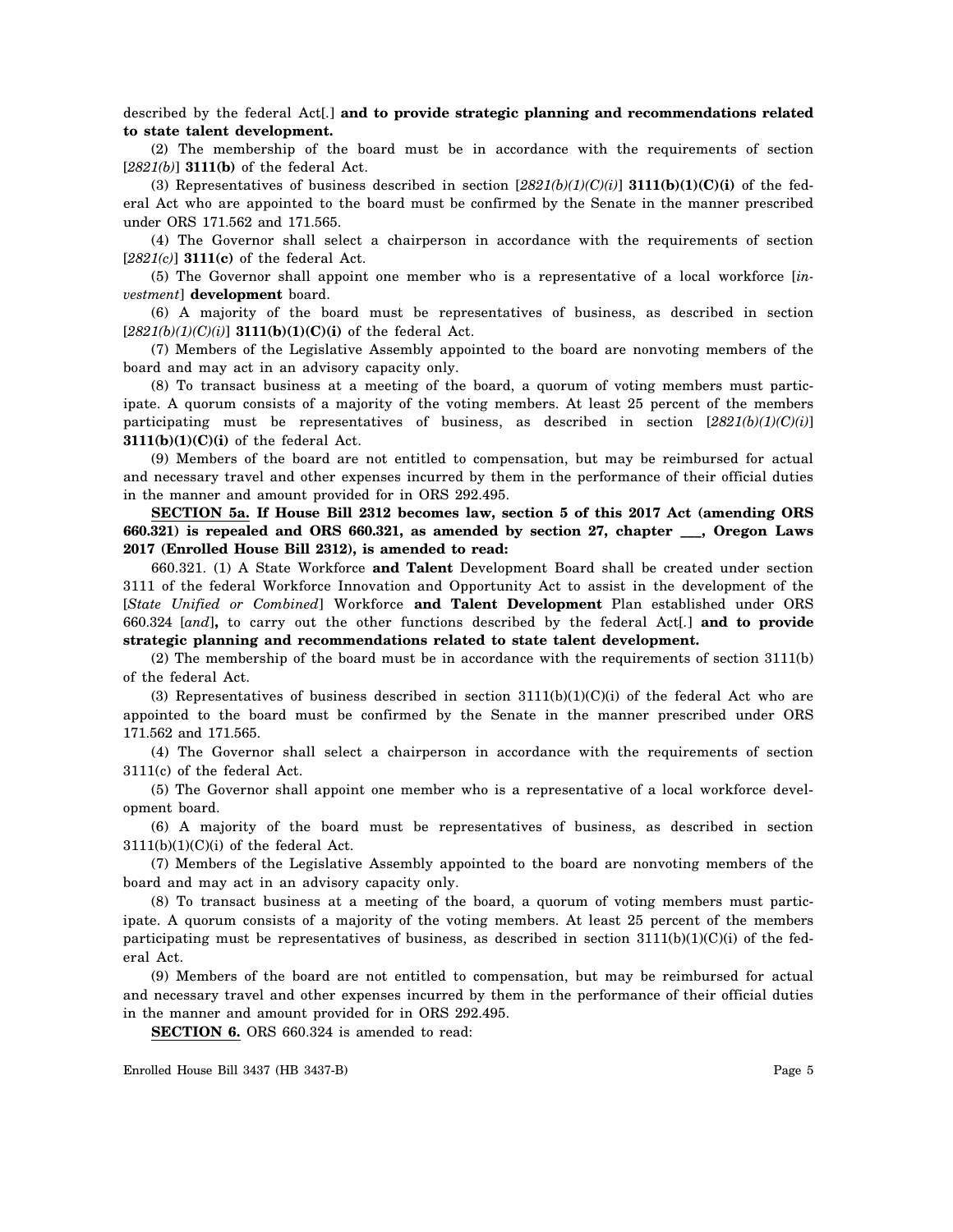described by the federal Act[.] **and to provide strategic planning and recommendations related to state talent development.**

(2) The membership of the board must be in accordance with the requirements of section [*2821(b)*] **3111(b)** of the federal Act.

(3) Representatives of business described in section [*2821(b)(1)(C)(i)*] **3111(b)(1)(C)(i)** of the federal Act who are appointed to the board must be confirmed by the Senate in the manner prescribed under ORS 171.562 and 171.565.

(4) The Governor shall select a chairperson in accordance with the requirements of section [*2821(c)*] **3111(c)** of the federal Act.

(5) The Governor shall appoint one member who is a representative of a local workforce [*investment*] **development** board.

(6) A majority of the board must be representatives of business, as described in section [*2821(b)(1)(C)(i)*] **3111(b)(1)(C)(i)** of the federal Act.

(7) Members of the Legislative Assembly appointed to the board are nonvoting members of the board and may act in an advisory capacity only.

(8) To transact business at a meeting of the board, a quorum of voting members must participate. A quorum consists of a majority of the voting members. At least 25 percent of the members participating must be representatives of business, as described in section [*2821(b)(1)(C)(i)*] **3111(b)(1)(C)(i)** of the federal Act.

(9) Members of the board are not entitled to compensation, but may be reimbursed for actual and necessary travel and other expenses incurred by them in the performance of their official duties in the manner and amount provided for in ORS 292.495.

**SECTION 5a. If House Bill 2312 becomes law, section 5 of this 2017 Act (amending ORS 660.321) is repealed and ORS 660.321, as amended by section 27, chapter ___, Oregon Laws 2017 (Enrolled House Bill 2312), is amended to read:**

660.321. (1) A State Workforce **and Talent** Development Board shall be created under section 3111 of the federal Workforce Innovation and Opportunity Act to assist in the development of the [*State Unified or Combined*] Workforce **and Talent Development** Plan established under ORS 660.324 [*and*]**,** to carry out the other functions described by the federal Act[.] **and to provide strategic planning and recommendations related to state talent development.**

(2) The membership of the board must be in accordance with the requirements of section 3111(b) of the federal Act.

(3) Representatives of business described in section 3111(b)(1)(C)(i) of the federal Act who are appointed to the board must be confirmed by the Senate in the manner prescribed under ORS 171.562 and 171.565.

(4) The Governor shall select a chairperson in accordance with the requirements of section 3111(c) of the federal Act.

(5) The Governor shall appoint one member who is a representative of a local workforce development board.

(6) A majority of the board must be representatives of business, as described in section 3111(b)(1)(C)(i) of the federal Act.

(7) Members of the Legislative Assembly appointed to the board are nonvoting members of the board and may act in an advisory capacity only.

(8) To transact business at a meeting of the board, a quorum of voting members must participate. A quorum consists of a majority of the voting members. At least 25 percent of the members participating must be representatives of business, as described in section 3111(b)(1)(C)(i) of the federal Act.

(9) Members of the board are not entitled to compensation, but may be reimbursed for actual and necessary travel and other expenses incurred by them in the performance of their official duties in the manner and amount provided for in ORS 292.495.

**SECTION 6.** ORS 660.324 is amended to read: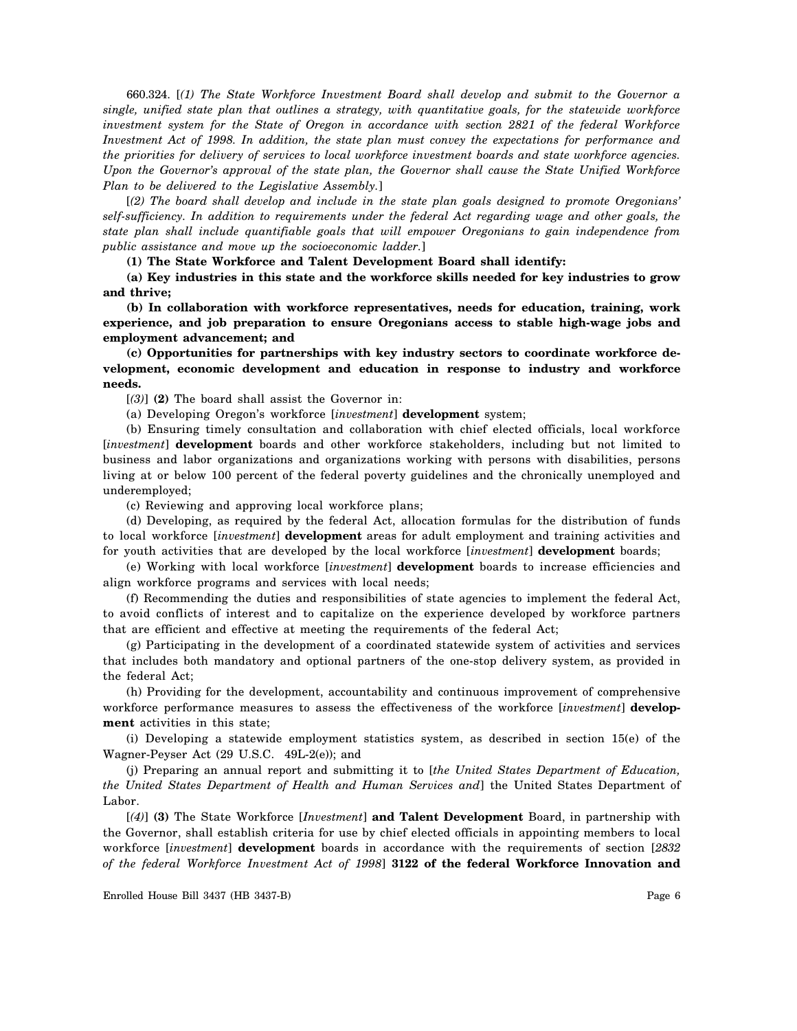660.324. [*(1) The State Workforce Investment Board shall develop and submit to the Governor a single, unified state plan that outlines a strategy, with quantitative goals, for the statewide workforce investment system for the State of Oregon in accordance with section 2821 of the federal Workforce Investment Act of 1998. In addition, the state plan must convey the expectations for performance and the priorities for delivery of services to local workforce investment boards and state workforce agencies. Upon the Governor's approval of the state plan, the Governor shall cause the State Unified Workforce Plan to be delivered to the Legislative Assembly.*]

[*(2) The board shall develop and include in the state plan goals designed to promote Oregonians' self-sufficiency. In addition to requirements under the federal Act regarding wage and other goals, the state plan shall include quantifiable goals that will empower Oregonians to gain independence from public assistance and move up the socioeconomic ladder.*]

**(1) The State Workforce and Talent Development Board shall identify:**

**(a) Key industries in this state and the workforce skills needed for key industries to grow and thrive;**

**(b) In collaboration with workforce representatives, needs for education, training, work experience, and job preparation to ensure Oregonians access to stable high-wage jobs and employment advancement; and**

**(c) Opportunities for partnerships with key industry sectors to coordinate workforce development, economic development and education in response to industry and workforce needs.**

[*(3)*] **(2)** The board shall assist the Governor in:

(a) Developing Oregon's workforce [*investment*] **development** system;

(b) Ensuring timely consultation and collaboration with chief elected officials, local workforce [*investment*] **development** boards and other workforce stakeholders, including but not limited to business and labor organizations and organizations working with persons with disabilities, persons living at or below 100 percent of the federal poverty guidelines and the chronically unemployed and underemployed;

(c) Reviewing and approving local workforce plans;

(d) Developing, as required by the federal Act, allocation formulas for the distribution of funds to local workforce [*investment*] **development** areas for adult employment and training activities and for youth activities that are developed by the local workforce [*investment*] **development** boards;

(e) Working with local workforce [*investment*] **development** boards to increase efficiencies and align workforce programs and services with local needs;

(f) Recommending the duties and responsibilities of state agencies to implement the federal Act, to avoid conflicts of interest and to capitalize on the experience developed by workforce partners that are efficient and effective at meeting the requirements of the federal Act;

(g) Participating in the development of a coordinated statewide system of activities and services that includes both mandatory and optional partners of the one-stop delivery system, as provided in the federal Act;

(h) Providing for the development, accountability and continuous improvement of comprehensive workforce performance measures to assess the effectiveness of the workforce [*investment*] **development** activities in this state;

(i) Developing a statewide employment statistics system, as described in section 15(e) of the Wagner-Peyser Act (29 U.S.C. 49L-2(e)); and

(j) Preparing an annual report and submitting it to [*the United States Department of Education, the United States Department of Health and Human Services and*] the United States Department of Labor.

[*(4)*] **(3)** The State Workforce [*Investment*] **and Talent Development** Board, in partnership with the Governor, shall establish criteria for use by chief elected officials in appointing members to local workforce [*investment*] **development** boards in accordance with the requirements of section [*2832 of the federal Workforce Investment Act of 1998*] **3122 of the federal Workforce Innovation and**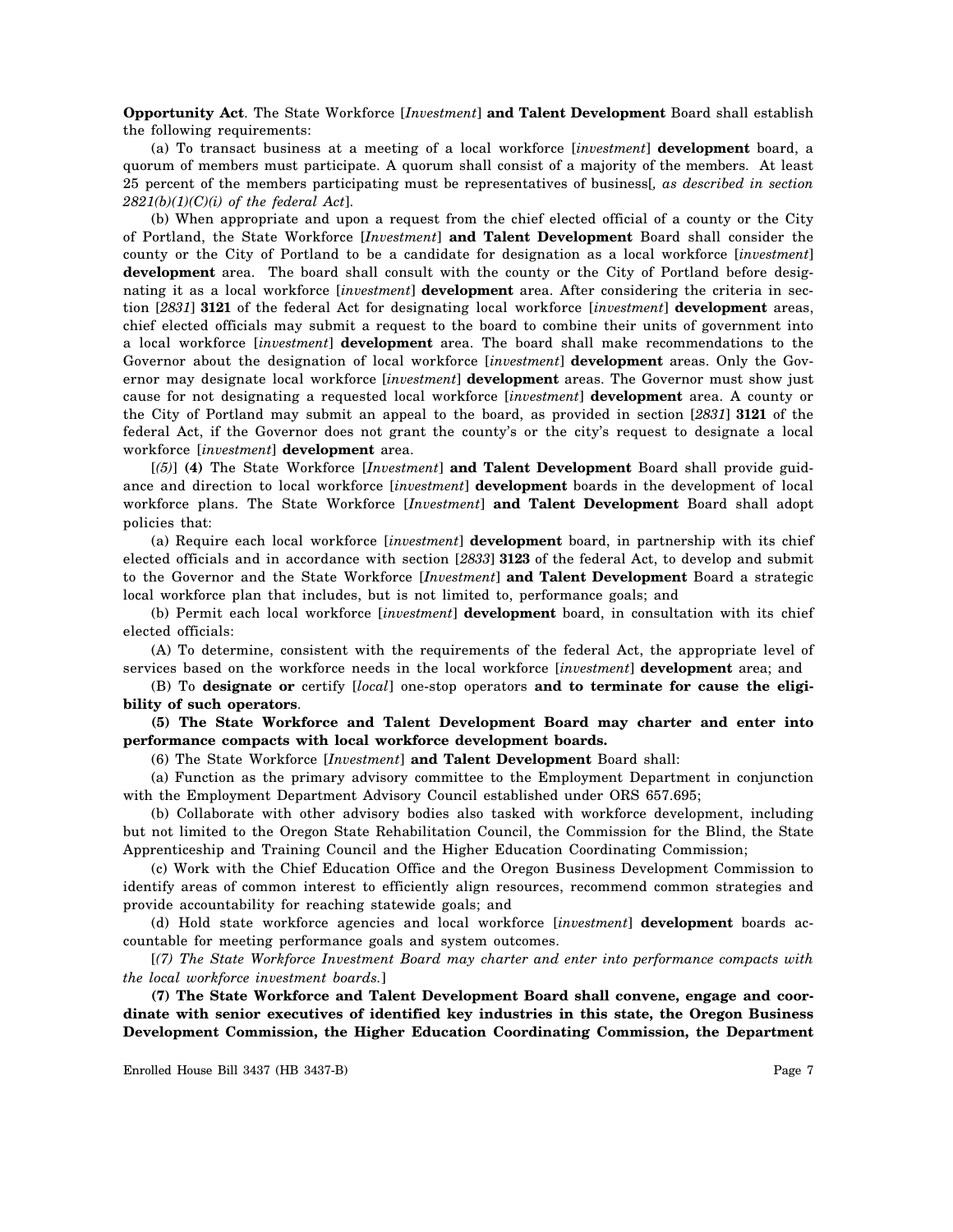**Opportunity Act**. The State Workforce [*Investment*] **and Talent Development** Board shall establish the following requirements:

(a) To transact business at a meeting of a local workforce [*investment*] **development** board, a quorum of members must participate. A quorum shall consist of a majority of the members. At least 25 percent of the members participating must be representatives of business[*, as described in section 2821(b)(1)(C)(i) of the federal Act*].

(b) When appropriate and upon a request from the chief elected official of a county or the City of Portland, the State Workforce [*Investment*] **and Talent Development** Board shall consider the county or the City of Portland to be a candidate for designation as a local workforce [*investment*] **development** area. The board shall consult with the county or the City of Portland before designating it as a local workforce [*investment*] **development** area. After considering the criteria in section [*2831*] **3121** of the federal Act for designating local workforce [*investment*] **development** areas, chief elected officials may submit a request to the board to combine their units of government into a local workforce [*investment*] **development** area. The board shall make recommendations to the Governor about the designation of local workforce [*investment*] **development** areas. Only the Governor may designate local workforce [*investment*] **development** areas. The Governor must show just cause for not designating a requested local workforce [*investment*] **development** area. A county or the City of Portland may submit an appeal to the board, as provided in section [*2831*] **3121** of the federal Act, if the Governor does not grant the county's or the city's request to designate a local workforce [*investment*] **development** area.

[*(5)*] **(4)** The State Workforce [*Investment*] **and Talent Development** Board shall provide guidance and direction to local workforce [*investment*] **development** boards in the development of local workforce plans. The State Workforce [*Investment*] **and Talent Development** Board shall adopt policies that:

(a) Require each local workforce [*investment*] **development** board, in partnership with its chief elected officials and in accordance with section [*2833*] **3123** of the federal Act, to develop and submit to the Governor and the State Workforce [*Investment*] **and Talent Development** Board a strategic local workforce plan that includes, but is not limited to, performance goals; and

(b) Permit each local workforce [*investment*] **development** board, in consultation with its chief elected officials:

(A) To determine, consistent with the requirements of the federal Act, the appropriate level of services based on the workforce needs in the local workforce [*investment*] **development** area; and

(B) To **designate or** certify [*local*] one-stop operators **and to terminate for cause the eligibility of such operators**.

**(5) The State Workforce and Talent Development Board may charter and enter into performance compacts with local workforce development boards.**

(6) The State Workforce [*Investment*] **and Talent Development** Board shall:

(a) Function as the primary advisory committee to the Employment Department in conjunction with the Employment Department Advisory Council established under ORS 657.695;

(b) Collaborate with other advisory bodies also tasked with workforce development, including but not limited to the Oregon State Rehabilitation Council, the Commission for the Blind, the State Apprenticeship and Training Council and the Higher Education Coordinating Commission;

(c) Work with the Chief Education Office and the Oregon Business Development Commission to identify areas of common interest to efficiently align resources, recommend common strategies and provide accountability for reaching statewide goals; and

(d) Hold state workforce agencies and local workforce [*investment*] **development** boards accountable for meeting performance goals and system outcomes.

[*(7) The State Workforce Investment Board may charter and enter into performance compacts with the local workforce investment boards.*]

**(7) The State Workforce and Talent Development Board shall convene, engage and coordinate with senior executives of identified key industries in this state, the Oregon Business Development Commission, the Higher Education Coordinating Commission, the Department**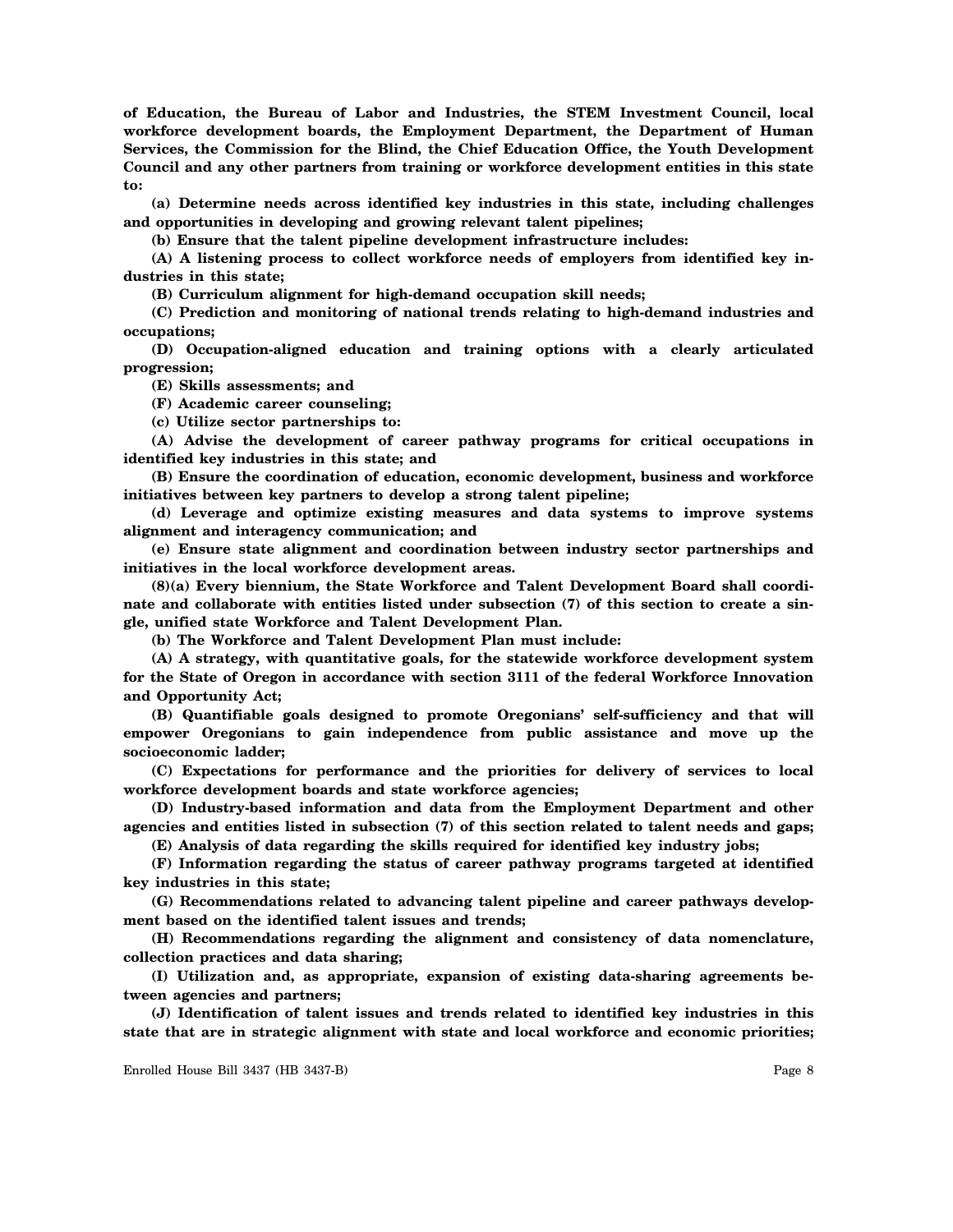**of Education, the Bureau of Labor and Industries, the STEM Investment Council, local workforce development boards, the Employment Department, the Department of Human Services, the Commission for the Blind, the Chief Education Office, the Youth Development Council and any other partners from training or workforce development entities in this state to:**

**(a) Determine needs across identified key industries in this state, including challenges and opportunities in developing and growing relevant talent pipelines;**

**(b) Ensure that the talent pipeline development infrastructure includes:**

**(A) A listening process to collect workforce needs of employers from identified key industries in this state;**

**(B) Curriculum alignment for high-demand occupation skill needs;**

**(C) Prediction and monitoring of national trends relating to high-demand industries and occupations;**

**(D) Occupation-aligned education and training options with a clearly articulated progression;**

**(E) Skills assessments; and**

**(F) Academic career counseling;**

**(c) Utilize sector partnerships to:**

**(A) Advise the development of career pathway programs for critical occupations in identified key industries in this state; and**

**(B) Ensure the coordination of education, economic development, business and workforce initiatives between key partners to develop a strong talent pipeline;**

**(d) Leverage and optimize existing measures and data systems to improve systems alignment and interagency communication; and**

**(e) Ensure state alignment and coordination between industry sector partnerships and initiatives in the local workforce development areas.**

**(8)(a) Every biennium, the State Workforce and Talent Development Board shall coordinate and collaborate with entities listed under subsection (7) of this section to create a single, unified state Workforce and Talent Development Plan.**

**(b) The Workforce and Talent Development Plan must include:**

**(A) A strategy, with quantitative goals, for the statewide workforce development system for the State of Oregon in accordance with section 3111 of the federal Workforce Innovation and Opportunity Act;**

**(B) Quantifiable goals designed to promote Oregonians' self-sufficiency and that will empower Oregonians to gain independence from public assistance and move up the socioeconomic ladder;**

**(C) Expectations for performance and the priorities for delivery of services to local workforce development boards and state workforce agencies;**

**(D) Industry-based information and data from the Employment Department and other agencies and entities listed in subsection (7) of this section related to talent needs and gaps;**

**(E) Analysis of data regarding the skills required for identified key industry jobs;**

**(F) Information regarding the status of career pathway programs targeted at identified key industries in this state;**

**(G) Recommendations related to advancing talent pipeline and career pathways development based on the identified talent issues and trends;**

**(H) Recommendations regarding the alignment and consistency of data nomenclature, collection practices and data sharing;**

**(I) Utilization and, as appropriate, expansion of existing data-sharing agreements between agencies and partners;**

**(J) Identification of talent issues and trends related to identified key industries in this state that are in strategic alignment with state and local workforce and economic priorities;**

Enrolled House Bill 3437 (HB 3437-B)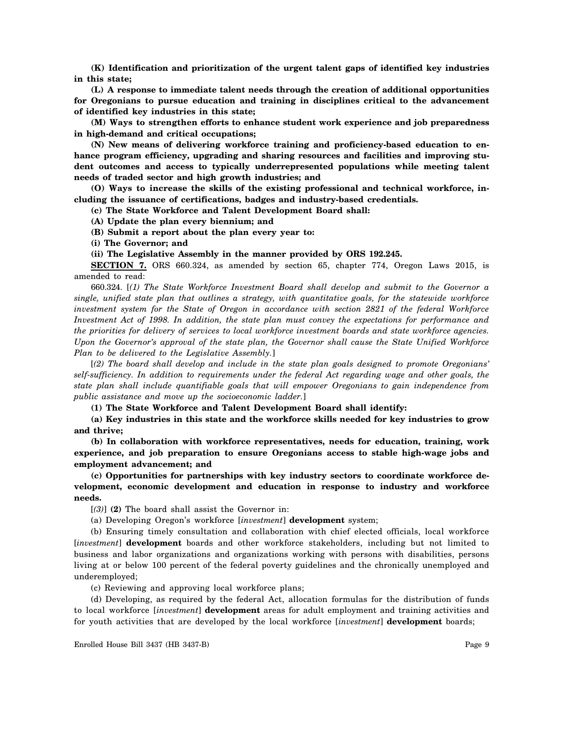**(K) Identification and prioritization of the urgent talent gaps of identified key industries in this state;**

**(L) A response to immediate talent needs through the creation of additional opportunities for Oregonians to pursue education and training in disciplines critical to the advancement of identified key industries in this state;**

**(M) Ways to strengthen efforts to enhance student work experience and job preparedness in high-demand and critical occupations;**

**(N) New means of delivering workforce training and proficiency-based education to enhance program efficiency, upgrading and sharing resources and facilities and improving student outcomes and access to typically underrepresented populations while meeting talent needs of traded sector and high growth industries; and**

**(O) Ways to increase the skills of the existing professional and technical workforce, including the issuance of certifications, badges and industry-based credentials.**

**(c) The State Workforce and Talent Development Board shall:**

**(A) Update the plan every biennium; and**

**(B) Submit a report about the plan every year to:**

**(i) The Governor; and**

**(ii) The Legislative Assembly in the manner provided by ORS 192.245.**

**SECTION 7.** ORS 660.324, as amended by section 65, chapter 774, Oregon Laws 2015, is amended to read:

660.324. [*(1) The State Workforce Investment Board shall develop and submit to the Governor a single, unified state plan that outlines a strategy, with quantitative goals, for the statewide workforce investment system for the State of Oregon in accordance with section 2821 of the federal Workforce Investment Act of 1998. In addition, the state plan must convey the expectations for performance and the priorities for delivery of services to local workforce investment boards and state workforce agencies. Upon the Governor's approval of the state plan, the Governor shall cause the State Unified Workforce Plan to be delivered to the Legislative Assembly.*]

[*(2) The board shall develop and include in the state plan goals designed to promote Oregonians' self-sufficiency. In addition to requirements under the federal Act regarding wage and other goals, the state plan shall include quantifiable goals that will empower Oregonians to gain independence from public assistance and move up the socioeconomic ladder.*]

**(1) The State Workforce and Talent Development Board shall identify:**

**(a) Key industries in this state and the workforce skills needed for key industries to grow and thrive;**

**(b) In collaboration with workforce representatives, needs for education, training, work experience, and job preparation to ensure Oregonians access to stable high-wage jobs and employment advancement; and**

**(c) Opportunities for partnerships with key industry sectors to coordinate workforce development, economic development and education in response to industry and workforce needs.**

[*(3)*] **(2)** The board shall assist the Governor in:

(a) Developing Oregon's workforce [*investment*] **development** system;

(b) Ensuring timely consultation and collaboration with chief elected officials, local workforce [*investment*] **development** boards and other workforce stakeholders, including but not limited to business and labor organizations and organizations working with persons with disabilities, persons living at or below 100 percent of the federal poverty guidelines and the chronically unemployed and underemployed;

(c) Reviewing and approving local workforce plans;

(d) Developing, as required by the federal Act, allocation formulas for the distribution of funds to local workforce [*investment*] **development** areas for adult employment and training activities and for youth activities that are developed by the local workforce [*investment*] **development** boards;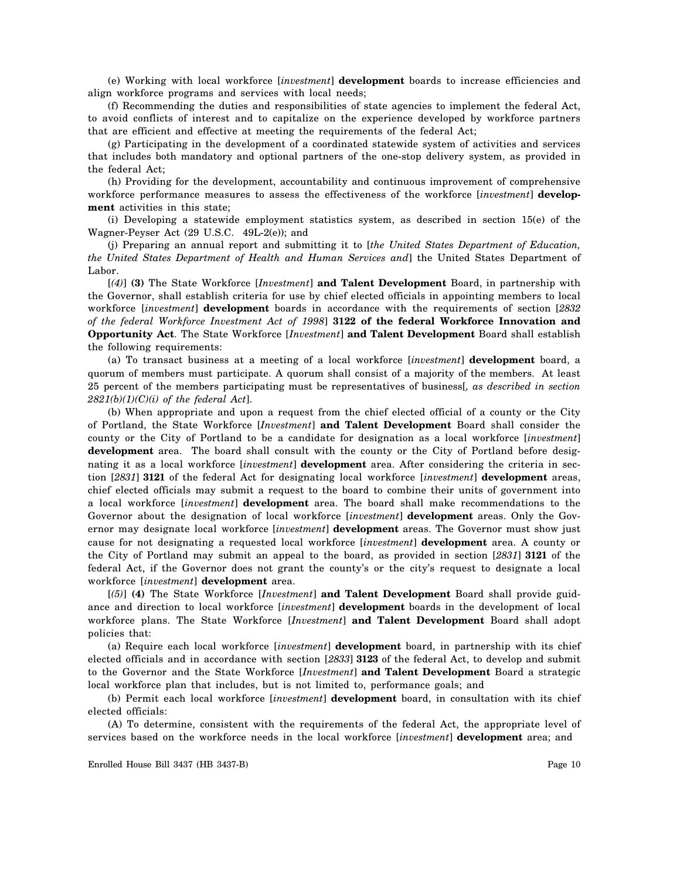(e) Working with local workforce [*investment*] **development** boards to increase efficiencies and align workforce programs and services with local needs;

(f) Recommending the duties and responsibilities of state agencies to implement the federal Act, to avoid conflicts of interest and to capitalize on the experience developed by workforce partners that are efficient and effective at meeting the requirements of the federal Act;

(g) Participating in the development of a coordinated statewide system of activities and services that includes both mandatory and optional partners of the one-stop delivery system, as provided in the federal Act;

(h) Providing for the development, accountability and continuous improvement of comprehensive workforce performance measures to assess the effectiveness of the workforce [*investment*] **development** activities in this state;

(i) Developing a statewide employment statistics system, as described in section 15(e) of the Wagner-Peyser Act (29 U.S.C. 49L-2(e)); and

(j) Preparing an annual report and submitting it to [*the United States Department of Education, the United States Department of Health and Human Services and*] the United States Department of Labor.

[*(4)*] **(3)** The State Workforce [*Investment*] **and Talent Development** Board, in partnership with the Governor, shall establish criteria for use by chief elected officials in appointing members to local workforce [*investment*] **development** boards in accordance with the requirements of section [*2832 of the federal Workforce Investment Act of 1998*] **3122 of the federal Workforce Innovation and Opportunity Act**. The State Workforce [*Investment*] **and Talent Development** Board shall establish the following requirements:

(a) To transact business at a meeting of a local workforce [*investment*] **development** board, a quorum of members must participate. A quorum shall consist of a majority of the members. At least 25 percent of the members participating must be representatives of business[*, as described in section 2821(b)(1)(C)(i) of the federal Act*].

(b) When appropriate and upon a request from the chief elected official of a county or the City of Portland, the State Workforce [*Investment*] **and Talent Development** Board shall consider the county or the City of Portland to be a candidate for designation as a local workforce [*investment*] **development** area. The board shall consult with the county or the City of Portland before designating it as a local workforce [*investment*] **development** area. After considering the criteria in section [*2831*] **3121** of the federal Act for designating local workforce [*investment*] **development** areas, chief elected officials may submit a request to the board to combine their units of government into a local workforce [*investment*] **development** area. The board shall make recommendations to the Governor about the designation of local workforce [*investment*] **development** areas. Only the Governor may designate local workforce [*investment*] **development** areas. The Governor must show just cause for not designating a requested local workforce [*investment*] **development** area. A county or the City of Portland may submit an appeal to the board, as provided in section [*2831*] **3121** of the federal Act, if the Governor does not grant the county's or the city's request to designate a local workforce [*investment*] **development** area.

[*(5)*] **(4)** The State Workforce [*Investment*] **and Talent Development** Board shall provide guidance and direction to local workforce [*investment*] **development** boards in the development of local workforce plans. The State Workforce [*Investment*] **and Talent Development** Board shall adopt policies that:

(a) Require each local workforce [*investment*] **development** board, in partnership with its chief elected officials and in accordance with section [*2833*] **3123** of the federal Act, to develop and submit to the Governor and the State Workforce [*Investment*] **and Talent Development** Board a strategic local workforce plan that includes, but is not limited to, performance goals; and

(b) Permit each local workforce [*investment*] **development** board, in consultation with its chief elected officials:

(A) To determine, consistent with the requirements of the federal Act, the appropriate level of services based on the workforce needs in the local workforce [*investment*] **development** area; and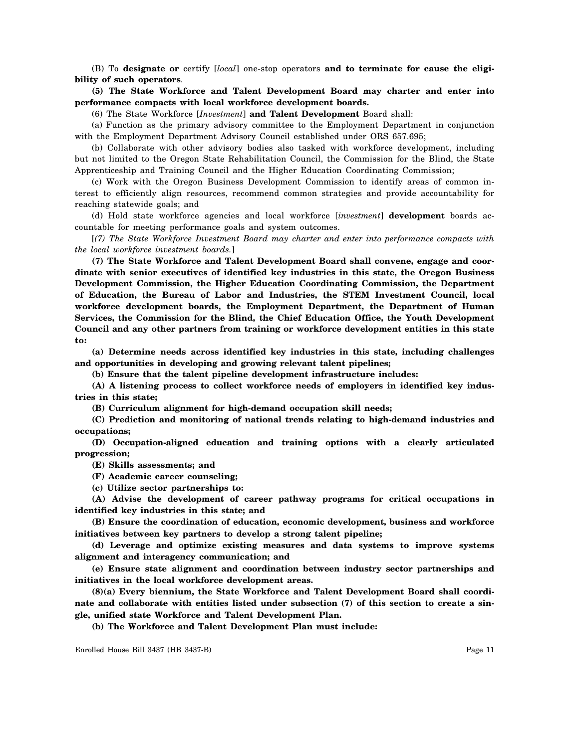(B) To **designate or** certify [*local*] one-stop operators **and to terminate for cause the eligibility of such operators**.

**(5) The State Workforce and Talent Development Board may charter and enter into performance compacts with local workforce development boards.**

(6) The State Workforce [*Investment*] **and Talent Development** Board shall:

(a) Function as the primary advisory committee to the Employment Department in conjunction with the Employment Department Advisory Council established under ORS 657.695;

(b) Collaborate with other advisory bodies also tasked with workforce development, including but not limited to the Oregon State Rehabilitation Council, the Commission for the Blind, the State Apprenticeship and Training Council and the Higher Education Coordinating Commission;

(c) Work with the Oregon Business Development Commission to identify areas of common interest to efficiently align resources, recommend common strategies and provide accountability for reaching statewide goals; and

(d) Hold state workforce agencies and local workforce [*investment*] **development** boards accountable for meeting performance goals and system outcomes.

[*(7) The State Workforce Investment Board may charter and enter into performance compacts with the local workforce investment boards.*]

**(7) The State Workforce and Talent Development Board shall convene, engage and coordinate with senior executives of identified key industries in this state, the Oregon Business Development Commission, the Higher Education Coordinating Commission, the Department of Education, the Bureau of Labor and Industries, the STEM Investment Council, local workforce development boards, the Employment Department, the Department of Human Services, the Commission for the Blind, the Chief Education Office, the Youth Development Council and any other partners from training or workforce development entities in this state to:**

**(a) Determine needs across identified key industries in this state, including challenges and opportunities in developing and growing relevant talent pipelines;**

**(b) Ensure that the talent pipeline development infrastructure includes:**

**(A) A listening process to collect workforce needs of employers in identified key industries in this state;**

**(B) Curriculum alignment for high-demand occupation skill needs;**

**(C) Prediction and monitoring of national trends relating to high-demand industries and occupations;**

**(D) Occupation-aligned education and training options with a clearly articulated progression;**

**(E) Skills assessments; and**

**(F) Academic career counseling;**

**(c) Utilize sector partnerships to:**

**(A) Advise the development of career pathway programs for critical occupations in identified key industries in this state; and**

**(B) Ensure the coordination of education, economic development, business and workforce initiatives between key partners to develop a strong talent pipeline;**

**(d) Leverage and optimize existing measures and data systems to improve systems alignment and interagency communication; and**

**(e) Ensure state alignment and coordination between industry sector partnerships and initiatives in the local workforce development areas.**

**(8)(a) Every biennium, the State Workforce and Talent Development Board shall coordinate and collaborate with entities listed under subsection (7) of this section to create a single, unified state Workforce and Talent Development Plan.**

**(b) The Workforce and Talent Development Plan must include:**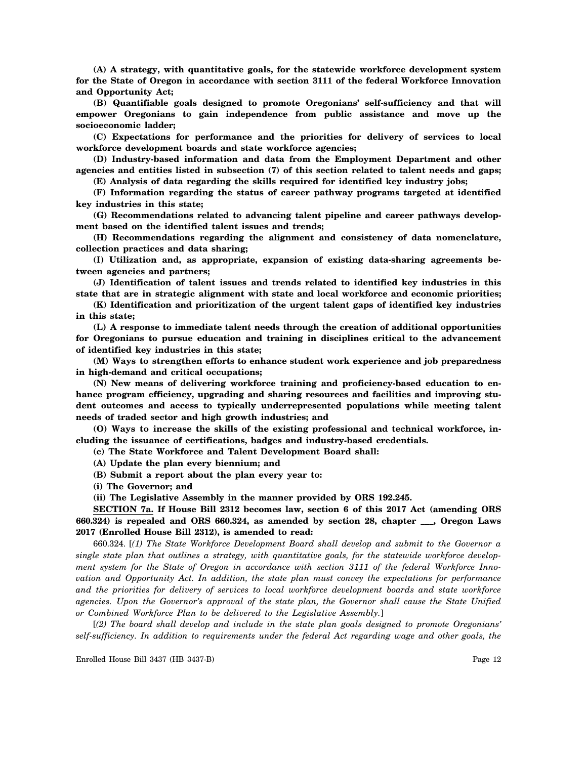**(A) A strategy, with quantitative goals, for the statewide workforce development system for the State of Oregon in accordance with section 3111 of the federal Workforce Innovation and Opportunity Act;**

**(B) Quantifiable goals designed to promote Oregonians' self-sufficiency and that will empower Oregonians to gain independence from public assistance and move up the socioeconomic ladder;**

**(C) Expectations for performance and the priorities for delivery of services to local workforce development boards and state workforce agencies;**

**(D) Industry-based information and data from the Employment Department and other agencies and entities listed in subsection (7) of this section related to talent needs and gaps;**

**(E) Analysis of data regarding the skills required for identified key industry jobs;**

**(F) Information regarding the status of career pathway programs targeted at identified key industries in this state;**

**(G) Recommendations related to advancing talent pipeline and career pathways development based on the identified talent issues and trends;**

**(H) Recommendations regarding the alignment and consistency of data nomenclature, collection practices and data sharing;**

**(I) Utilization and, as appropriate, expansion of existing data-sharing agreements between agencies and partners;**

**(J) Identification of talent issues and trends related to identified key industries in this state that are in strategic alignment with state and local workforce and economic priorities;**

**(K) Identification and prioritization of the urgent talent gaps of identified key industries in this state;**

**(L) A response to immediate talent needs through the creation of additional opportunities for Oregonians to pursue education and training in disciplines critical to the advancement of identified key industries in this state;**

**(M) Ways to strengthen efforts to enhance student work experience and job preparedness in high-demand and critical occupations;**

**(N) New means of delivering workforce training and proficiency-based education to enhance program efficiency, upgrading and sharing resources and facilities and improving student outcomes and access to typically underrepresented populations while meeting talent needs of traded sector and high growth industries; and**

**(O) Ways to increase the skills of the existing professional and technical workforce, including the issuance of certifications, badges and industry-based credentials.**

**(c) The State Workforce and Talent Development Board shall:**

**(A) Update the plan every biennium; and**

**(B) Submit a report about the plan every year to:**

**(i) The Governor; and**

**(ii) The Legislative Assembly in the manner provided by ORS 192.245.**

**SECTION 7a. If House Bill 2312 becomes law, section 6 of this 2017 Act (amending ORS 660.324) is repealed and ORS 660.324, as amended by section 28, chapter ___, Oregon Laws 2017 (Enrolled House Bill 2312), is amended to read:**

660.324. [*(1) The State Workforce Development Board shall develop and submit to the Governor a single state plan that outlines a strategy, with quantitative goals, for the statewide workforce development system for the State of Oregon in accordance with section 3111 of the federal Workforce Innovation and Opportunity Act. In addition, the state plan must convey the expectations for performance and the priorities for delivery of services to local workforce development boards and state workforce agencies. Upon the Governor's approval of the state plan, the Governor shall cause the State Unified or Combined Workforce Plan to be delivered to the Legislative Assembly.*]

[*(2) The board shall develop and include in the state plan goals designed to promote Oregonians' self-sufficiency. In addition to requirements under the federal Act regarding wage and other goals, the*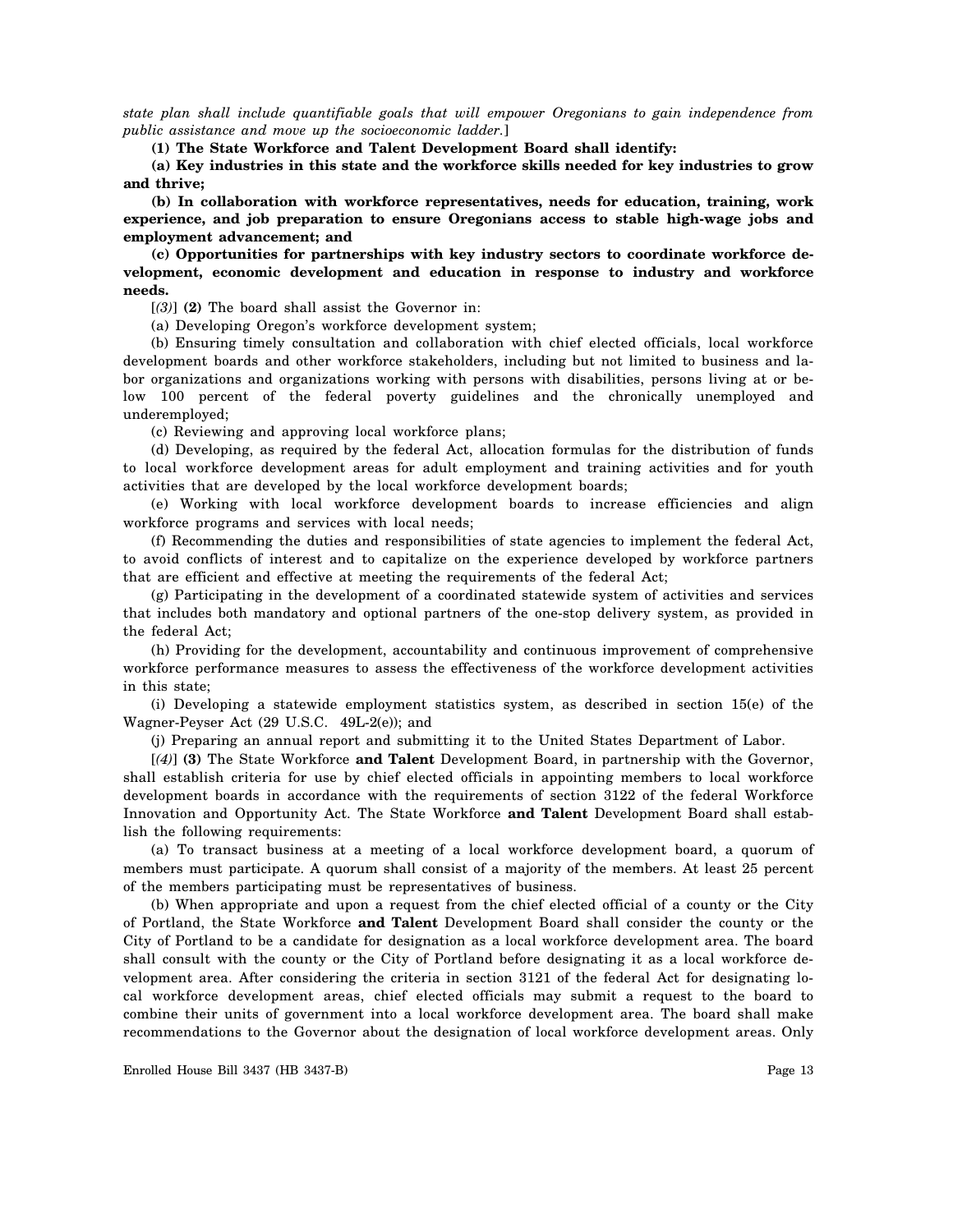*state plan shall include quantifiable goals that will empower Oregonians to gain independence from public assistance and move up the socioeconomic ladder.*]

**(1) The State Workforce and Talent Development Board shall identify:**

**(a) Key industries in this state and the workforce skills needed for key industries to grow and thrive;**

**(b) In collaboration with workforce representatives, needs for education, training, work experience, and job preparation to ensure Oregonians access to stable high-wage jobs and employment advancement; and**

**(c) Opportunities for partnerships with key industry sectors to coordinate workforce development, economic development and education in response to industry and workforce needs.**

[*(3)*] **(2)** The board shall assist the Governor in:

(a) Developing Oregon's workforce development system;

(b) Ensuring timely consultation and collaboration with chief elected officials, local workforce development boards and other workforce stakeholders, including but not limited to business and labor organizations and organizations working with persons with disabilities, persons living at or below 100 percent of the federal poverty guidelines and the chronically unemployed and underemployed;

(c) Reviewing and approving local workforce plans;

(d) Developing, as required by the federal Act, allocation formulas for the distribution of funds to local workforce development areas for adult employment and training activities and for youth activities that are developed by the local workforce development boards;

(e) Working with local workforce development boards to increase efficiencies and align workforce programs and services with local needs;

(f) Recommending the duties and responsibilities of state agencies to implement the federal Act, to avoid conflicts of interest and to capitalize on the experience developed by workforce partners that are efficient and effective at meeting the requirements of the federal Act;

(g) Participating in the development of a coordinated statewide system of activities and services that includes both mandatory and optional partners of the one-stop delivery system, as provided in the federal Act;

(h) Providing for the development, accountability and continuous improvement of comprehensive workforce performance measures to assess the effectiveness of the workforce development activities in this state;

(i) Developing a statewide employment statistics system, as described in section 15(e) of the Wagner-Peyser Act (29 U.S.C. 49L-2(e)); and

(j) Preparing an annual report and submitting it to the United States Department of Labor.

[*(4)*] **(3)** The State Workforce **and Talent** Development Board, in partnership with the Governor, shall establish criteria for use by chief elected officials in appointing members to local workforce development boards in accordance with the requirements of section 3122 of the federal Workforce Innovation and Opportunity Act. The State Workforce **and Talent** Development Board shall establish the following requirements:

(a) To transact business at a meeting of a local workforce development board, a quorum of members must participate. A quorum shall consist of a majority of the members. At least 25 percent of the members participating must be representatives of business.

(b) When appropriate and upon a request from the chief elected official of a county or the City of Portland, the State Workforce **and Talent** Development Board shall consider the county or the City of Portland to be a candidate for designation as a local workforce development area. The board shall consult with the county or the City of Portland before designating it as a local workforce development area. After considering the criteria in section 3121 of the federal Act for designating local workforce development areas, chief elected officials may submit a request to the board to combine their units of government into a local workforce development area. The board shall make recommendations to the Governor about the designation of local workforce development areas. Only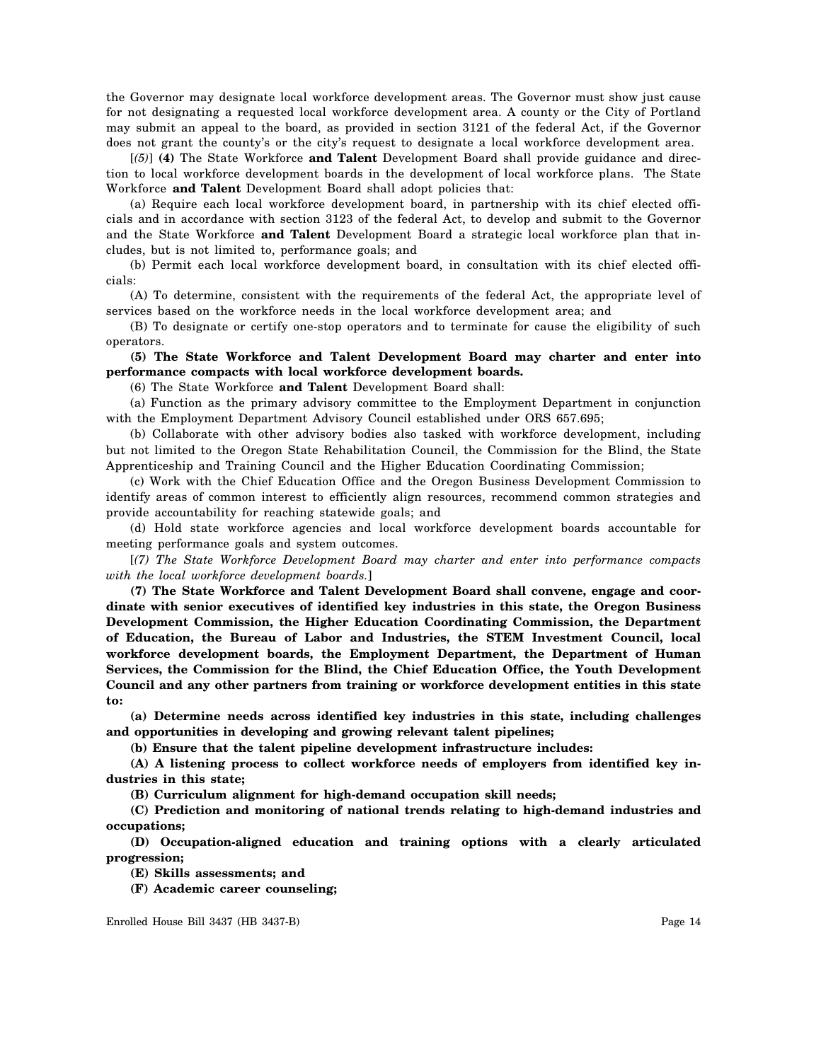the Governor may designate local workforce development areas. The Governor must show just cause for not designating a requested local workforce development area. A county or the City of Portland may submit an appeal to the board, as provided in section 3121 of the federal Act, if the Governor does not grant the county's or the city's request to designate a local workforce development area.

[*(5)*] **(4)** The State Workforce **and Talent** Development Board shall provide guidance and direction to local workforce development boards in the development of local workforce plans. The State Workforce **and Talent** Development Board shall adopt policies that:

(a) Require each local workforce development board, in partnership with its chief elected officials and in accordance with section 3123 of the federal Act, to develop and submit to the Governor and the State Workforce **and Talent** Development Board a strategic local workforce plan that includes, but is not limited to, performance goals; and

(b) Permit each local workforce development board, in consultation with its chief elected officials:

(A) To determine, consistent with the requirements of the federal Act, the appropriate level of services based on the workforce needs in the local workforce development area; and

(B) To designate or certify one-stop operators and to terminate for cause the eligibility of such operators.

**(5) The State Workforce and Talent Development Board may charter and enter into performance compacts with local workforce development boards.**

(6) The State Workforce **and Talent** Development Board shall:

(a) Function as the primary advisory committee to the Employment Department in conjunction with the Employment Department Advisory Council established under ORS 657.695;

(b) Collaborate with other advisory bodies also tasked with workforce development, including but not limited to the Oregon State Rehabilitation Council, the Commission for the Blind, the State Apprenticeship and Training Council and the Higher Education Coordinating Commission;

(c) Work with the Chief Education Office and the Oregon Business Development Commission to identify areas of common interest to efficiently align resources, recommend common strategies and provide accountability for reaching statewide goals; and

(d) Hold state workforce agencies and local workforce development boards accountable for meeting performance goals and system outcomes.

[*(7) The State Workforce Development Board may charter and enter into performance compacts with the local workforce development boards.*]

**(7) The State Workforce and Talent Development Board shall convene, engage and coordinate with senior executives of identified key industries in this state, the Oregon Business Development Commission, the Higher Education Coordinating Commission, the Department of Education, the Bureau of Labor and Industries, the STEM Investment Council, local workforce development boards, the Employment Department, the Department of Human Services, the Commission for the Blind, the Chief Education Office, the Youth Development Council and any other partners from training or workforce development entities in this state to:**

**(a) Determine needs across identified key industries in this state, including challenges and opportunities in developing and growing relevant talent pipelines;**

**(b) Ensure that the talent pipeline development infrastructure includes:**

**(A) A listening process to collect workforce needs of employers from identified key industries in this state;**

**(B) Curriculum alignment for high-demand occupation skill needs;**

**(C) Prediction and monitoring of national trends relating to high-demand industries and occupations;**

**(D) Occupation-aligned education and training options with a clearly articulated progression;**

**(E) Skills assessments; and**

**(F) Academic career counseling;**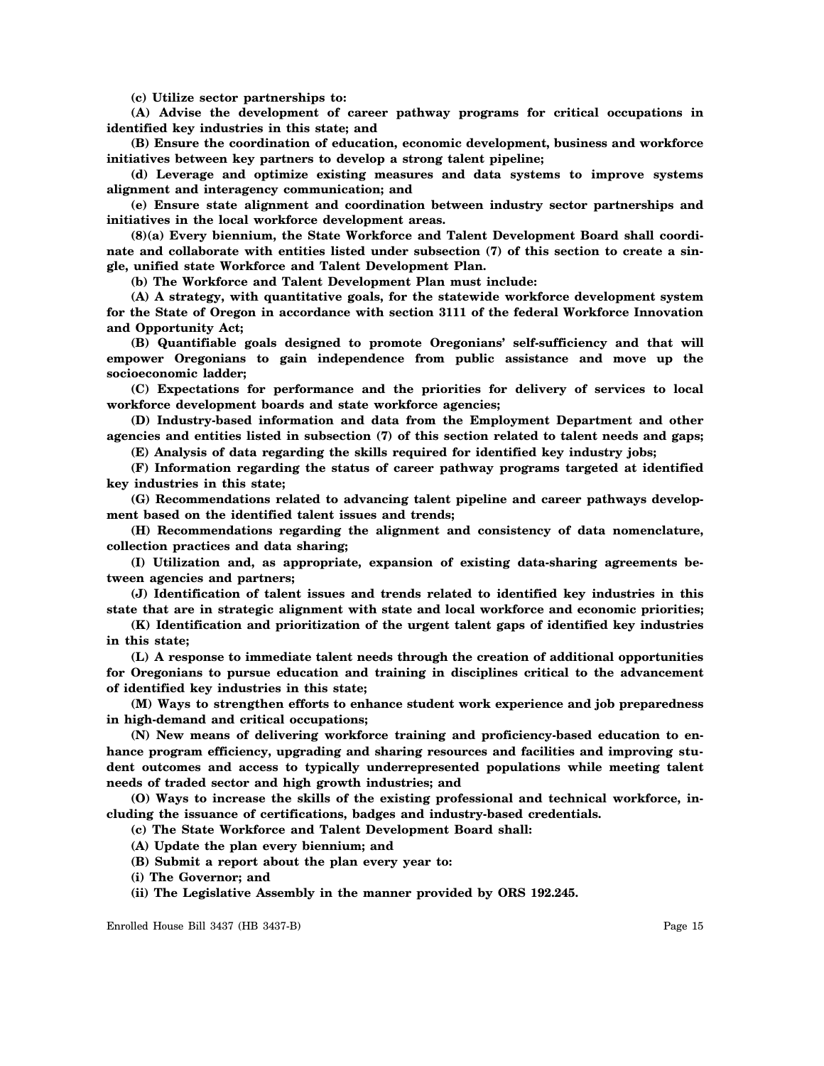**(c) Utilize sector partnerships to:**

**(A) Advise the development of career pathway programs for critical occupations in identified key industries in this state; and**

**(B) Ensure the coordination of education, economic development, business and workforce initiatives between key partners to develop a strong talent pipeline;**

**(d) Leverage and optimize existing measures and data systems to improve systems alignment and interagency communication; and**

**(e) Ensure state alignment and coordination between industry sector partnerships and initiatives in the local workforce development areas.**

**(8)(a) Every biennium, the State Workforce and Talent Development Board shall coordinate and collaborate with entities listed under subsection (7) of this section to create a single, unified state Workforce and Talent Development Plan.**

**(b) The Workforce and Talent Development Plan must include:**

**(A) A strategy, with quantitative goals, for the statewide workforce development system for the State of Oregon in accordance with section 3111 of the federal Workforce Innovation and Opportunity Act;**

**(B) Quantifiable goals designed to promote Oregonians' self-sufficiency and that will empower Oregonians to gain independence from public assistance and move up the socioeconomic ladder;**

**(C) Expectations for performance and the priorities for delivery of services to local workforce development boards and state workforce agencies;**

**(D) Industry-based information and data from the Employment Department and other agencies and entities listed in subsection (7) of this section related to talent needs and gaps;**

**(E) Analysis of data regarding the skills required for identified key industry jobs;**

**(F) Information regarding the status of career pathway programs targeted at identified key industries in this state;**

**(G) Recommendations related to advancing talent pipeline and career pathways development based on the identified talent issues and trends;**

**(H) Recommendations regarding the alignment and consistency of data nomenclature, collection practices and data sharing;**

**(I) Utilization and, as appropriate, expansion of existing data-sharing agreements between agencies and partners;**

**(J) Identification of talent issues and trends related to identified key industries in this state that are in strategic alignment with state and local workforce and economic priorities;**

**(K) Identification and prioritization of the urgent talent gaps of identified key industries in this state;**

**(L) A response to immediate talent needs through the creation of additional opportunities for Oregonians to pursue education and training in disciplines critical to the advancement of identified key industries in this state;**

**(M) Ways to strengthen efforts to enhance student work experience and job preparedness in high-demand and critical occupations;**

**(N) New means of delivering workforce training and proficiency-based education to enhance program efficiency, upgrading and sharing resources and facilities and improving student outcomes and access to typically underrepresented populations while meeting talent needs of traded sector and high growth industries; and**

**(O) Ways to increase the skills of the existing professional and technical workforce, including the issuance of certifications, badges and industry-based credentials.**

**(c) The State Workforce and Talent Development Board shall:**

**(A) Update the plan every biennium; and**

**(B) Submit a report about the plan every year to:**

**(i) The Governor; and**

**(ii) The Legislative Assembly in the manner provided by ORS 192.245.**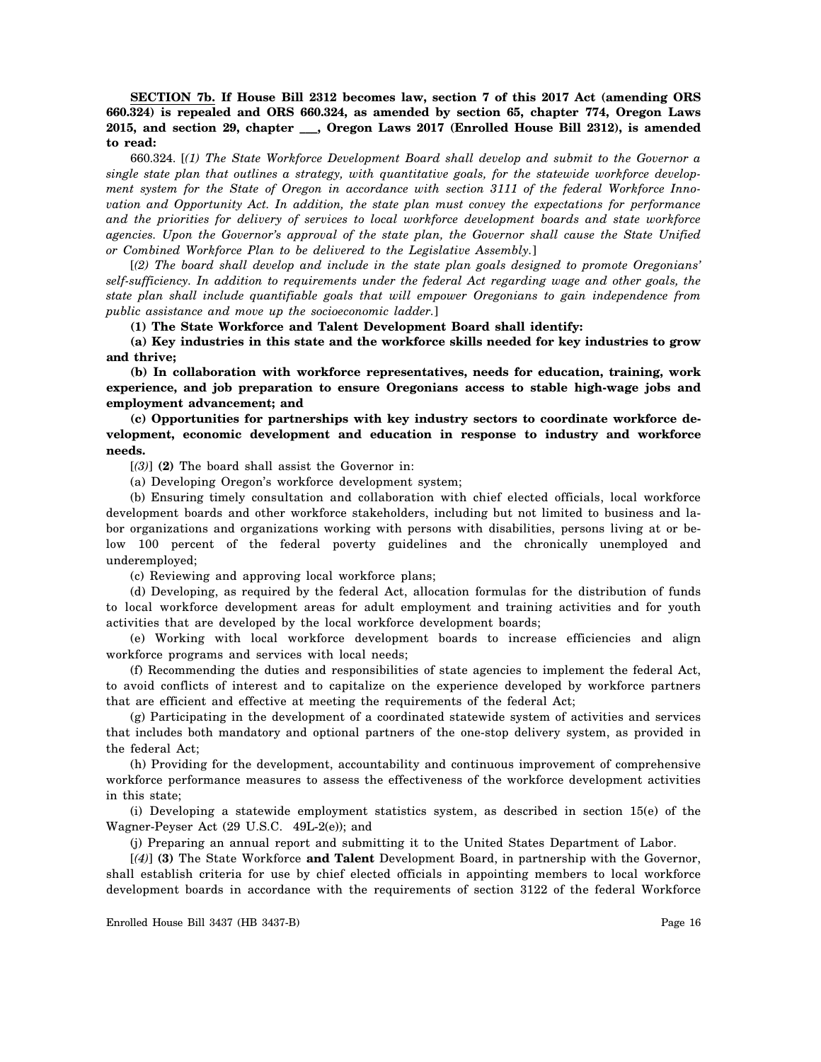**SECTION 7b. If House Bill 2312 becomes law, section 7 of this 2017 Act (amending ORS 660.324) is repealed and ORS 660.324, as amended by section 65, chapter 774, Oregon Laws 2015, and section 29, chapter ___, Oregon Laws 2017 (Enrolled House Bill 2312), is amended to read:**

660.324. [*(1) The State Workforce Development Board shall develop and submit to the Governor a single state plan that outlines a strategy, with quantitative goals, for the statewide workforce development system for the State of Oregon in accordance with section 3111 of the federal Workforce Innovation and Opportunity Act. In addition, the state plan must convey the expectations for performance and the priorities for delivery of services to local workforce development boards and state workforce agencies. Upon the Governor's approval of the state plan, the Governor shall cause the State Unified or Combined Workforce Plan to be delivered to the Legislative Assembly.*]

[*(2) The board shall develop and include in the state plan goals designed to promote Oregonians' self-sufficiency. In addition to requirements under the federal Act regarding wage and other goals, the state plan shall include quantifiable goals that will empower Oregonians to gain independence from public assistance and move up the socioeconomic ladder.*]

**(1) The State Workforce and Talent Development Board shall identify:**

**(a) Key industries in this state and the workforce skills needed for key industries to grow and thrive;**

**(b) In collaboration with workforce representatives, needs for education, training, work experience, and job preparation to ensure Oregonians access to stable high-wage jobs and employment advancement; and**

**(c) Opportunities for partnerships with key industry sectors to coordinate workforce development, economic development and education in response to industry and workforce needs.**

[*(3)*] **(2)** The board shall assist the Governor in:

(a) Developing Oregon's workforce development system;

(b) Ensuring timely consultation and collaboration with chief elected officials, local workforce development boards and other workforce stakeholders, including but not limited to business and labor organizations and organizations working with persons with disabilities, persons living at or below 100 percent of the federal poverty guidelines and the chronically unemployed and underemployed;

(c) Reviewing and approving local workforce plans;

(d) Developing, as required by the federal Act, allocation formulas for the distribution of funds to local workforce development areas for adult employment and training activities and for youth activities that are developed by the local workforce development boards;

(e) Working with local workforce development boards to increase efficiencies and align workforce programs and services with local needs;

(f) Recommending the duties and responsibilities of state agencies to implement the federal Act, to avoid conflicts of interest and to capitalize on the experience developed by workforce partners that are efficient and effective at meeting the requirements of the federal Act;

(g) Participating in the development of a coordinated statewide system of activities and services that includes both mandatory and optional partners of the one-stop delivery system, as provided in the federal Act;

(h) Providing for the development, accountability and continuous improvement of comprehensive workforce performance measures to assess the effectiveness of the workforce development activities in this state;

(i) Developing a statewide employment statistics system, as described in section 15(e) of the Wagner-Peyser Act (29 U.S.C. 49L-2(e)); and

(j) Preparing an annual report and submitting it to the United States Department of Labor.

[*(4)*] **(3)** The State Workforce **and Talent** Development Board, in partnership with the Governor, shall establish criteria for use by chief elected officials in appointing members to local workforce development boards in accordance with the requirements of section 3122 of the federal Workforce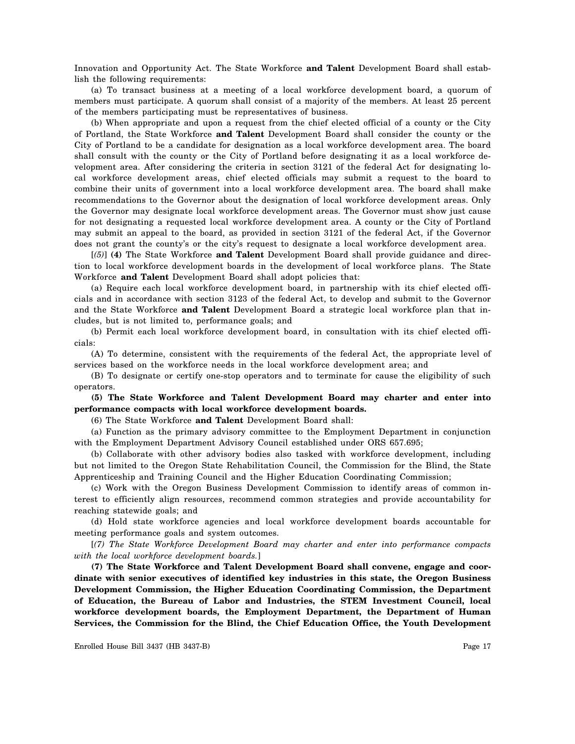Innovation and Opportunity Act. The State Workforce **and Talent** Development Board shall establish the following requirements:

(a) To transact business at a meeting of a local workforce development board, a quorum of members must participate. A quorum shall consist of a majority of the members. At least 25 percent of the members participating must be representatives of business.

(b) When appropriate and upon a request from the chief elected official of a county or the City of Portland, the State Workforce **and Talent** Development Board shall consider the county or the City of Portland to be a candidate for designation as a local workforce development area. The board shall consult with the county or the City of Portland before designating it as a local workforce development area. After considering the criteria in section 3121 of the federal Act for designating local workforce development areas, chief elected officials may submit a request to the board to combine their units of government into a local workforce development area. The board shall make recommendations to the Governor about the designation of local workforce development areas. Only the Governor may designate local workforce development areas. The Governor must show just cause for not designating a requested local workforce development area. A county or the City of Portland may submit an appeal to the board, as provided in section 3121 of the federal Act, if the Governor does not grant the county's or the city's request to designate a local workforce development area.

[*(5)*] **(4)** The State Workforce **and Talent** Development Board shall provide guidance and direction to local workforce development boards in the development of local workforce plans. The State Workforce **and Talent** Development Board shall adopt policies that:

(a) Require each local workforce development board, in partnership with its chief elected officials and in accordance with section 3123 of the federal Act, to develop and submit to the Governor and the State Workforce **and Talent** Development Board a strategic local workforce plan that includes, but is not limited to, performance goals; and

(b) Permit each local workforce development board, in consultation with its chief elected officials:

(A) To determine, consistent with the requirements of the federal Act, the appropriate level of services based on the workforce needs in the local workforce development area; and

(B) To designate or certify one-stop operators and to terminate for cause the eligibility of such operators.

**(5) The State Workforce and Talent Development Board may charter and enter into performance compacts with local workforce development boards.**

(6) The State Workforce **and Talent** Development Board shall:

(a) Function as the primary advisory committee to the Employment Department in conjunction with the Employment Department Advisory Council established under ORS 657.695;

(b) Collaborate with other advisory bodies also tasked with workforce development, including but not limited to the Oregon State Rehabilitation Council, the Commission for the Blind, the State Apprenticeship and Training Council and the Higher Education Coordinating Commission;

(c) Work with the Oregon Business Development Commission to identify areas of common interest to efficiently align resources, recommend common strategies and provide accountability for reaching statewide goals; and

(d) Hold state workforce agencies and local workforce development boards accountable for meeting performance goals and system outcomes.

[*(7) The State Workforce Development Board may charter and enter into performance compacts with the local workforce development boards.*]

**(7) The State Workforce and Talent Development Board shall convene, engage and coordinate with senior executives of identified key industries in this state, the Oregon Business Development Commission, the Higher Education Coordinating Commission, the Department of Education, the Bureau of Labor and Industries, the STEM Investment Council, local workforce development boards, the Employment Department, the Department of Human Services, the Commission for the Blind, the Chief Education Office, the Youth Development**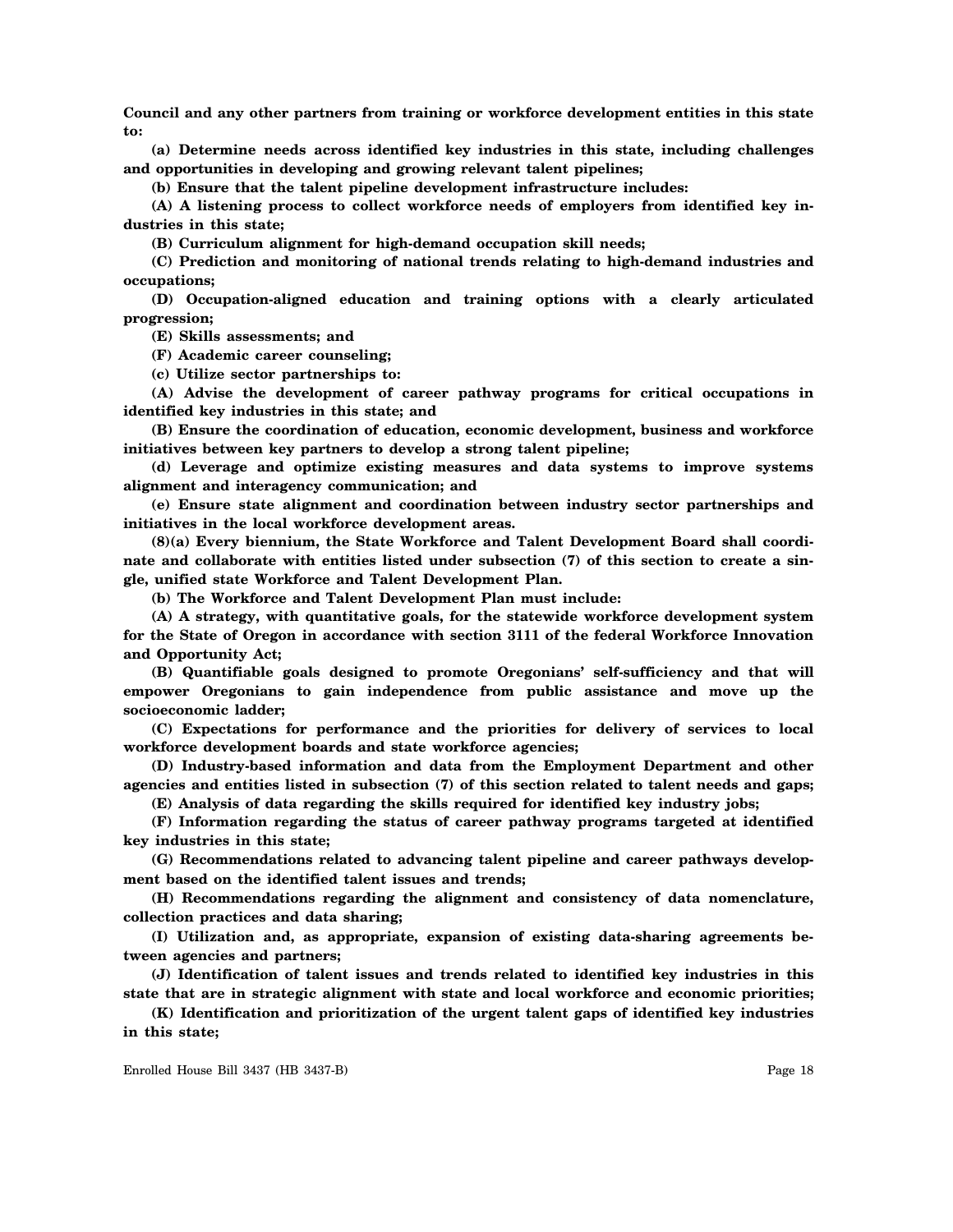**Council and any other partners from training or workforce development entities in this state to:**

**(a) Determine needs across identified key industries in this state, including challenges and opportunities in developing and growing relevant talent pipelines;**

**(b) Ensure that the talent pipeline development infrastructure includes:**

**(A) A listening process to collect workforce needs of employers from identified key industries in this state;**

**(B) Curriculum alignment for high-demand occupation skill needs;**

**(C) Prediction and monitoring of national trends relating to high-demand industries and occupations;**

**(D) Occupation-aligned education and training options with a clearly articulated progression;**

**(E) Skills assessments; and**

**(F) Academic career counseling;**

**(c) Utilize sector partnerships to:**

**(A) Advise the development of career pathway programs for critical occupations in identified key industries in this state; and**

**(B) Ensure the coordination of education, economic development, business and workforce initiatives between key partners to develop a strong talent pipeline;**

**(d) Leverage and optimize existing measures and data systems to improve systems alignment and interagency communication; and**

**(e) Ensure state alignment and coordination between industry sector partnerships and initiatives in the local workforce development areas.**

**(8)(a) Every biennium, the State Workforce and Talent Development Board shall coordinate and collaborate with entities listed under subsection (7) of this section to create a single, unified state Workforce and Talent Development Plan.**

**(b) The Workforce and Talent Development Plan must include:**

**(A) A strategy, with quantitative goals, for the statewide workforce development system for the State of Oregon in accordance with section 3111 of the federal Workforce Innovation and Opportunity Act;**

**(B) Quantifiable goals designed to promote Oregonians' self-sufficiency and that will empower Oregonians to gain independence from public assistance and move up the socioeconomic ladder;**

**(C) Expectations for performance and the priorities for delivery of services to local workforce development boards and state workforce agencies;**

**(D) Industry-based information and data from the Employment Department and other agencies and entities listed in subsection (7) of this section related to talent needs and gaps;**

**(E) Analysis of data regarding the skills required for identified key industry jobs;**

**(F) Information regarding the status of career pathway programs targeted at identified key industries in this state;**

**(G) Recommendations related to advancing talent pipeline and career pathways development based on the identified talent issues and trends;**

**(H) Recommendations regarding the alignment and consistency of data nomenclature, collection practices and data sharing;**

**(I) Utilization and, as appropriate, expansion of existing data-sharing agreements between agencies and partners;**

**(J) Identification of talent issues and trends related to identified key industries in this state that are in strategic alignment with state and local workforce and economic priorities;**

**(K) Identification and prioritization of the urgent talent gaps of identified key industries in this state;**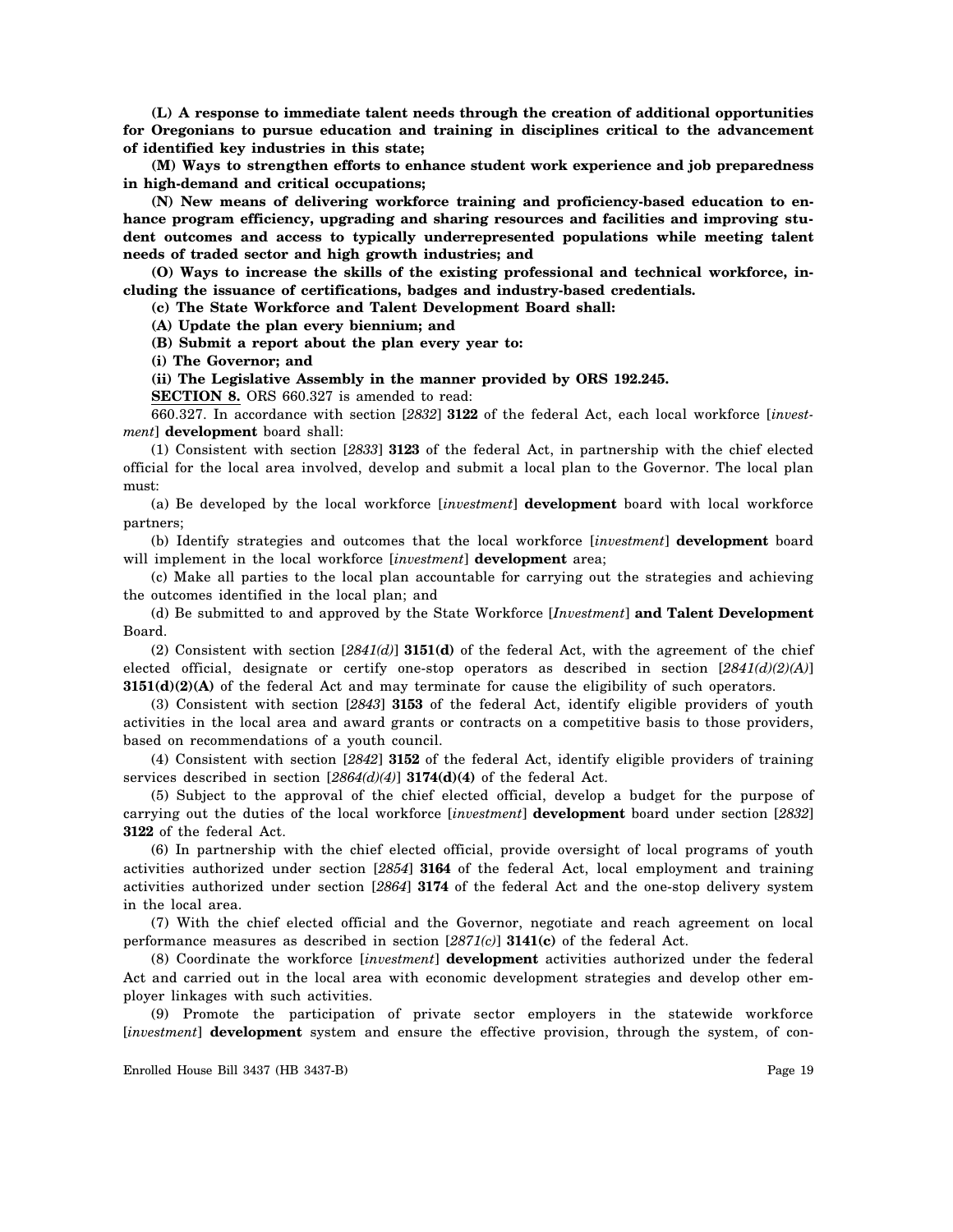**(L) A response to immediate talent needs through the creation of additional opportunities for Oregonians to pursue education and training in disciplines critical to the advancement of identified key industries in this state;**

**(M) Ways to strengthen efforts to enhance student work experience and job preparedness in high-demand and critical occupations;**

**(N) New means of delivering workforce training and proficiency-based education to enhance program efficiency, upgrading and sharing resources and facilities and improving student outcomes and access to typically underrepresented populations while meeting talent needs of traded sector and high growth industries; and**

**(O) Ways to increase the skills of the existing professional and technical workforce, including the issuance of certifications, badges and industry-based credentials.**

**(c) The State Workforce and Talent Development Board shall:**

**(A) Update the plan every biennium; and**

**(B) Submit a report about the plan every year to:**

**(i) The Governor; and**

**(ii) The Legislative Assembly in the manner provided by ORS 192.245.**

**SECTION 8.** ORS 660.327 is amended to read:

660.327. In accordance with section [*2832*] **3122** of the federal Act, each local workforce [*investment*] **development** board shall:

(1) Consistent with section [*2833*] **3123** of the federal Act, in partnership with the chief elected official for the local area involved, develop and submit a local plan to the Governor. The local plan must:

(a) Be developed by the local workforce [*investment*] **development** board with local workforce partners;

(b) Identify strategies and outcomes that the local workforce [*investment*] **development** board will implement in the local workforce [*investment*] **development** area;

(c) Make all parties to the local plan accountable for carrying out the strategies and achieving the outcomes identified in the local plan; and

(d) Be submitted to and approved by the State Workforce [*Investment*] **and Talent Development** Board.

(2) Consistent with section [*2841(d)*] **3151(d)** of the federal Act, with the agreement of the chief elected official, designate or certify one-stop operators as described in section [*2841(d)(2)(A)*] **3151(d)(2)(A)** of the federal Act and may terminate for cause the eligibility of such operators.

(3) Consistent with section [*2843*] **3153** of the federal Act, identify eligible providers of youth activities in the local area and award grants or contracts on a competitive basis to those providers, based on recommendations of a youth council.

(4) Consistent with section [*2842*] **3152** of the federal Act, identify eligible providers of training services described in section [*2864(d)(4)*] **3174(d)(4)** of the federal Act.

(5) Subject to the approval of the chief elected official, develop a budget for the purpose of carrying out the duties of the local workforce [*investment*] **development** board under section [*2832*] **3122** of the federal Act.

(6) In partnership with the chief elected official, provide oversight of local programs of youth activities authorized under section [*2854*] **3164** of the federal Act, local employment and training activities authorized under section [*2864*] **3174** of the federal Act and the one-stop delivery system in the local area.

(7) With the chief elected official and the Governor, negotiate and reach agreement on local performance measures as described in section [*2871(c)*] **3141(c)** of the federal Act.

(8) Coordinate the workforce [*investment*] **development** activities authorized under the federal Act and carried out in the local area with economic development strategies and develop other employer linkages with such activities.

(9) Promote the participation of private sector employers in the statewide workforce [*investment*] **development** system and ensure the effective provision, through the system, of con-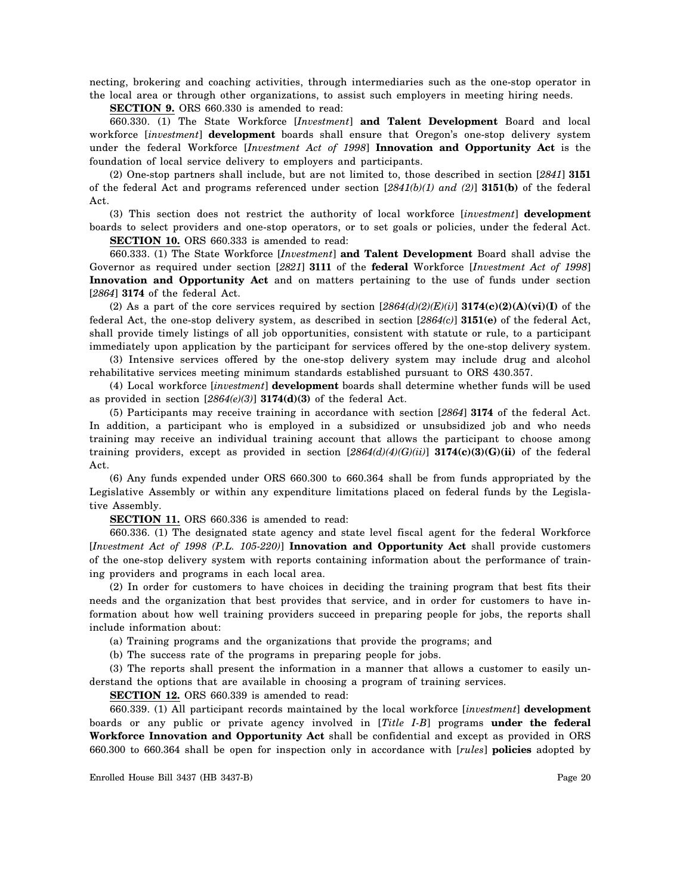necting, brokering and coaching activities, through intermediaries such as the one-stop operator in the local area or through other organizations, to assist such employers in meeting hiring needs.

**SECTION 9.** ORS 660.330 is amended to read:

660.330. (1) The State Workforce [*Investment*] **and Talent Development** Board and local workforce [*investment*] **development** boards shall ensure that Oregon's one-stop delivery system under the federal Workforce [*Investment Act of 1998*] **Innovation and Opportunity Act** is the foundation of local service delivery to employers and participants.

(2) One-stop partners shall include, but are not limited to, those described in section [*2841*] **3151** of the federal Act and programs referenced under section [*2841(b)(1) and (2)*] **3151(b)** of the federal Act.

(3) This section does not restrict the authority of local workforce [*investment*] **development** boards to select providers and one-stop operators, or to set goals or policies, under the federal Act.

**SECTION 10.** ORS 660.333 is amended to read:

660.333. (1) The State Workforce [*Investment*] **and Talent Development** Board shall advise the Governor as required under section [*2821*] **3111** of the **federal** Workforce [*Investment Act of 1998*] **Innovation and Opportunity Act** and on matters pertaining to the use of funds under section [*2864*] **3174** of the federal Act.

(2) As a part of the core services required by section [*2864(d)(2)(E)(i)*] **3174(c)(2)(A)(vi)(I)** of the federal Act, the one-stop delivery system, as described in section [*2864(c)*] **3151(e)** of the federal Act, shall provide timely listings of all job opportunities, consistent with statute or rule, to a participant immediately upon application by the participant for services offered by the one-stop delivery system.

(3) Intensive services offered by the one-stop delivery system may include drug and alcohol rehabilitative services meeting minimum standards established pursuant to ORS 430.357.

(4) Local workforce [*investment*] **development** boards shall determine whether funds will be used as provided in section [*2864(e)(3)*] **3174(d)(3)** of the federal Act.

(5) Participants may receive training in accordance with section [*2864*] **3174** of the federal Act. In addition, a participant who is employed in a subsidized or unsubsidized job and who needs training may receive an individual training account that allows the participant to choose among training providers, except as provided in section [*2864(d)(4)(G)(ii)*] **3174(c)(3)(G)(ii)** of the federal Act.

(6) Any funds expended under ORS 660.300 to 660.364 shall be from funds appropriated by the Legislative Assembly or within any expenditure limitations placed on federal funds by the Legislative Assembly.

**SECTION 11.** ORS 660.336 is amended to read:

660.336. (1) The designated state agency and state level fiscal agent for the federal Workforce [*Investment Act of 1998 (P.L. 105-220)*] **Innovation and Opportunity Act** shall provide customers of the one-stop delivery system with reports containing information about the performance of training providers and programs in each local area.

(2) In order for customers to have choices in deciding the training program that best fits their needs and the organization that best provides that service, and in order for customers to have information about how well training providers succeed in preparing people for jobs, the reports shall include information about:

(a) Training programs and the organizations that provide the programs; and

(b) The success rate of the programs in preparing people for jobs.

(3) The reports shall present the information in a manner that allows a customer to easily understand the options that are available in choosing a program of training services.

**SECTION 12.** ORS 660.339 is amended to read:

660.339. (1) All participant records maintained by the local workforce [*investment*] **development** boards or any public or private agency involved in [*Title I-B*] programs **under the federal Workforce Innovation and Opportunity Act** shall be confidential and except as provided in ORS 660.300 to 660.364 shall be open for inspection only in accordance with [*rules*] **policies** adopted by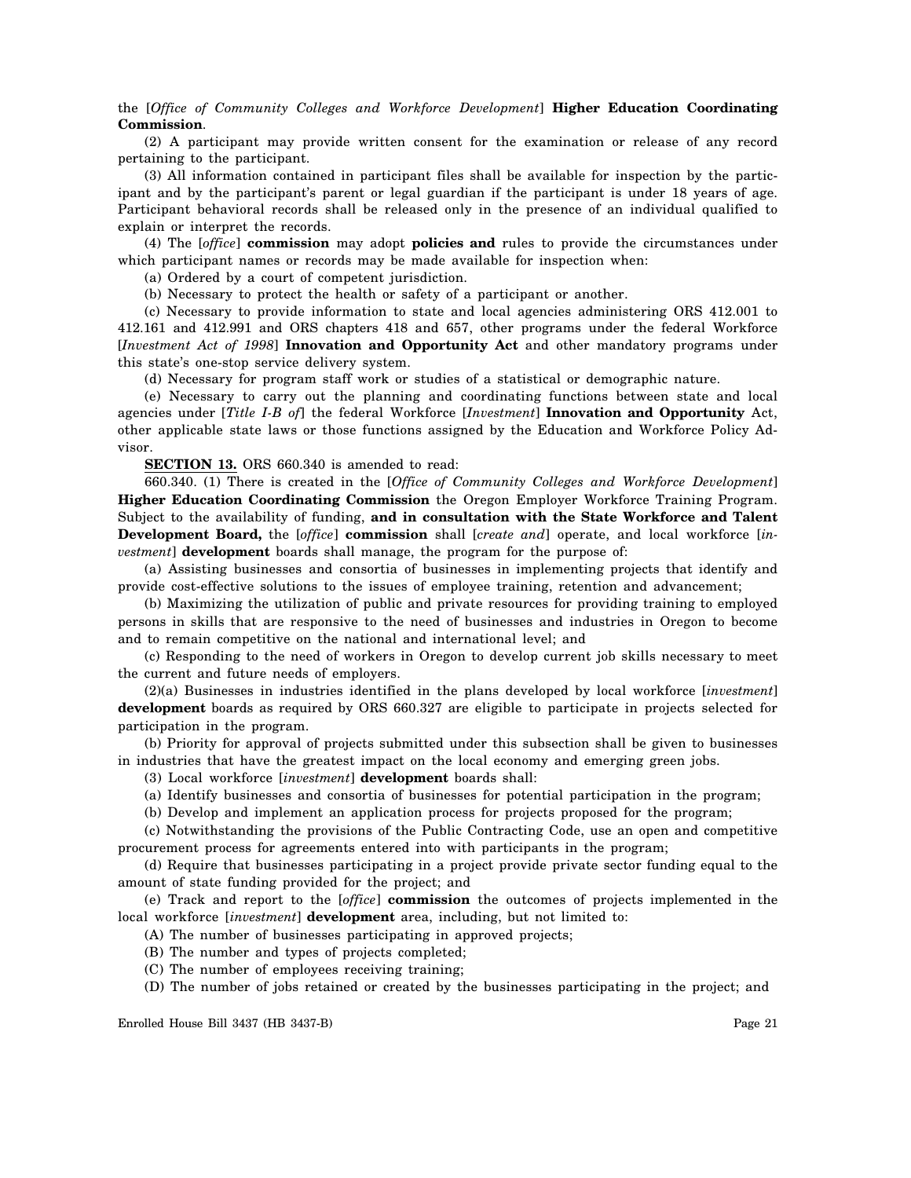the [*Office of Community Colleges and Workforce Development*] **Higher Education Coordinating Commission**.

(2) A participant may provide written consent for the examination or release of any record pertaining to the participant.

(3) All information contained in participant files shall be available for inspection by the participant and by the participant's parent or legal guardian if the participant is under 18 years of age. Participant behavioral records shall be released only in the presence of an individual qualified to explain or interpret the records.

(4) The [*office*] **commission** may adopt **policies and** rules to provide the circumstances under which participant names or records may be made available for inspection when:

(a) Ordered by a court of competent jurisdiction.

(b) Necessary to protect the health or safety of a participant or another.

(c) Necessary to provide information to state and local agencies administering ORS 412.001 to 412.161 and 412.991 and ORS chapters 418 and 657, other programs under the federal Workforce [*Investment Act of 1998*] **Innovation and Opportunity Act** and other mandatory programs under this state's one-stop service delivery system.

(d) Necessary for program staff work or studies of a statistical or demographic nature.

(e) Necessary to carry out the planning and coordinating functions between state and local agencies under [*Title I-B of*] the federal Workforce [*Investment*] **Innovation and Opportunity** Act, other applicable state laws or those functions assigned by the Education and Workforce Policy Advisor.

**SECTION 13.** ORS 660.340 is amended to read:

660.340. (1) There is created in the [*Office of Community Colleges and Workforce Development*] **Higher Education Coordinating Commission** the Oregon Employer Workforce Training Program. Subject to the availability of funding, **and in consultation with the State Workforce and Talent Development Board,** the [*office*] **commission** shall [*create and*] operate, and local workforce [*investment*] **development** boards shall manage, the program for the purpose of:

(a) Assisting businesses and consortia of businesses in implementing projects that identify and provide cost-effective solutions to the issues of employee training, retention and advancement;

(b) Maximizing the utilization of public and private resources for providing training to employed persons in skills that are responsive to the need of businesses and industries in Oregon to become and to remain competitive on the national and international level; and

(c) Responding to the need of workers in Oregon to develop current job skills necessary to meet the current and future needs of employers.

(2)(a) Businesses in industries identified in the plans developed by local workforce [*investment*] **development** boards as required by ORS 660.327 are eligible to participate in projects selected for participation in the program.

(b) Priority for approval of projects submitted under this subsection shall be given to businesses in industries that have the greatest impact on the local economy and emerging green jobs.

(3) Local workforce [*investment*] **development** boards shall:

(a) Identify businesses and consortia of businesses for potential participation in the program;

(b) Develop and implement an application process for projects proposed for the program;

(c) Notwithstanding the provisions of the Public Contracting Code, use an open and competitive procurement process for agreements entered into with participants in the program;

(d) Require that businesses participating in a project provide private sector funding equal to the amount of state funding provided for the project; and

(e) Track and report to the [*office*] **commission** the outcomes of projects implemented in the local workforce [*investment*] **development** area, including, but not limited to:

(A) The number of businesses participating in approved projects;

(B) The number and types of projects completed;

(C) The number of employees receiving training;

(D) The number of jobs retained or created by the businesses participating in the project; and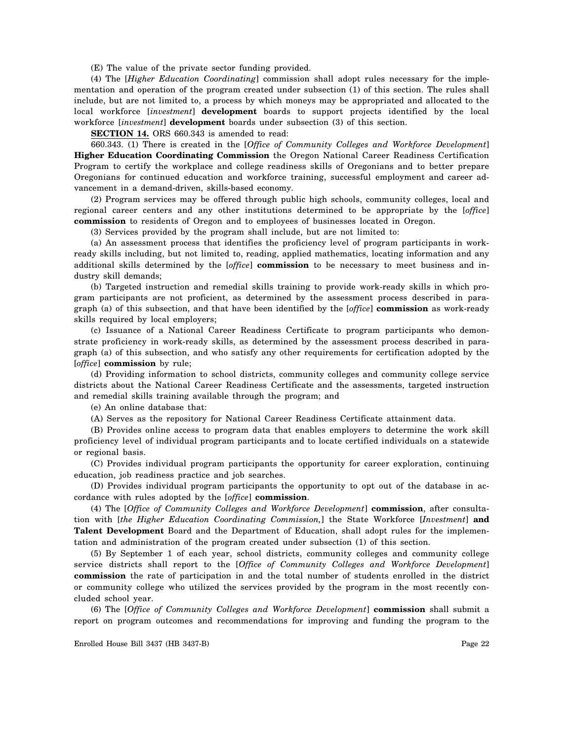(E) The value of the private sector funding provided.

(4) The [*Higher Education Coordinating*] commission shall adopt rules necessary for the implementation and operation of the program created under subsection (1) of this section. The rules shall include, but are not limited to, a process by which moneys may be appropriated and allocated to the local workforce [*investment*] **development** boards to support projects identified by the local workforce [*investment*] **development** boards under subsection (3) of this section.

**SECTION 14.** ORS 660.343 is amended to read:

660.343. (1) There is created in the [*Office of Community Colleges and Workforce Development*] **Higher Education Coordinating Commission** the Oregon National Career Readiness Certification Program to certify the workplace and college readiness skills of Oregonians and to better prepare Oregonians for continued education and workforce training, successful employment and career advancement in a demand-driven, skills-based economy.

(2) Program services may be offered through public high schools, community colleges, local and regional career centers and any other institutions determined to be appropriate by the [*office*] **commission** to residents of Oregon and to employees of businesses located in Oregon.

(3) Services provided by the program shall include, but are not limited to:

(a) An assessment process that identifies the proficiency level of program participants in work-ready skills including, but not limited to, reading, applied mathematics, locating information and any additional skills determined by the [*office*] **commission** to be necessary to meet business and industry skill demands;

(b) Targeted instruction and remedial skills training to provide work-ready skills in which program participants are not proficient, as determined by the assessment process described in paragraph (a) of this subsection, and that have been identified by the [*office*] **commission** as work-ready skills required by local employers;

(c) Issuance of a National Career Readiness Certificate to program participants who demonstrate proficiency in work-ready skills, as determined by the assessment process described in paragraph (a) of this subsection, and who satisfy any other requirements for certification adopted by the [*office*] **commission** by rule;

(d) Providing information to school districts, community colleges and community college service districts about the National Career Readiness Certificate and the assessments, targeted instruction and remedial skills training available through the program; and

(e) An online database that:

(A) Serves as the repository for National Career Readiness Certificate attainment data.

(B) Provides online access to program data that enables employers to determine the work skill proficiency level of individual program participants and to locate certified individuals on a statewide or regional basis.

(C) Provides individual program participants the opportunity for career exploration, continuing education, job readiness practice and job searches.

(D) Provides individual program participants the opportunity to opt out of the database in accordance with rules adopted by the [*office*] **commission**.

(4) The [*Office of Community Colleges and Workforce Development*] **commission**, after consultation with [*the Higher Education Coordinating Commission,*] the State Workforce [*Investment*] **and Talent Development** Board and the Department of Education, shall adopt rules for the implementation and administration of the program created under subsection (1) of this section.

(5) By September 1 of each year, school districts, community colleges and community college service districts shall report to the [*Office of Community Colleges and Workforce Development*] **commission** the rate of participation in and the total number of students enrolled in the district or community college who utilized the services provided by the program in the most recently concluded school year.

(6) The [*Office of Community Colleges and Workforce Development*] **commission** shall submit a report on program outcomes and recommendations for improving and funding the program to the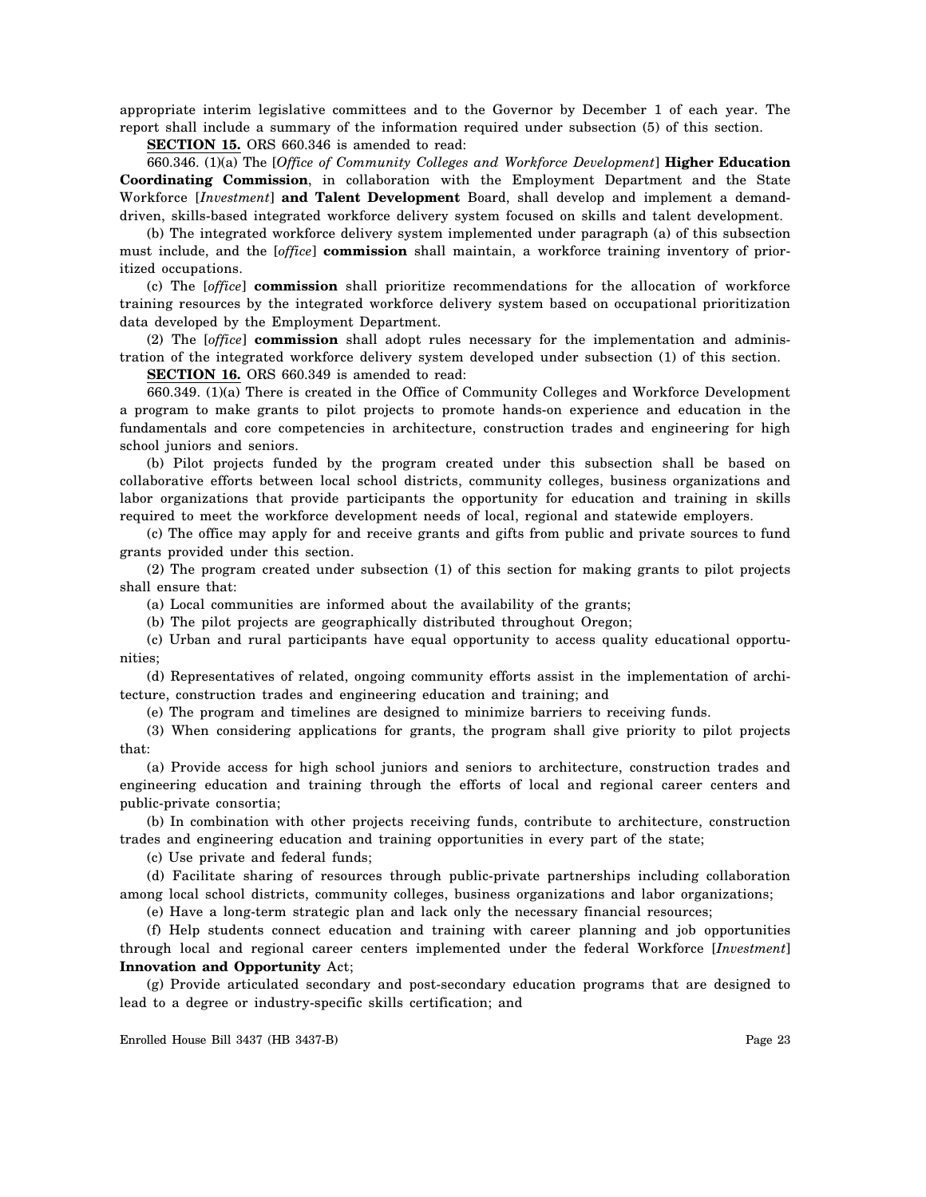appropriate interim legislative committees and to the Governor by December 1 of each year. The report shall include a summary of the information required under subsection (5) of this section.

**SECTION 15.** ORS 660.346 is amended to read:

660.346. (1)(a) The [*Office of Community Colleges and Workforce Development*] **Higher Education Coordinating Commission**, in collaboration with the Employment Department and the State Workforce [*Investment*] **and Talent Development** Board, shall develop and implement a demand-driven, skills-based integrated workforce delivery system focused on skills and talent development.

(b) The integrated workforce delivery system implemented under paragraph (a) of this subsection must include, and the [*office*] **commission** shall maintain, a workforce training inventory of prioritized occupations.

(c) The [*office*] **commission** shall prioritize recommendations for the allocation of workforce training resources by the integrated workforce delivery system based on occupational prioritization data developed by the Employment Department.

(2) The [*office*] **commission** shall adopt rules necessary for the implementation and administration of the integrated workforce delivery system developed under subsection (1) of this section.

**SECTION 16.** ORS 660.349 is amended to read:

660.349. (1)(a) There is created in the Office of Community Colleges and Workforce Development a program to make grants to pilot projects to promote hands-on experience and education in the fundamentals and core competencies in architecture, construction trades and engineering for high school juniors and seniors.

(b) Pilot projects funded by the program created under this subsection shall be based on collaborative efforts between local school districts, community colleges, business organizations and labor organizations that provide participants the opportunity for education and training in skills required to meet the workforce development needs of local, regional and statewide employers.

(c) The office may apply for and receive grants and gifts from public and private sources to fund grants provided under this section.

(2) The program created under subsection (1) of this section for making grants to pilot projects shall ensure that:

(a) Local communities are informed about the availability of the grants;

(b) The pilot projects are geographically distributed throughout Oregon;

(c) Urban and rural participants have equal opportunity to access quality educational opportunities;

(d) Representatives of related, ongoing community efforts assist in the implementation of architecture, construction trades and engineering education and training; and

(e) The program and timelines are designed to minimize barriers to receiving funds.

(3) When considering applications for grants, the program shall give priority to pilot projects that:

(a) Provide access for high school juniors and seniors to architecture, construction trades and engineering education and training through the efforts of local and regional career centers and public-private consortia;

(b) In combination with other projects receiving funds, contribute to architecture, construction trades and engineering education and training opportunities in every part of the state;

(c) Use private and federal funds;

(d) Facilitate sharing of resources through public-private partnerships including collaboration among local school districts, community colleges, business organizations and labor organizations;

(e) Have a long-term strategic plan and lack only the necessary financial resources;

(f) Help students connect education and training with career planning and job opportunities through local and regional career centers implemented under the federal Workforce [*Investment*] **Innovation and Opportunity** Act;

(g) Provide articulated secondary and post-secondary education programs that are designed to lead to a degree or industry-specific skills certification; and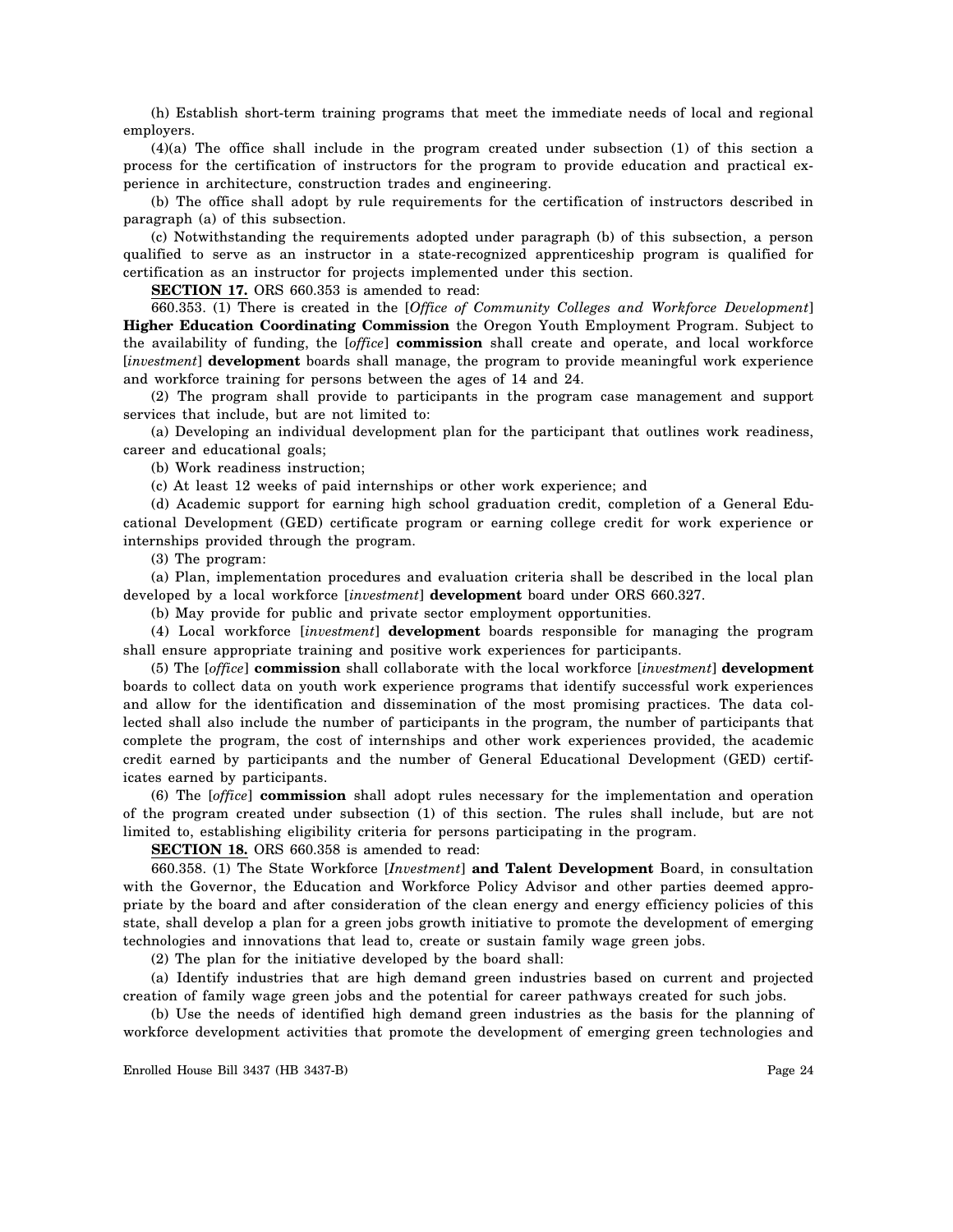(h) Establish short-term training programs that meet the immediate needs of local and regional employers.

(4)(a) The office shall include in the program created under subsection (1) of this section a process for the certification of instructors for the program to provide education and practical experience in architecture, construction trades and engineering.

(b) The office shall adopt by rule requirements for the certification of instructors described in paragraph (a) of this subsection.

(c) Notwithstanding the requirements adopted under paragraph (b) of this subsection, a person qualified to serve as an instructor in a state-recognized apprenticeship program is qualified for certification as an instructor for projects implemented under this section.

**SECTION 17.** ORS 660.353 is amended to read:

660.353. (1) There is created in the [*Office of Community Colleges and Workforce Development*] **Higher Education Coordinating Commission** the Oregon Youth Employment Program. Subject to the availability of funding, the [*office*] **commission** shall create and operate, and local workforce [*investment*] **development** boards shall manage, the program to provide meaningful work experience and workforce training for persons between the ages of 14 and 24.

(2) The program shall provide to participants in the program case management and support services that include, but are not limited to:

(a) Developing an individual development plan for the participant that outlines work readiness, career and educational goals;

(b) Work readiness instruction;

(c) At least 12 weeks of paid internships or other work experience; and

(d) Academic support for earning high school graduation credit, completion of a General Educational Development (GED) certificate program or earning college credit for work experience or internships provided through the program.

(3) The program:

(a) Plan, implementation procedures and evaluation criteria shall be described in the local plan developed by a local workforce [*investment*] **development** board under ORS 660.327.

(b) May provide for public and private sector employment opportunities.

(4) Local workforce [*investment*] **development** boards responsible for managing the program shall ensure appropriate training and positive work experiences for participants.

(5) The [*office*] **commission** shall collaborate with the local workforce [*investment*] **development** boards to collect data on youth work experience programs that identify successful work experiences and allow for the identification and dissemination of the most promising practices. The data collected shall also include the number of participants in the program, the number of participants that complete the program, the cost of internships and other work experiences provided, the academic credit earned by participants and the number of General Educational Development (GED) certificates earned by participants.

(6) The [*office*] **commission** shall adopt rules necessary for the implementation and operation of the program created under subsection (1) of this section. The rules shall include, but are not limited to, establishing eligibility criteria for persons participating in the program.

**SECTION 18.** ORS 660.358 is amended to read:

660.358. (1) The State Workforce [*Investment*] **and Talent Development** Board, in consultation with the Governor, the Education and Workforce Policy Advisor and other parties deemed appropriate by the board and after consideration of the clean energy and energy efficiency policies of this state, shall develop a plan for a green jobs growth initiative to promote the development of emerging technologies and innovations that lead to, create or sustain family wage green jobs.

(2) The plan for the initiative developed by the board shall:

(a) Identify industries that are high demand green industries based on current and projected creation of family wage green jobs and the potential for career pathways created for such jobs.

(b) Use the needs of identified high demand green industries as the basis for the planning of workforce development activities that promote the development of emerging green technologies and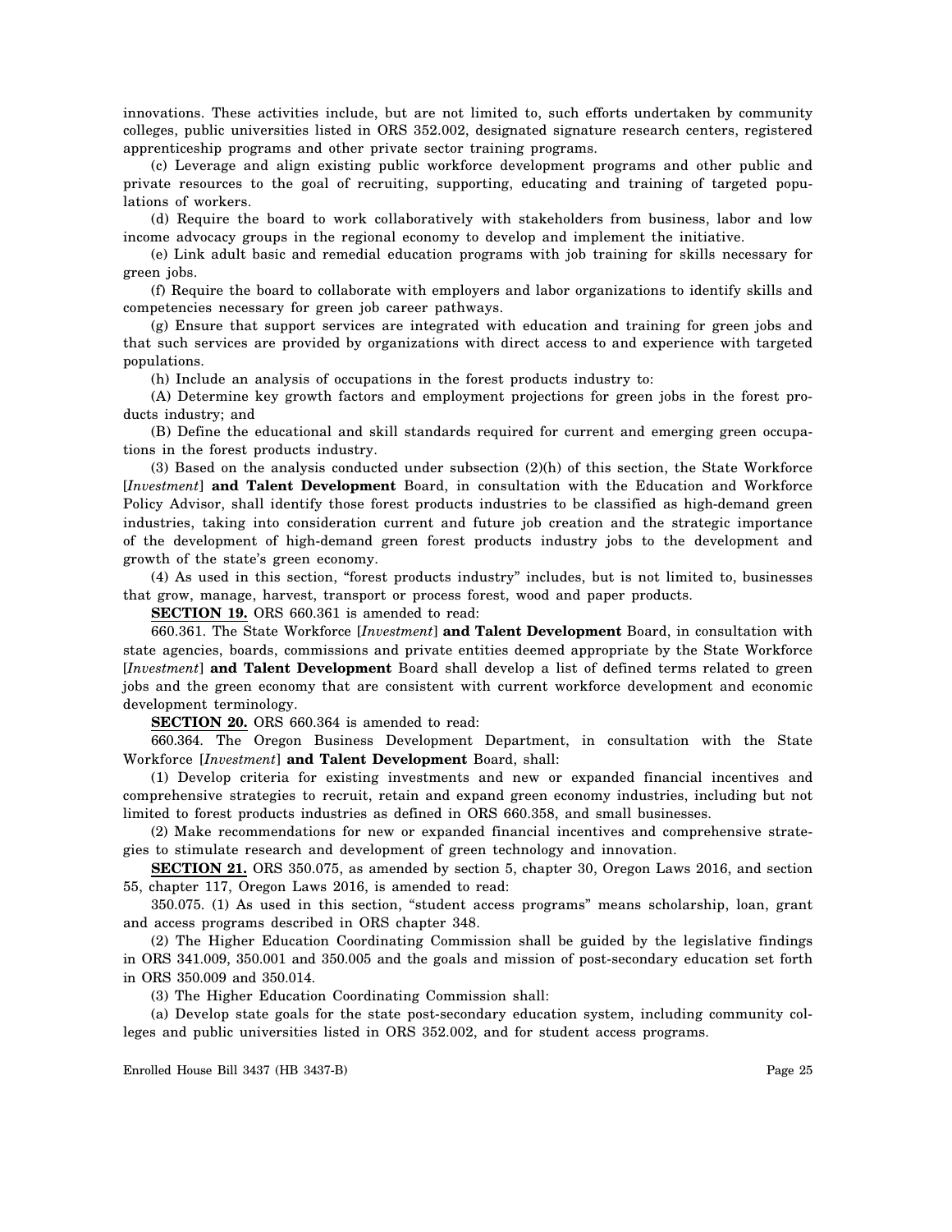innovations. These activities include, but are not limited to, such efforts undertaken by community colleges, public universities listed in ORS 352.002, designated signature research centers, registered apprenticeship programs and other private sector training programs.

(c) Leverage and align existing public workforce development programs and other public and private resources to the goal of recruiting, supporting, educating and training of targeted populations of workers.

(d) Require the board to work collaboratively with stakeholders from business, labor and low income advocacy groups in the regional economy to develop and implement the initiative.

(e) Link adult basic and remedial education programs with job training for skills necessary for green jobs.

(f) Require the board to collaborate with employers and labor organizations to identify skills and competencies necessary for green job career pathways.

(g) Ensure that support services are integrated with education and training for green jobs and that such services are provided by organizations with direct access to and experience with targeted populations.

(h) Include an analysis of occupations in the forest products industry to:

(A) Determine key growth factors and employment projections for green jobs in the forest products industry; and

(B) Define the educational and skill standards required for current and emerging green occupations in the forest products industry.

(3) Based on the analysis conducted under subsection (2)(h) of this section, the State Workforce [*Investment*] **and Talent Development** Board, in consultation with the Education and Workforce Policy Advisor, shall identify those forest products industries to be classified as high-demand green industries, taking into consideration current and future job creation and the strategic importance of the development of high-demand green forest products industry jobs to the development and growth of the state's green economy.

(4) As used in this section, "forest products industry" includes, but is not limited to, businesses that grow, manage, harvest, transport or process forest, wood and paper products.

**SECTION 19.** ORS 660.361 is amended to read:

660.361. The State Workforce [*Investment*] **and Talent Development** Board, in consultation with state agencies, boards, commissions and private entities deemed appropriate by the State Workforce [*Investment*] **and Talent Development** Board shall develop a list of defined terms related to green jobs and the green economy that are consistent with current workforce development and economic development terminology.

**SECTION 20.** ORS 660.364 is amended to read:

660.364. The Oregon Business Development Department, in consultation with the State Workforce [*Investment*] **and Talent Development** Board, shall:

(1) Develop criteria for existing investments and new or expanded financial incentives and comprehensive strategies to recruit, retain and expand green economy industries, including but not limited to forest products industries as defined in ORS 660.358, and small businesses.

(2) Make recommendations for new or expanded financial incentives and comprehensive strategies to stimulate research and development of green technology and innovation.

**SECTION 21.** ORS 350.075, as amended by section 5, chapter 30, Oregon Laws 2016, and section 55, chapter 117, Oregon Laws 2016, is amended to read:

350.075. (1) As used in this section, "student access programs" means scholarship, loan, grant and access programs described in ORS chapter 348.

(2) The Higher Education Coordinating Commission shall be guided by the legislative findings in ORS 341.009, 350.001 and 350.005 and the goals and mission of post-secondary education set forth in ORS 350.009 and 350.014.

(3) The Higher Education Coordinating Commission shall:

(a) Develop state goals for the state post-secondary education system, including community colleges and public universities listed in ORS 352.002, and for student access programs.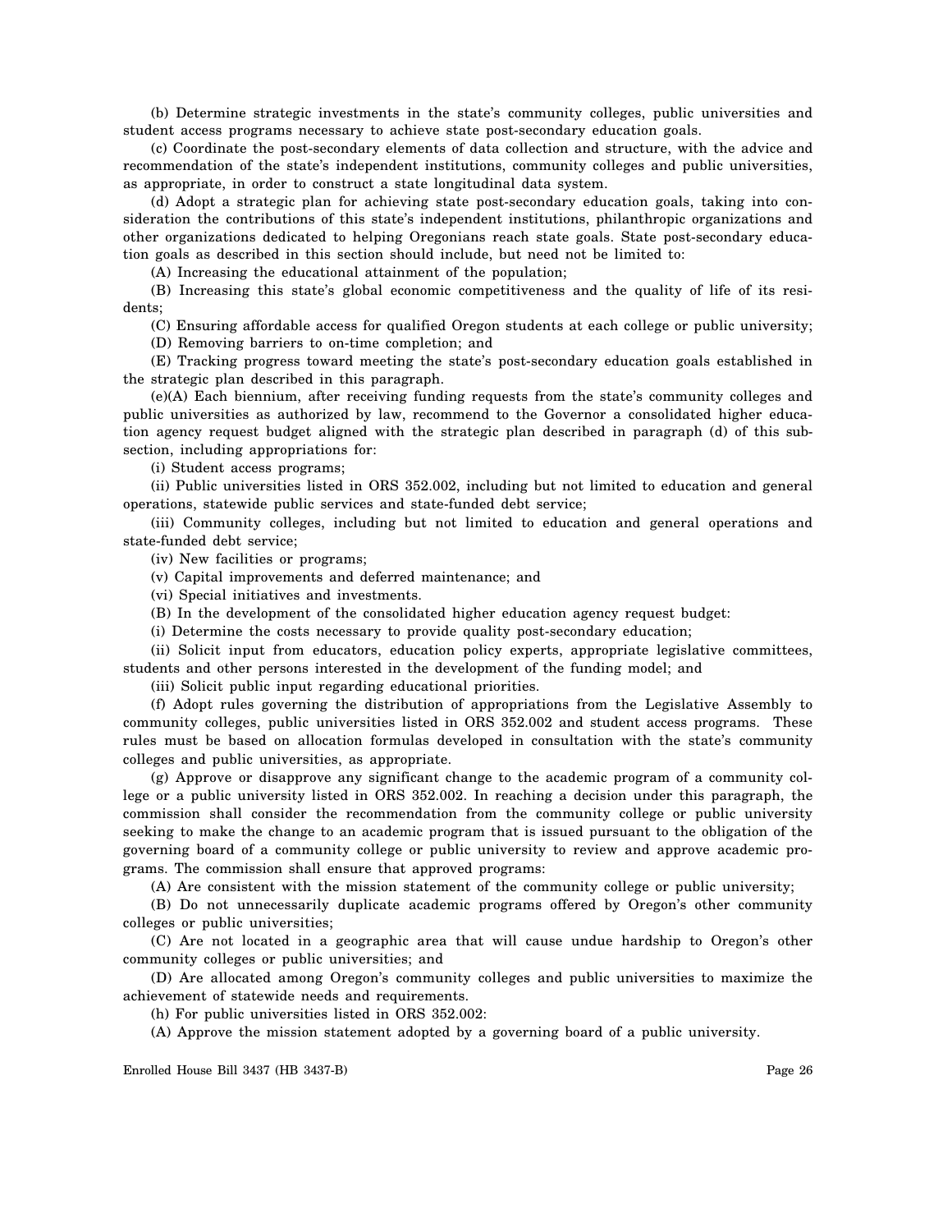(b) Determine strategic investments in the state's community colleges, public universities and student access programs necessary to achieve state post-secondary education goals.

(c) Coordinate the post-secondary elements of data collection and structure, with the advice and recommendation of the state's independent institutions, community colleges and public universities, as appropriate, in order to construct a state longitudinal data system.

(d) Adopt a strategic plan for achieving state post-secondary education goals, taking into consideration the contributions of this state's independent institutions, philanthropic organizations and other organizations dedicated to helping Oregonians reach state goals. State post-secondary education goals as described in this section should include, but need not be limited to:

(A) Increasing the educational attainment of the population;

(B) Increasing this state's global economic competitiveness and the quality of life of its residents;

(C) Ensuring affordable access for qualified Oregon students at each college or public university;

(D) Removing barriers to on-time completion; and

(E) Tracking progress toward meeting the state's post-secondary education goals established in the strategic plan described in this paragraph.

(e)(A) Each biennium, after receiving funding requests from the state's community colleges and public universities as authorized by law, recommend to the Governor a consolidated higher education agency request budget aligned with the strategic plan described in paragraph (d) of this subsection, including appropriations for:

(i) Student access programs;

(ii) Public universities listed in ORS 352.002, including but not limited to education and general operations, statewide public services and state-funded debt service;

(iii) Community colleges, including but not limited to education and general operations and state-funded debt service;

(iv) New facilities or programs;

(v) Capital improvements and deferred maintenance; and

(vi) Special initiatives and investments.

(B) In the development of the consolidated higher education agency request budget:

(i) Determine the costs necessary to provide quality post-secondary education;

(ii) Solicit input from educators, education policy experts, appropriate legislative committees, students and other persons interested in the development of the funding model; and

(iii) Solicit public input regarding educational priorities.

(f) Adopt rules governing the distribution of appropriations from the Legislative Assembly to community colleges, public universities listed in ORS 352.002 and student access programs. These rules must be based on allocation formulas developed in consultation with the state's community colleges and public universities, as appropriate.

(g) Approve or disapprove any significant change to the academic program of a community college or a public university listed in ORS 352.002. In reaching a decision under this paragraph, the commission shall consider the recommendation from the community college or public university seeking to make the change to an academic program that is issued pursuant to the obligation of the governing board of a community college or public university to review and approve academic programs. The commission shall ensure that approved programs:

(A) Are consistent with the mission statement of the community college or public university;

(B) Do not unnecessarily duplicate academic programs offered by Oregon's other community colleges or public universities;

(C) Are not located in a geographic area that will cause undue hardship to Oregon's other community colleges or public universities; and

(D) Are allocated among Oregon's community colleges and public universities to maximize the achievement of statewide needs and requirements.

(h) For public universities listed in ORS 352.002:

(A) Approve the mission statement adopted by a governing board of a public university.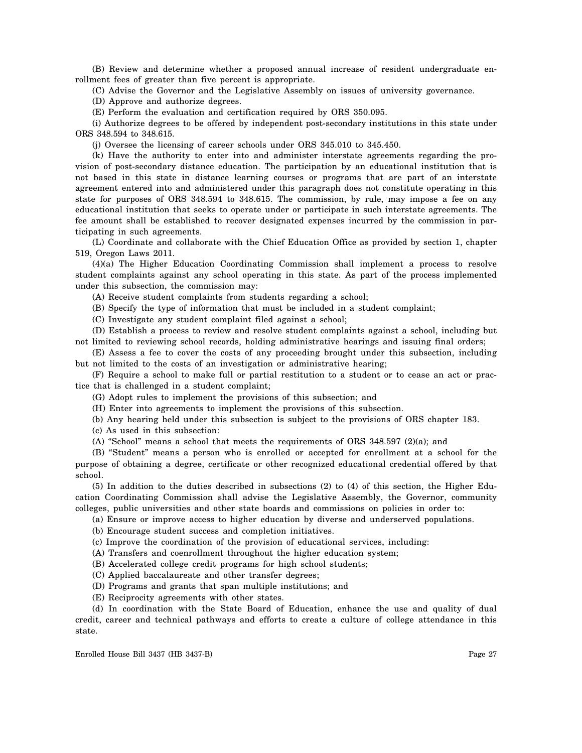(B) Review and determine whether a proposed annual increase of resident undergraduate enrollment fees of greater than five percent is appropriate.

(C) Advise the Governor and the Legislative Assembly on issues of university governance.

(D) Approve and authorize degrees.

(E) Perform the evaluation and certification required by ORS 350.095.

(i) Authorize degrees to be offered by independent post-secondary institutions in this state under ORS 348.594 to 348.615.

(j) Oversee the licensing of career schools under ORS 345.010 to 345.450.

(k) Have the authority to enter into and administer interstate agreements regarding the provision of post-secondary distance education. The participation by an educational institution that is not based in this state in distance learning courses or programs that are part of an interstate agreement entered into and administered under this paragraph does not constitute operating in this state for purposes of ORS 348.594 to 348.615. The commission, by rule, may impose a fee on any educational institution that seeks to operate under or participate in such interstate agreements. The fee amount shall be established to recover designated expenses incurred by the commission in participating in such agreements.

(L) Coordinate and collaborate with the Chief Education Office as provided by section 1, chapter 519, Oregon Laws 2011.

(4)(a) The Higher Education Coordinating Commission shall implement a process to resolve student complaints against any school operating in this state. As part of the process implemented under this subsection, the commission may:

(A) Receive student complaints from students regarding a school;

(B) Specify the type of information that must be included in a student complaint;

(C) Investigate any student complaint filed against a school;

(D) Establish a process to review and resolve student complaints against a school, including but not limited to reviewing school records, holding administrative hearings and issuing final orders;

(E) Assess a fee to cover the costs of any proceeding brought under this subsection, including but not limited to the costs of an investigation or administrative hearing;

(F) Require a school to make full or partial restitution to a student or to cease an act or practice that is challenged in a student complaint;

(G) Adopt rules to implement the provisions of this subsection; and

(H) Enter into agreements to implement the provisions of this subsection.

(b) Any hearing held under this subsection is subject to the provisions of ORS chapter 183.

(c) As used in this subsection:

(A) "School" means a school that meets the requirements of ORS 348.597 (2)(a); and

(B) "Student" means a person who is enrolled or accepted for enrollment at a school for the purpose of obtaining a degree, certificate or other recognized educational credential offered by that school.

(5) In addition to the duties described in subsections (2) to (4) of this section, the Higher Education Coordinating Commission shall advise the Legislative Assembly, the Governor, community colleges, public universities and other state boards and commissions on policies in order to:

(a) Ensure or improve access to higher education by diverse and underserved populations.

(b) Encourage student success and completion initiatives.

(c) Improve the coordination of the provision of educational services, including:

(A) Transfers and coenrollment throughout the higher education system;

(B) Accelerated college credit programs for high school students;

(C) Applied baccalaureate and other transfer degrees;

(D) Programs and grants that span multiple institutions; and

(E) Reciprocity agreements with other states.

(d) In coordination with the State Board of Education, enhance the use and quality of dual credit, career and technical pathways and efforts to create a culture of college attendance in this state.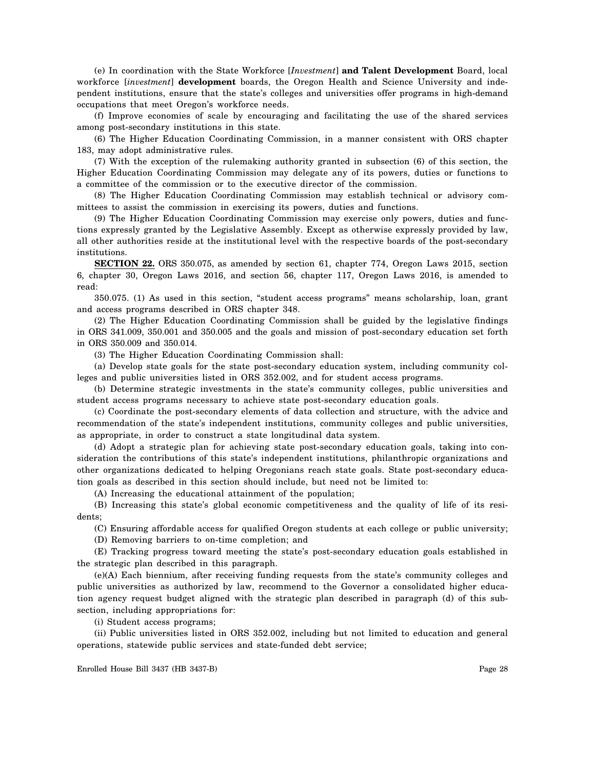(e) In coordination with the State Workforce [*Investment*] **and Talent Development** Board, local workforce [*investment*] **development** boards, the Oregon Health and Science University and independent institutions, ensure that the state's colleges and universities offer programs in high-demand occupations that meet Oregon's workforce needs.

(f) Improve economies of scale by encouraging and facilitating the use of the shared services among post-secondary institutions in this state.

(6) The Higher Education Coordinating Commission, in a manner consistent with ORS chapter 183, may adopt administrative rules.

(7) With the exception of the rulemaking authority granted in subsection (6) of this section, the Higher Education Coordinating Commission may delegate any of its powers, duties or functions to a committee of the commission or to the executive director of the commission.

(8) The Higher Education Coordinating Commission may establish technical or advisory committees to assist the commission in exercising its powers, duties and functions.

(9) The Higher Education Coordinating Commission may exercise only powers, duties and functions expressly granted by the Legislative Assembly. Except as otherwise expressly provided by law, all other authorities reside at the institutional level with the respective boards of the post-secondary institutions.

**SECTION 22.** ORS 350.075, as amended by section 61, chapter 774, Oregon Laws 2015, section 6, chapter 30, Oregon Laws 2016, and section 56, chapter 117, Oregon Laws 2016, is amended to read:

350.075. (1) As used in this section, "student access programs" means scholarship, loan, grant and access programs described in ORS chapter 348.

(2) The Higher Education Coordinating Commission shall be guided by the legislative findings in ORS 341.009, 350.001 and 350.005 and the goals and mission of post-secondary education set forth in ORS 350.009 and 350.014.

(3) The Higher Education Coordinating Commission shall:

(a) Develop state goals for the state post-secondary education system, including community colleges and public universities listed in ORS 352.002, and for student access programs.

(b) Determine strategic investments in the state's community colleges, public universities and student access programs necessary to achieve state post-secondary education goals.

(c) Coordinate the post-secondary elements of data collection and structure, with the advice and recommendation of the state's independent institutions, community colleges and public universities, as appropriate, in order to construct a state longitudinal data system.

(d) Adopt a strategic plan for achieving state post-secondary education goals, taking into consideration the contributions of this state's independent institutions, philanthropic organizations and other organizations dedicated to helping Oregonians reach state goals. State post-secondary education goals as described in this section should include, but need not be limited to:

(A) Increasing the educational attainment of the population;

(B) Increasing this state's global economic competitiveness and the quality of life of its residents;

(C) Ensuring affordable access for qualified Oregon students at each college or public university;

(D) Removing barriers to on-time completion; and

(E) Tracking progress toward meeting the state's post-secondary education goals established in the strategic plan described in this paragraph.

(e)(A) Each biennium, after receiving funding requests from the state's community colleges and public universities as authorized by law, recommend to the Governor a consolidated higher education agency request budget aligned with the strategic plan described in paragraph (d) of this subsection, including appropriations for:

(i) Student access programs;

(ii) Public universities listed in ORS 352.002, including but not limited to education and general operations, statewide public services and state-funded debt service;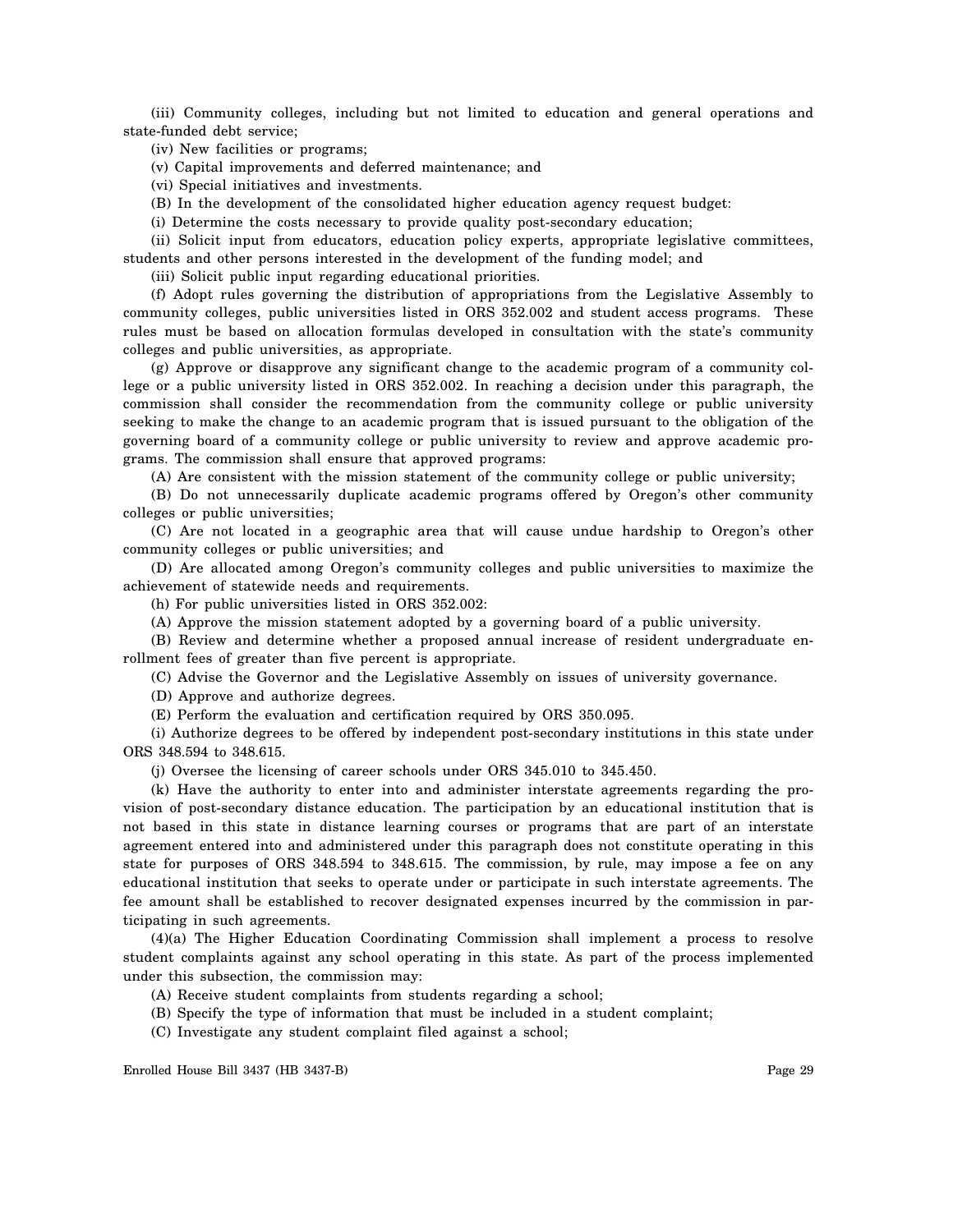(iii) Community colleges, including but not limited to education and general operations and state-funded debt service;

(iv) New facilities or programs;

(v) Capital improvements and deferred maintenance; and

(vi) Special initiatives and investments.

(B) In the development of the consolidated higher education agency request budget:

(i) Determine the costs necessary to provide quality post-secondary education;

(ii) Solicit input from educators, education policy experts, appropriate legislative committees, students and other persons interested in the development of the funding model; and

(iii) Solicit public input regarding educational priorities.

(f) Adopt rules governing the distribution of appropriations from the Legislative Assembly to community colleges, public universities listed in ORS 352.002 and student access programs. These rules must be based on allocation formulas developed in consultation with the state's community colleges and public universities, as appropriate.

(g) Approve or disapprove any significant change to the academic program of a community college or a public university listed in ORS 352.002. In reaching a decision under this paragraph, the commission shall consider the recommendation from the community college or public university seeking to make the change to an academic program that is issued pursuant to the obligation of the governing board of a community college or public university to review and approve academic programs. The commission shall ensure that approved programs:

(A) Are consistent with the mission statement of the community college or public university;

(B) Do not unnecessarily duplicate academic programs offered by Oregon's other community colleges or public universities;

(C) Are not located in a geographic area that will cause undue hardship to Oregon's other community colleges or public universities; and

(D) Are allocated among Oregon's community colleges and public universities to maximize the achievement of statewide needs and requirements.

(h) For public universities listed in ORS 352.002:

(A) Approve the mission statement adopted by a governing board of a public university.

(B) Review and determine whether a proposed annual increase of resident undergraduate enrollment fees of greater than five percent is appropriate.

(C) Advise the Governor and the Legislative Assembly on issues of university governance.

(D) Approve and authorize degrees.

(E) Perform the evaluation and certification required by ORS 350.095.

(i) Authorize degrees to be offered by independent post-secondary institutions in this state under ORS 348.594 to 348.615.

(j) Oversee the licensing of career schools under ORS 345.010 to 345.450.

(k) Have the authority to enter into and administer interstate agreements regarding the provision of post-secondary distance education. The participation by an educational institution that is not based in this state in distance learning courses or programs that are part of an interstate agreement entered into and administered under this paragraph does not constitute operating in this state for purposes of ORS 348.594 to 348.615. The commission, by rule, may impose a fee on any educational institution that seeks to operate under or participate in such interstate agreements. The fee amount shall be established to recover designated expenses incurred by the commission in participating in such agreements.

(4)(a) The Higher Education Coordinating Commission shall implement a process to resolve student complaints against any school operating in this state. As part of the process implemented under this subsection, the commission may:

(A) Receive student complaints from students regarding a school;

(B) Specify the type of information that must be included in a student complaint;

(C) Investigate any student complaint filed against a school;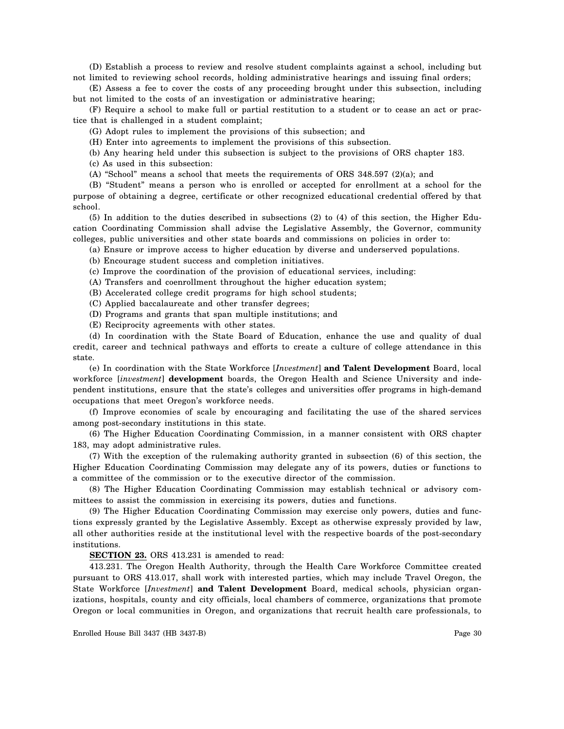(D) Establish a process to review and resolve student complaints against a school, including but not limited to reviewing school records, holding administrative hearings and issuing final orders;

(E) Assess a fee to cover the costs of any proceeding brought under this subsection, including but not limited to the costs of an investigation or administrative hearing;

(F) Require a school to make full or partial restitution to a student or to cease an act or practice that is challenged in a student complaint;

(G) Adopt rules to implement the provisions of this subsection; and

(H) Enter into agreements to implement the provisions of this subsection.

(b) Any hearing held under this subsection is subject to the provisions of ORS chapter 183.

(c) As used in this subsection:

(A) "School" means a school that meets the requirements of ORS 348.597 (2)(a); and

(B) "Student" means a person who is enrolled or accepted for enrollment at a school for the purpose of obtaining a degree, certificate or other recognized educational credential offered by that school.

(5) In addition to the duties described in subsections (2) to (4) of this section, the Higher Education Coordinating Commission shall advise the Legislative Assembly, the Governor, community colleges, public universities and other state boards and commissions on policies in order to:

(a) Ensure or improve access to higher education by diverse and underserved populations.

(b) Encourage student success and completion initiatives.

(c) Improve the coordination of the provision of educational services, including:

(A) Transfers and coenrollment throughout the higher education system;

(B) Accelerated college credit programs for high school students;

(C) Applied baccalaureate and other transfer degrees;

(D) Programs and grants that span multiple institutions; and

(E) Reciprocity agreements with other states.

(d) In coordination with the State Board of Education, enhance the use and quality of dual credit, career and technical pathways and efforts to create a culture of college attendance in this state.

(e) In coordination with the State Workforce [*Investment*] **and Talent Development** Board, local workforce [*investment*] **development** boards, the Oregon Health and Science University and independent institutions, ensure that the state's colleges and universities offer programs in high-demand occupations that meet Oregon's workforce needs.

(f) Improve economies of scale by encouraging and facilitating the use of the shared services among post-secondary institutions in this state.

(6) The Higher Education Coordinating Commission, in a manner consistent with ORS chapter 183, may adopt administrative rules.

(7) With the exception of the rulemaking authority granted in subsection (6) of this section, the Higher Education Coordinating Commission may delegate any of its powers, duties or functions to a committee of the commission or to the executive director of the commission.

(8) The Higher Education Coordinating Commission may establish technical or advisory committees to assist the commission in exercising its powers, duties and functions.

(9) The Higher Education Coordinating Commission may exercise only powers, duties and functions expressly granted by the Legislative Assembly. Except as otherwise expressly provided by law, all other authorities reside at the institutional level with the respective boards of the post-secondary institutions.

**SECTION 23.** ORS 413.231 is amended to read:

413.231. The Oregon Health Authority, through the Health Care Workforce Committee created pursuant to ORS 413.017, shall work with interested parties, which may include Travel Oregon, the State Workforce [*Investment*] **and Talent Development** Board, medical schools, physician organizations, hospitals, county and city officials, local chambers of commerce, organizations that promote Oregon or local communities in Oregon, and organizations that recruit health care professionals, to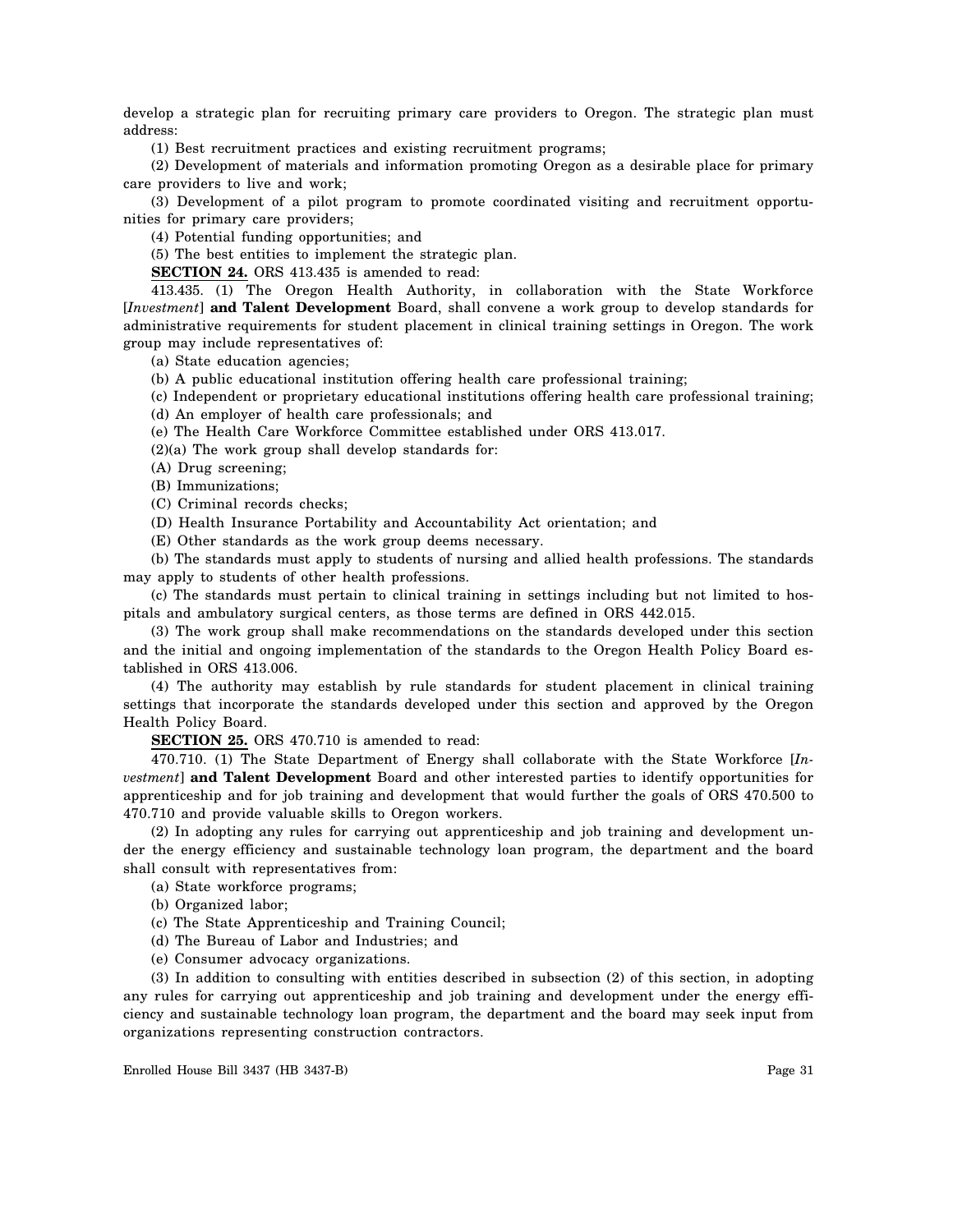develop a strategic plan for recruiting primary care providers to Oregon. The strategic plan must address:

(1) Best recruitment practices and existing recruitment programs;

(2) Development of materials and information promoting Oregon as a desirable place for primary care providers to live and work;

(3) Development of a pilot program to promote coordinated visiting and recruitment opportunities for primary care providers;

(4) Potential funding opportunities; and

(5) The best entities to implement the strategic plan.

**SECTION 24.** ORS 413.435 is amended to read:

413.435. (1) The Oregon Health Authority, in collaboration with the State Workforce [*Investment*] **and Talent Development** Board, shall convene a work group to develop standards for administrative requirements for student placement in clinical training settings in Oregon. The work group may include representatives of:

(a) State education agencies;

(b) A public educational institution offering health care professional training;

(c) Independent or proprietary educational institutions offering health care professional training;

(d) An employer of health care professionals; and

(e) The Health Care Workforce Committee established under ORS 413.017.

(2)(a) The work group shall develop standards for:

(A) Drug screening;

(B) Immunizations;

(C) Criminal records checks;

(D) Health Insurance Portability and Accountability Act orientation; and

(E) Other standards as the work group deems necessary.

(b) The standards must apply to students of nursing and allied health professions. The standards may apply to students of other health professions.

(c) The standards must pertain to clinical training in settings including but not limited to hospitals and ambulatory surgical centers, as those terms are defined in ORS 442.015.

(3) The work group shall make recommendations on the standards developed under this section and the initial and ongoing implementation of the standards to the Oregon Health Policy Board established in ORS 413.006.

(4) The authority may establish by rule standards for student placement in clinical training settings that incorporate the standards developed under this section and approved by the Oregon Health Policy Board.

**SECTION 25.** ORS 470.710 is amended to read:

470.710. (1) The State Department of Energy shall collaborate with the State Workforce [*Investment*] **and Talent Development** Board and other interested parties to identify opportunities for apprenticeship and for job training and development that would further the goals of ORS 470.500 to 470.710 and provide valuable skills to Oregon workers.

(2) In adopting any rules for carrying out apprenticeship and job training and development under the energy efficiency and sustainable technology loan program, the department and the board shall consult with representatives from:

(a) State workforce programs;

(b) Organized labor;

(c) The State Apprenticeship and Training Council;

(d) The Bureau of Labor and Industries; and

(e) Consumer advocacy organizations.

(3) In addition to consulting with entities described in subsection (2) of this section, in adopting any rules for carrying out apprenticeship and job training and development under the energy efficiency and sustainable technology loan program, the department and the board may seek input from organizations representing construction contractors.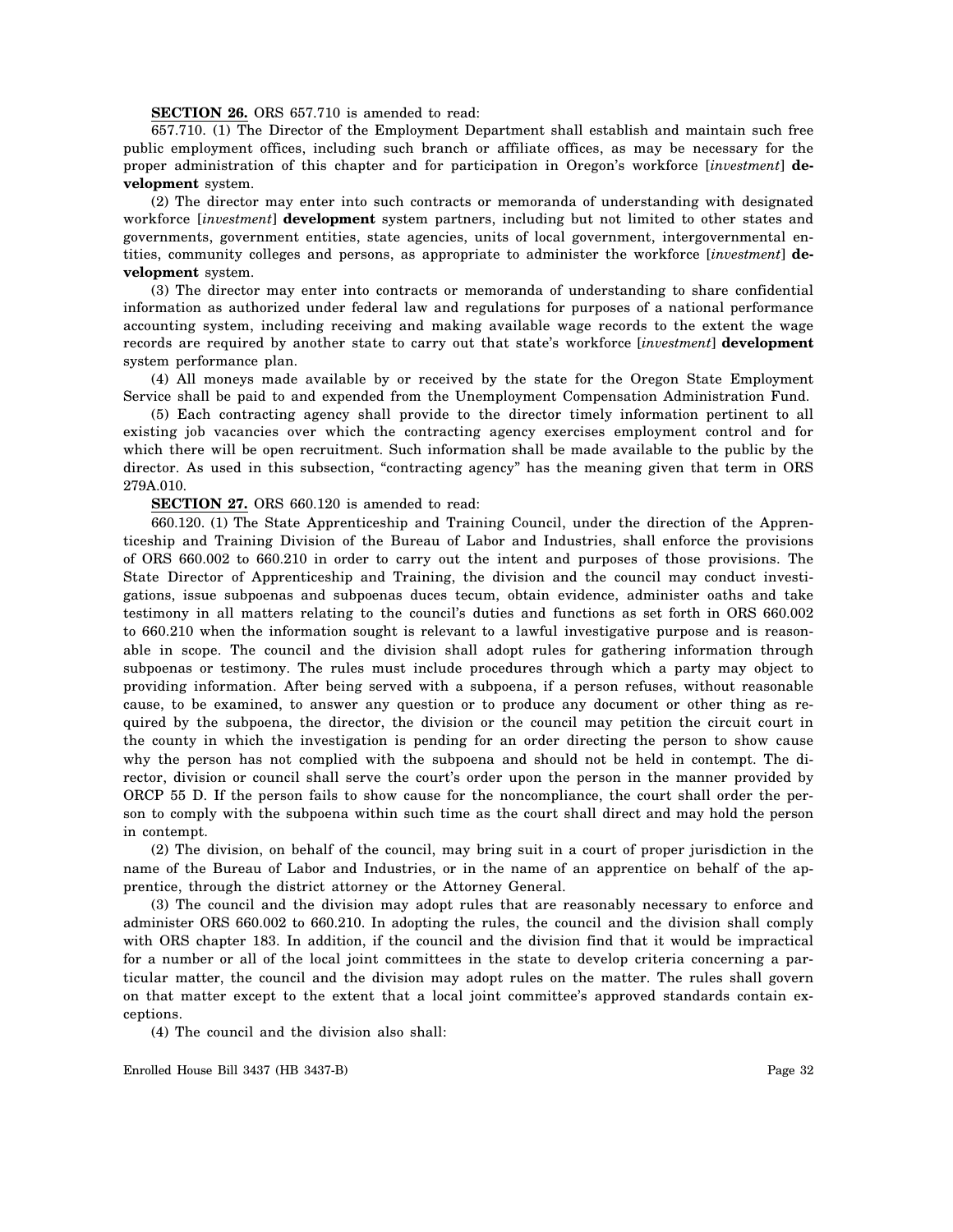**SECTION 26.** ORS 657.710 is amended to read:

657.710. (1) The Director of the Employment Department shall establish and maintain such free public employment offices, including such branch or affiliate offices, as may be necessary for the proper administration of this chapter and for participation in Oregon's workforce [*investment*] **development** system.

(2) The director may enter into such contracts or memoranda of understanding with designated workforce [*investment*] **development** system partners, including but not limited to other states and governments, government entities, state agencies, units of local government, intergovernmental entities, community colleges and persons, as appropriate to administer the workforce [*investment*] **development** system.

(3) The director may enter into contracts or memoranda of understanding to share confidential information as authorized under federal law and regulations for purposes of a national performance accounting system, including receiving and making available wage records to the extent the wage records are required by another state to carry out that state's workforce [*investment*] **development** system performance plan.

(4) All moneys made available by or received by the state for the Oregon State Employment Service shall be paid to and expended from the Unemployment Compensation Administration Fund.

(5) Each contracting agency shall provide to the director timely information pertinent to all existing job vacancies over which the contracting agency exercises employment control and for which there will be open recruitment. Such information shall be made available to the public by the director. As used in this subsection, "contracting agency" has the meaning given that term in ORS 279A.010.

**SECTION 27.** ORS 660.120 is amended to read:

660.120. (1) The State Apprenticeship and Training Council, under the direction of the Apprenticeship and Training Division of the Bureau of Labor and Industries, shall enforce the provisions of ORS 660.002 to 660.210 in order to carry out the intent and purposes of those provisions. The State Director of Apprenticeship and Training, the division and the council may conduct investigations, issue subpoenas and subpoenas duces tecum, obtain evidence, administer oaths and take testimony in all matters relating to the council's duties and functions as set forth in ORS 660.002 to 660.210 when the information sought is relevant to a lawful investigative purpose and is reasonable in scope. The council and the division shall adopt rules for gathering information through subpoenas or testimony. The rules must include procedures through which a party may object to providing information. After being served with a subpoena, if a person refuses, without reasonable cause, to be examined, to answer any question or to produce any document or other thing as required by the subpoena, the director, the division or the council may petition the circuit court in the county in which the investigation is pending for an order directing the person to show cause why the person has not complied with the subpoena and should not be held in contempt. The director, division or council shall serve the court's order upon the person in the manner provided by ORCP 55 D. If the person fails to show cause for the noncompliance, the court shall order the person to comply with the subpoena within such time as the court shall direct and may hold the person in contempt.

(2) The division, on behalf of the council, may bring suit in a court of proper jurisdiction in the name of the Bureau of Labor and Industries, or in the name of an apprentice on behalf of the apprentice, through the district attorney or the Attorney General.

(3) The council and the division may adopt rules that are reasonably necessary to enforce and administer ORS 660.002 to 660.210. In adopting the rules, the council and the division shall comply with ORS chapter 183. In addition, if the council and the division find that it would be impractical for a number or all of the local joint committees in the state to develop criteria concerning a particular matter, the council and the division may adopt rules on the matter. The rules shall govern on that matter except to the extent that a local joint committee's approved standards contain exceptions.

(4) The council and the division also shall: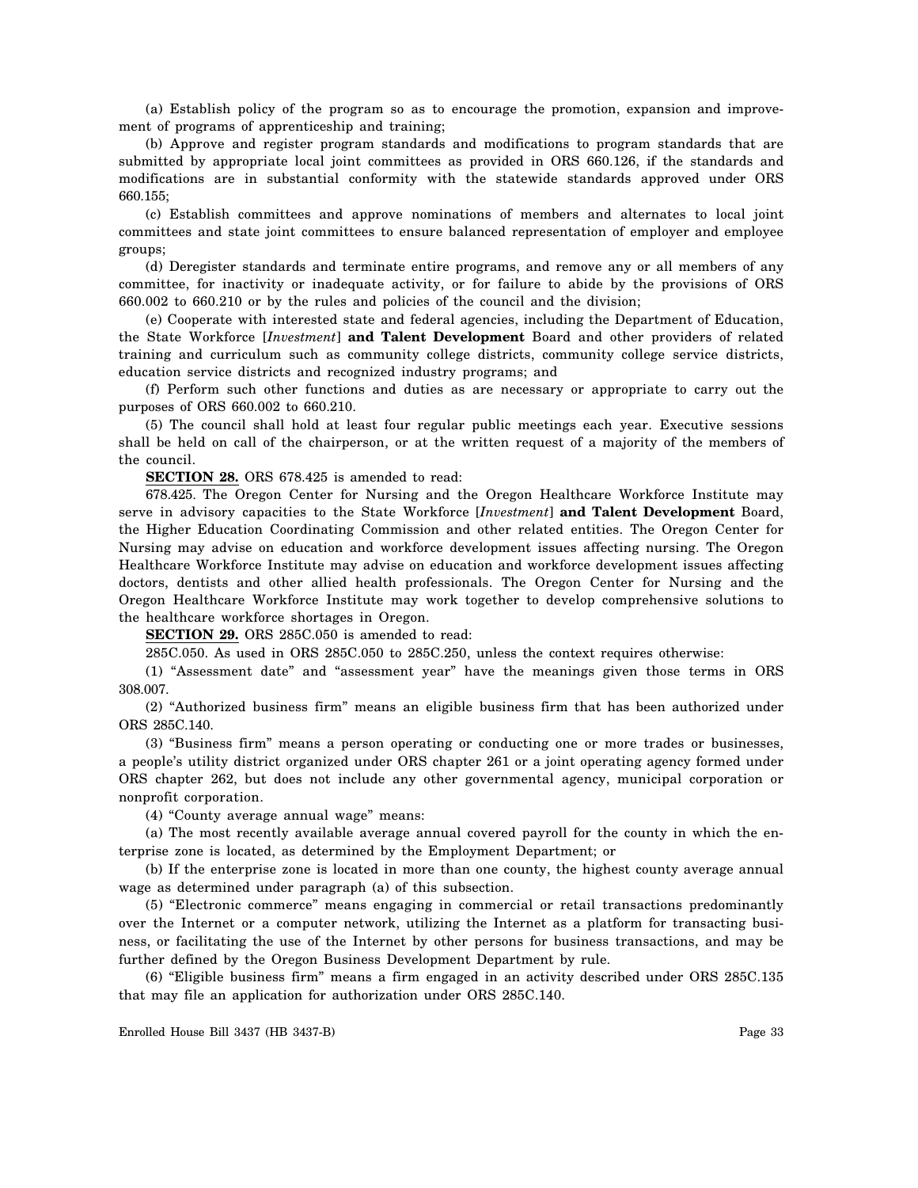(a) Establish policy of the program so as to encourage the promotion, expansion and improvement of programs of apprenticeship and training;

(b) Approve and register program standards and modifications to program standards that are submitted by appropriate local joint committees as provided in ORS 660.126, if the standards and modifications are in substantial conformity with the statewide standards approved under ORS 660.155;

(c) Establish committees and approve nominations of members and alternates to local joint committees and state joint committees to ensure balanced representation of employer and employee groups;

(d) Deregister standards and terminate entire programs, and remove any or all members of any committee, for inactivity or inadequate activity, or for failure to abide by the provisions of ORS 660.002 to 660.210 or by the rules and policies of the council and the division;

(e) Cooperate with interested state and federal agencies, including the Department of Education, the State Workforce [*Investment*] **and Talent Development** Board and other providers of related training and curriculum such as community college districts, community college service districts, education service districts and recognized industry programs; and

(f) Perform such other functions and duties as are necessary or appropriate to carry out the purposes of ORS 660.002 to 660.210.

(5) The council shall hold at least four regular public meetings each year. Executive sessions shall be held on call of the chairperson, or at the written request of a majority of the members of the council.

**SECTION 28.** ORS 678.425 is amended to read:

678.425. The Oregon Center for Nursing and the Oregon Healthcare Workforce Institute may serve in advisory capacities to the State Workforce [*Investment*] **and Talent Development** Board, the Higher Education Coordinating Commission and other related entities. The Oregon Center for Nursing may advise on education and workforce development issues affecting nursing. The Oregon Healthcare Workforce Institute may advise on education and workforce development issues affecting doctors, dentists and other allied health professionals. The Oregon Center for Nursing and the Oregon Healthcare Workforce Institute may work together to develop comprehensive solutions to the healthcare workforce shortages in Oregon.

**SECTION 29.** ORS 285C.050 is amended to read:

285C.050. As used in ORS 285C.050 to 285C.250, unless the context requires otherwise:

(1) "Assessment date" and "assessment year" have the meanings given those terms in ORS 308.007.

(2) "Authorized business firm" means an eligible business firm that has been authorized under ORS 285C.140.

(3) "Business firm" means a person operating or conducting one or more trades or businesses, a people's utility district organized under ORS chapter 261 or a joint operating agency formed under ORS chapter 262, but does not include any other governmental agency, municipal corporation or nonprofit corporation.

(4) "County average annual wage" means:

(a) The most recently available average annual covered payroll for the county in which the enterprise zone is located, as determined by the Employment Department; or

(b) If the enterprise zone is located in more than one county, the highest county average annual wage as determined under paragraph (a) of this subsection.

(5) "Electronic commerce" means engaging in commercial or retail transactions predominantly over the Internet or a computer network, utilizing the Internet as a platform for transacting business, or facilitating the use of the Internet by other persons for business transactions, and may be further defined by the Oregon Business Development Department by rule.

(6) "Eligible business firm" means a firm engaged in an activity described under ORS 285C.135 that may file an application for authorization under ORS 285C.140.

Enrolled House Bill 3437 (HB 3437-B)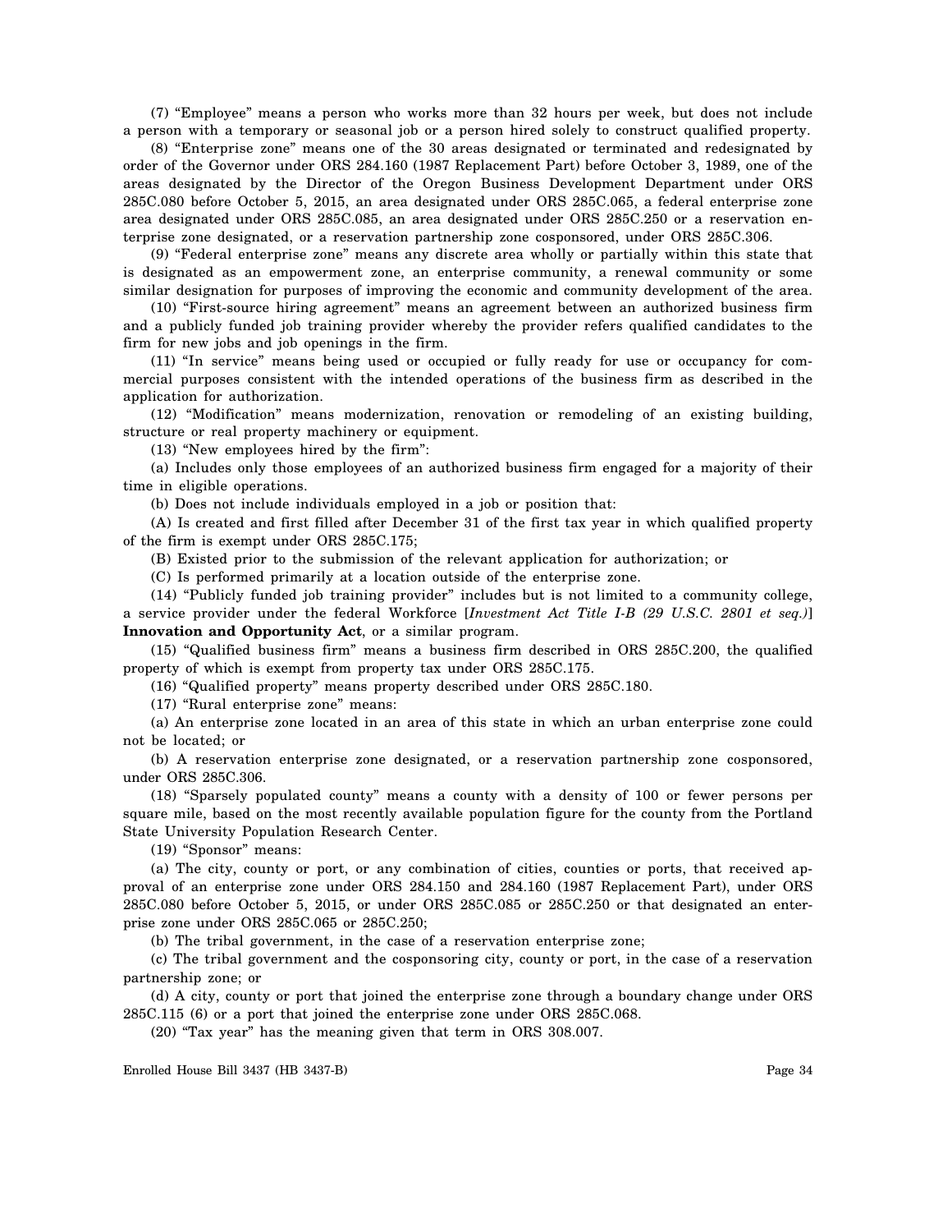(7) "Employee" means a person who works more than 32 hours per week, but does not include a person with a temporary or seasonal job or a person hired solely to construct qualified property.

(8) "Enterprise zone" means one of the 30 areas designated or terminated and redesignated by order of the Governor under ORS 284.160 (1987 Replacement Part) before October 3, 1989, one of the areas designated by the Director of the Oregon Business Development Department under ORS 285C.080 before October 5, 2015, an area designated under ORS 285C.065, a federal enterprise zone area designated under ORS 285C.085, an area designated under ORS 285C.250 or a reservation enterprise zone designated, or a reservation partnership zone cosponsored, under ORS 285C.306.

(9) "Federal enterprise zone" means any discrete area wholly or partially within this state that is designated as an empowerment zone, an enterprise community, a renewal community or some similar designation for purposes of improving the economic and community development of the area.

(10) "First-source hiring agreement" means an agreement between an authorized business firm and a publicly funded job training provider whereby the provider refers qualified candidates to the firm for new jobs and job openings in the firm.

(11) "In service" means being used or occupied or fully ready for use or occupancy for commercial purposes consistent with the intended operations of the business firm as described in the application for authorization.

(12) "Modification" means modernization, renovation or remodeling of an existing building, structure or real property machinery or equipment.

(13) "New employees hired by the firm":

(a) Includes only those employees of an authorized business firm engaged for a majority of their time in eligible operations.

(b) Does not include individuals employed in a job or position that:

(A) Is created and first filled after December 31 of the first tax year in which qualified property of the firm is exempt under ORS 285C.175;

(B) Existed prior to the submission of the relevant application for authorization; or

(C) Is performed primarily at a location outside of the enterprise zone.

(14) "Publicly funded job training provider" includes but is not limited to a community college, a service provider under the federal Workforce [*Investment Act Title I-B (29 U.S.C. 2801 et seq.)*] **Innovation and Opportunity Act**, or a similar program.

(15) "Qualified business firm" means a business firm described in ORS 285C.200, the qualified property of which is exempt from property tax under ORS 285C.175.

(16) "Qualified property" means property described under ORS 285C.180.

(17) "Rural enterprise zone" means:

(a) An enterprise zone located in an area of this state in which an urban enterprise zone could not be located; or

(b) A reservation enterprise zone designated, or a reservation partnership zone cosponsored, under ORS 285C.306.

(18) "Sparsely populated county" means a county with a density of 100 or fewer persons per square mile, based on the most recently available population figure for the county from the Portland State University Population Research Center.

(19) "Sponsor" means:

(a) The city, county or port, or any combination of cities, counties or ports, that received approval of an enterprise zone under ORS 284.150 and 284.160 (1987 Replacement Part), under ORS 285C.080 before October 5, 2015, or under ORS 285C.085 or 285C.250 or that designated an enterprise zone under ORS 285C.065 or 285C.250;

(b) The tribal government, in the case of a reservation enterprise zone;

(c) The tribal government and the cosponsoring city, county or port, in the case of a reservation partnership zone; or

(d) A city, county or port that joined the enterprise zone through a boundary change under ORS 285C.115 (6) or a port that joined the enterprise zone under ORS 285C.068.

(20) "Tax year" has the meaning given that term in ORS 308.007.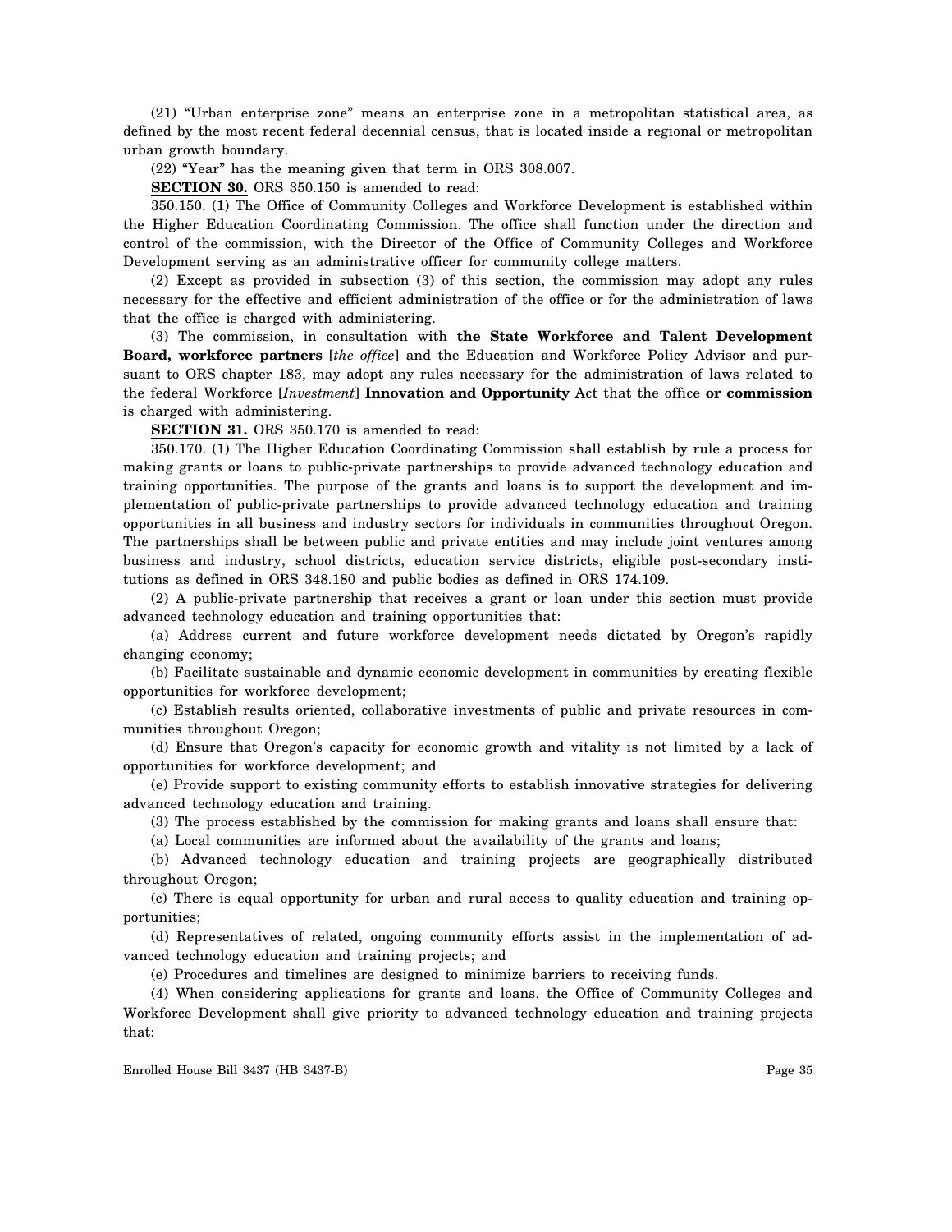(21) "Urban enterprise zone" means an enterprise zone in a metropolitan statistical area, as defined by the most recent federal decennial census, that is located inside a regional or metropolitan urban growth boundary.

(22) "Year" has the meaning given that term in ORS 308.007.

**SECTION 30.** ORS 350.150 is amended to read:

350.150. (1) The Office of Community Colleges and Workforce Development is established within the Higher Education Coordinating Commission. The office shall function under the direction and control of the commission, with the Director of the Office of Community Colleges and Workforce Development serving as an administrative officer for community college matters.

(2) Except as provided in subsection (3) of this section, the commission may adopt any rules necessary for the effective and efficient administration of the office or for the administration of laws that the office is charged with administering.

(3) The commission, in consultation with **the State Workforce and Talent Development Board, workforce partners** [*the office*] and the Education and Workforce Policy Advisor and pursuant to ORS chapter 183, may adopt any rules necessary for the administration of laws related to the federal Workforce [*Investment*] **Innovation and Opportunity** Act that the office **or commission** is charged with administering.

**SECTION 31.** ORS 350.170 is amended to read:

350.170. (1) The Higher Education Coordinating Commission shall establish by rule a process for making grants or loans to public-private partnerships to provide advanced technology education and training opportunities. The purpose of the grants and loans is to support the development and implementation of public-private partnerships to provide advanced technology education and training opportunities in all business and industry sectors for individuals in communities throughout Oregon. The partnerships shall be between public and private entities and may include joint ventures among business and industry, school districts, education service districts, eligible post-secondary institutions as defined in ORS 348.180 and public bodies as defined in ORS 174.109.

(2) A public-private partnership that receives a grant or loan under this section must provide advanced technology education and training opportunities that:

(a) Address current and future workforce development needs dictated by Oregon's rapidly changing economy;

(b) Facilitate sustainable and dynamic economic development in communities by creating flexible opportunities for workforce development;

(c) Establish results oriented, collaborative investments of public and private resources in communities throughout Oregon;

(d) Ensure that Oregon's capacity for economic growth and vitality is not limited by a lack of opportunities for workforce development; and

(e) Provide support to existing community efforts to establish innovative strategies for delivering advanced technology education and training.

(3) The process established by the commission for making grants and loans shall ensure that:

(a) Local communities are informed about the availability of the grants and loans;

(b) Advanced technology education and training projects are geographically distributed throughout Oregon;

(c) There is equal opportunity for urban and rural access to quality education and training opportunities;

(d) Representatives of related, ongoing community efforts assist in the implementation of advanced technology education and training projects; and

(e) Procedures and timelines are designed to minimize barriers to receiving funds.

(4) When considering applications for grants and loans, the Office of Community Colleges and Workforce Development shall give priority to advanced technology education and training projects that: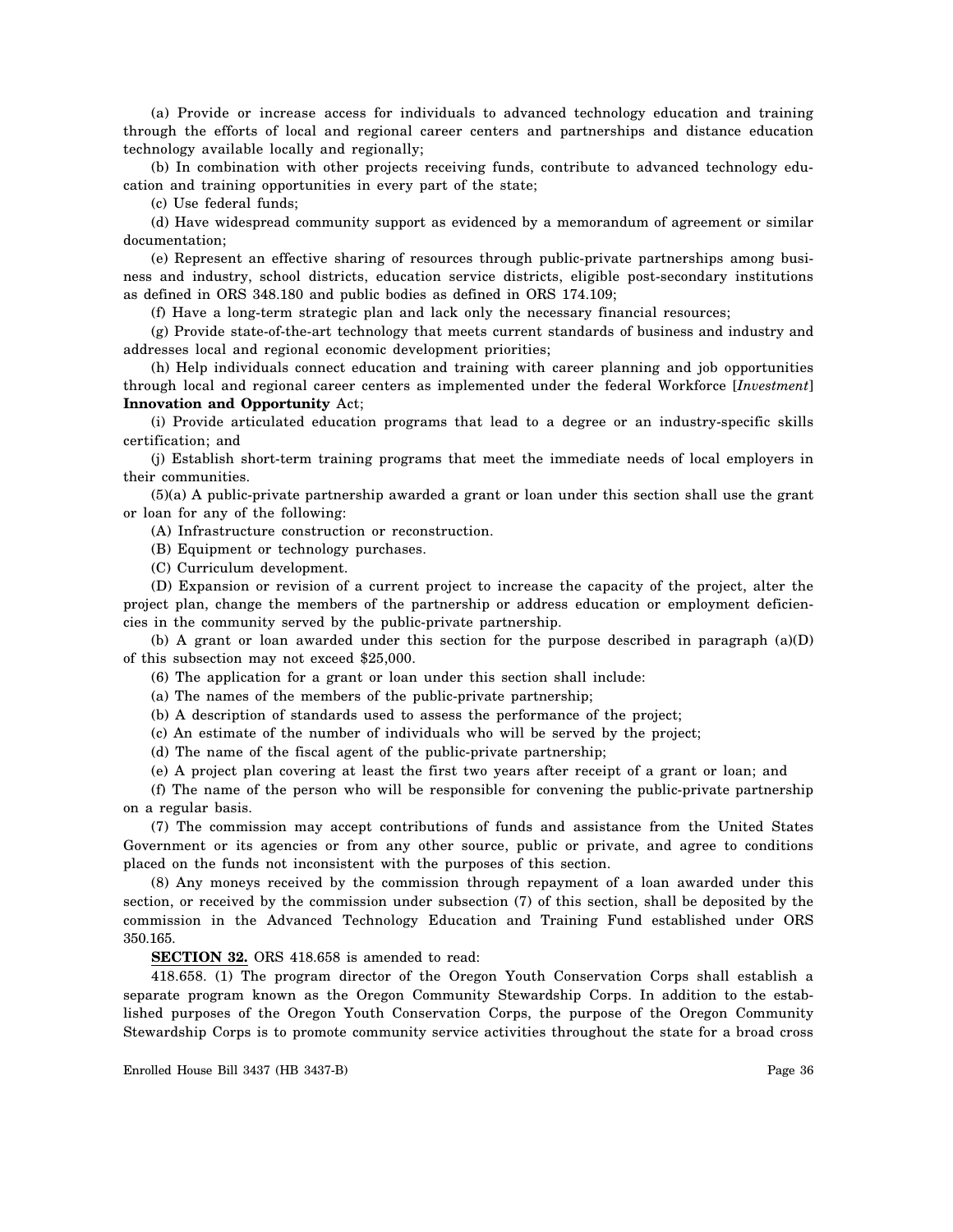(a) Provide or increase access for individuals to advanced technology education and training through the efforts of local and regional career centers and partnerships and distance education technology available locally and regionally;

(b) In combination with other projects receiving funds, contribute to advanced technology education and training opportunities in every part of the state;

(c) Use federal funds;

(d) Have widespread community support as evidenced by a memorandum of agreement or similar documentation;

(e) Represent an effective sharing of resources through public-private partnerships among business and industry, school districts, education service districts, eligible post-secondary institutions as defined in ORS 348.180 and public bodies as defined in ORS 174.109;

(f) Have a long-term strategic plan and lack only the necessary financial resources;

(g) Provide state-of-the-art technology that meets current standards of business and industry and addresses local and regional economic development priorities;

(h) Help individuals connect education and training with career planning and job opportunities through local and regional career centers as implemented under the federal Workforce [*Investment*] **Innovation and Opportunity** Act;

(i) Provide articulated education programs that lead to a degree or an industry-specific skills certification; and

(j) Establish short-term training programs that meet the immediate needs of local employers in their communities.

(5)(a) A public-private partnership awarded a grant or loan under this section shall use the grant or loan for any of the following:

(A) Infrastructure construction or reconstruction.

(B) Equipment or technology purchases.

(C) Curriculum development.

(D) Expansion or revision of a current project to increase the capacity of the project, alter the project plan, change the members of the partnership or address education or employment deficiencies in the community served by the public-private partnership.

(b) A grant or loan awarded under this section for the purpose described in paragraph (a)(D) of this subsection may not exceed $25,000.

(6) The application for a grant or loan under this section shall include:

(a) The names of the members of the public-private partnership;

(b) A description of standards used to assess the performance of the project;

(c) An estimate of the number of individuals who will be served by the project;

(d) The name of the fiscal agent of the public-private partnership;

(e) A project plan covering at least the first two years after receipt of a grant or loan; and

(f) The name of the person who will be responsible for convening the public-private partnership on a regular basis.

(7) The commission may accept contributions of funds and assistance from the United States Government or its agencies or from any other source, public or private, and agree to conditions placed on the funds not inconsistent with the purposes of this section.

(8) Any moneys received by the commission through repayment of a loan awarded under this section, or received by the commission under subsection (7) of this section, shall be deposited by the commission in the Advanced Technology Education and Training Fund established under ORS 350.165.

**SECTION 32.** ORS 418.658 is amended to read:

418.658. (1) The program director of the Oregon Youth Conservation Corps shall establish a separate program known as the Oregon Community Stewardship Corps. In addition to the established purposes of the Oregon Youth Conservation Corps, the purpose of the Oregon Community Stewardship Corps is to promote community service activities throughout the state for a broad cross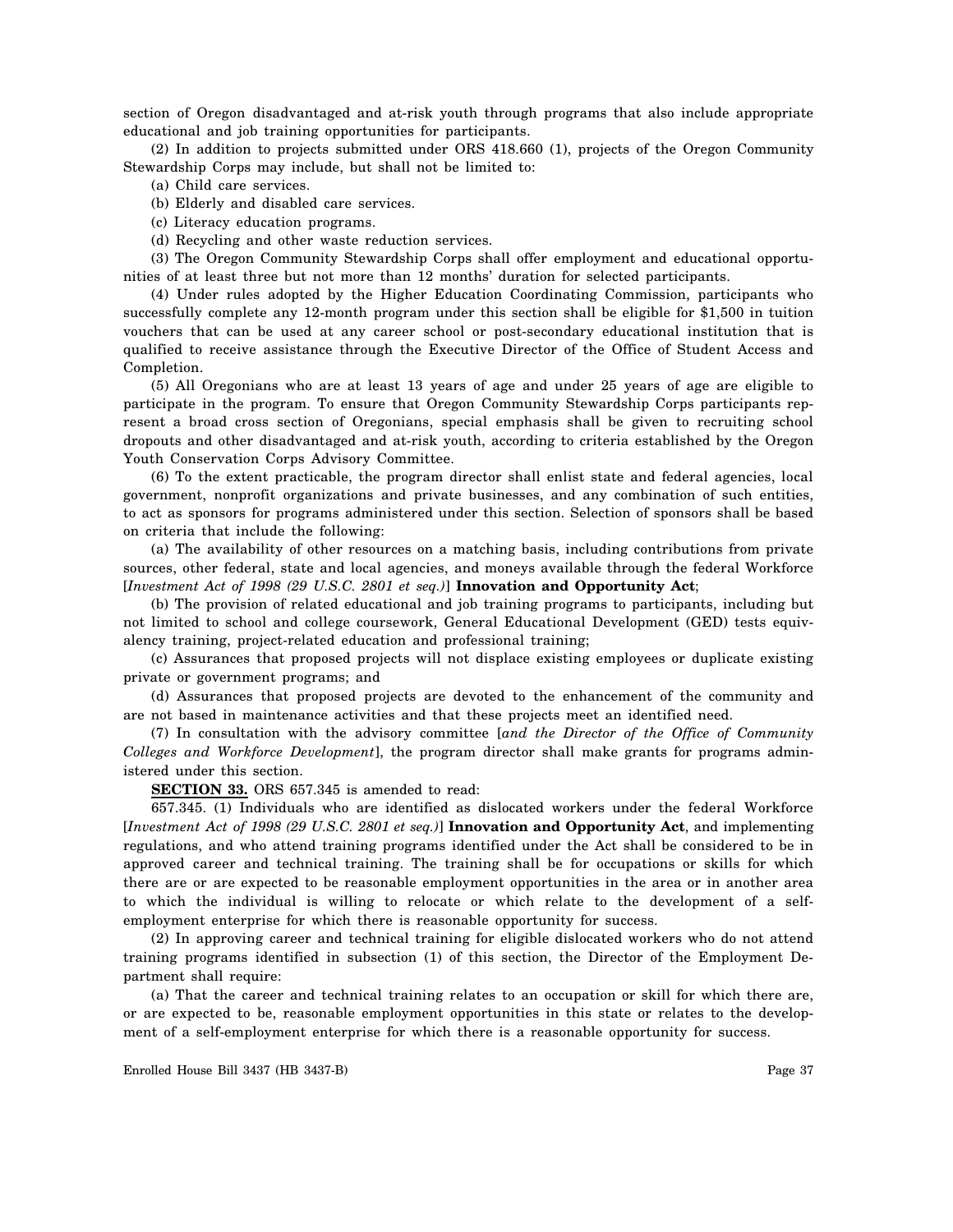section of Oregon disadvantaged and at-risk youth through programs that also include appropriate educational and job training opportunities for participants.

(2) In addition to projects submitted under ORS 418.660 (1), projects of the Oregon Community Stewardship Corps may include, but shall not be limited to:

(a) Child care services.

(b) Elderly and disabled care services.

(c) Literacy education programs.

(d) Recycling and other waste reduction services.

(3) The Oregon Community Stewardship Corps shall offer employment and educational opportunities of at least three but not more than 12 months' duration for selected participants.

(4) Under rules adopted by the Higher Education Coordinating Commission, participants who successfully complete any 12-month program under this section shall be eligible for $1,500 in tuition vouchers that can be used at any career school or post-secondary educational institution that is qualified to receive assistance through the Executive Director of the Office of Student Access and Completion.

(5) All Oregonians who are at least 13 years of age and under 25 years of age are eligible to participate in the program. To ensure that Oregon Community Stewardship Corps participants represent a broad cross section of Oregonians, special emphasis shall be given to recruiting school dropouts and other disadvantaged and at-risk youth, according to criteria established by the Oregon Youth Conservation Corps Advisory Committee.

(6) To the extent practicable, the program director shall enlist state and federal agencies, local government, nonprofit organizations and private businesses, and any combination of such entities, to act as sponsors for programs administered under this section. Selection of sponsors shall be based on criteria that include the following:

(a) The availability of other resources on a matching basis, including contributions from private sources, other federal, state and local agencies, and moneys available through the federal Workforce [*Investment Act of 1998 (29 U.S.C. 2801 et seq.)*] **Innovation and Opportunity Act**;

(b) The provision of related educational and job training programs to participants, including but not limited to school and college coursework, General Educational Development (GED) tests equivalency training, project-related education and professional training;

(c) Assurances that proposed projects will not displace existing employees or duplicate existing private or government programs; and

(d) Assurances that proposed projects are devoted to the enhancement of the community and are not based in maintenance activities and that these projects meet an identified need.

(7) In consultation with the advisory committee [*and the Director of the Office of Community Colleges and Workforce Development*], the program director shall make grants for programs administered under this section.

**SECTION 33.** ORS 657.345 is amended to read:

657.345. (1) Individuals who are identified as dislocated workers under the federal Workforce [*Investment Act of 1998 (29 U.S.C. 2801 et seq.)*] **Innovation and Opportunity Act**, and implementing regulations, and who attend training programs identified under the Act shall be considered to be in approved career and technical training. The training shall be for occupations or skills for which there are or are expected to be reasonable employment opportunities in the area or in another area to which the individual is willing to relocate or which relate to the development of a self-employment enterprise for which there is reasonable opportunity for success.

(2) In approving career and technical training for eligible dislocated workers who do not attend training programs identified in subsection (1) of this section, the Director of the Employment Department shall require:

(a) That the career and technical training relates to an occupation or skill for which there are, or are expected to be, reasonable employment opportunities in this state or relates to the development of a self-employment enterprise for which there is a reasonable opportunity for success.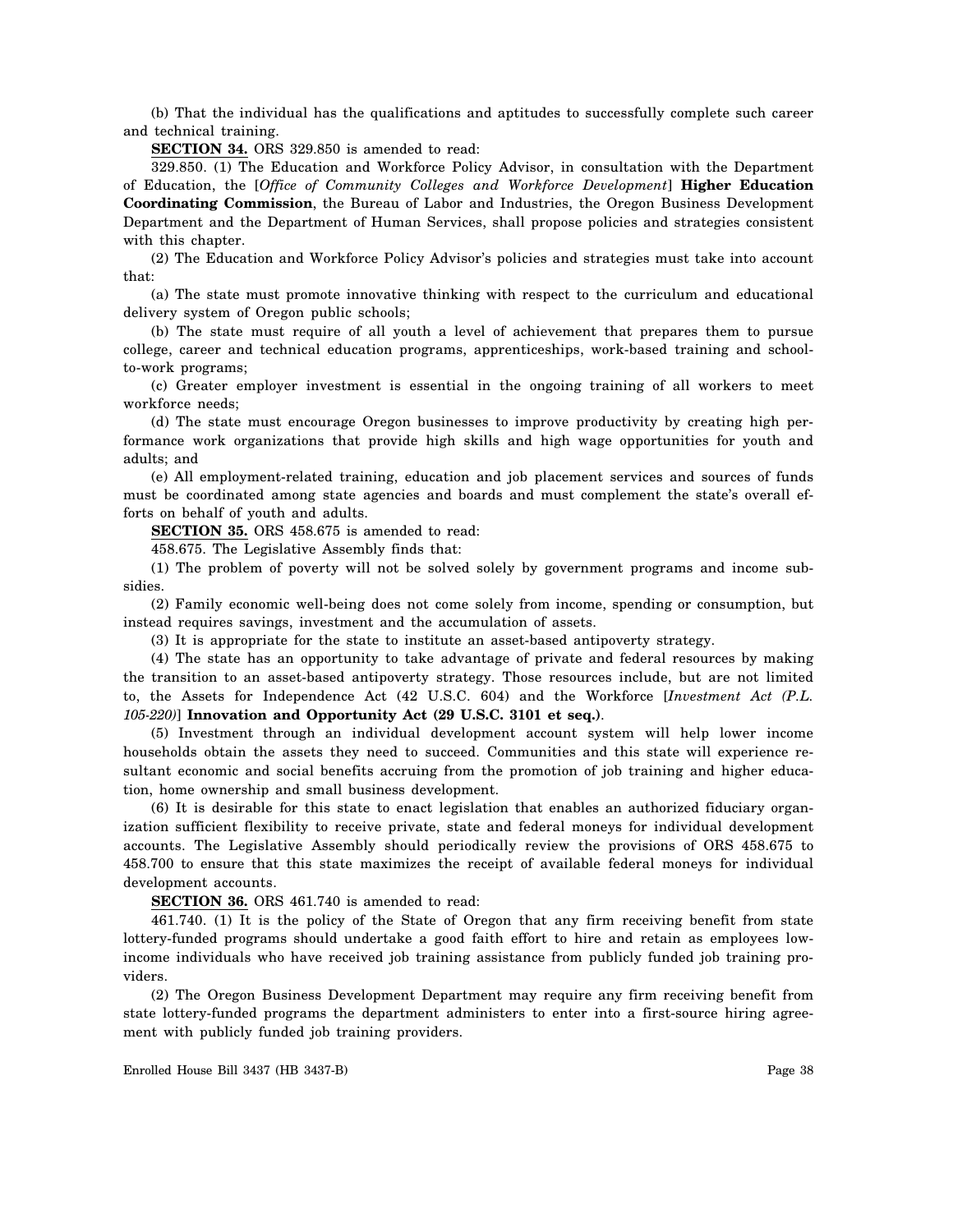(b) That the individual has the qualifications and aptitudes to successfully complete such career and technical training.

**SECTION 34.** ORS 329.850 is amended to read:

329.850. (1) The Education and Workforce Policy Advisor, in consultation with the Department of Education, the [*Office of Community Colleges and Workforce Development*] **Higher Education Coordinating Commission**, the Bureau of Labor and Industries, the Oregon Business Development Department and the Department of Human Services, shall propose policies and strategies consistent with this chapter.

(2) The Education and Workforce Policy Advisor's policies and strategies must take into account that:

(a) The state must promote innovative thinking with respect to the curriculum and educational delivery system of Oregon public schools;

(b) The state must require of all youth a level of achievement that prepares them to pursue college, career and technical education programs, apprenticeships, work-based training and school-to-work programs;

(c) Greater employer investment is essential in the ongoing training of all workers to meet workforce needs;

(d) The state must encourage Oregon businesses to improve productivity by creating high performance work organizations that provide high skills and high wage opportunities for youth and adults; and

(e) All employment-related training, education and job placement services and sources of funds must be coordinated among state agencies and boards and must complement the state's overall efforts on behalf of youth and adults.

**SECTION 35.** ORS 458.675 is amended to read:

458.675. The Legislative Assembly finds that:

(1) The problem of poverty will not be solved solely by government programs and income subsidies.

(2) Family economic well-being does not come solely from income, spending or consumption, but instead requires savings, investment and the accumulation of assets.

(3) It is appropriate for the state to institute an asset-based antipoverty strategy.

(4) The state has an opportunity to take advantage of private and federal resources by making the transition to an asset-based antipoverty strategy. Those resources include, but are not limited to, the Assets for Independence Act (42 U.S.C. 604) and the Workforce [*Investment Act (P.L. 105-220)*] **Innovation and Opportunity Act (29 U.S.C. 3101 et seq.)**.

(5) Investment through an individual development account system will help lower income households obtain the assets they need to succeed. Communities and this state will experience resultant economic and social benefits accruing from the promotion of job training and higher education, home ownership and small business development.

(6) It is desirable for this state to enact legislation that enables an authorized fiduciary organization sufficient flexibility to receive private, state and federal moneys for individual development accounts. The Legislative Assembly should periodically review the provisions of ORS 458.675 to 458.700 to ensure that this state maximizes the receipt of available federal moneys for individual development accounts.

**SECTION 36.** ORS 461.740 is amended to read:

461.740. (1) It is the policy of the State of Oregon that any firm receiving benefit from state lottery-funded programs should undertake a good faith effort to hire and retain as employees low-income individuals who have received job training assistance from publicly funded job training providers.

(2) The Oregon Business Development Department may require any firm receiving benefit from state lottery-funded programs the department administers to enter into a first-source hiring agreement with publicly funded job training providers.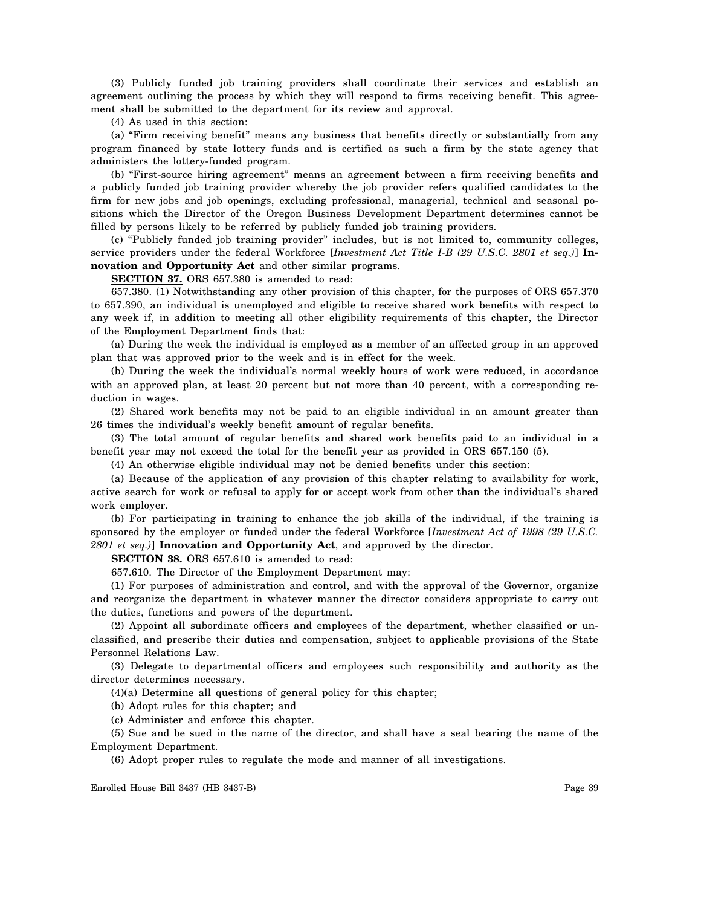(3) Publicly funded job training providers shall coordinate their services and establish an agreement outlining the process by which they will respond to firms receiving benefit. This agreement shall be submitted to the department for its review and approval.

(4) As used in this section:

(a) "Firm receiving benefit" means any business that benefits directly or substantially from any program financed by state lottery funds and is certified as such a firm by the state agency that administers the lottery-funded program.

(b) "First-source hiring agreement" means an agreement between a firm receiving benefits and a publicly funded job training provider whereby the job provider refers qualified candidates to the firm for new jobs and job openings, excluding professional, managerial, technical and seasonal positions which the Director of the Oregon Business Development Department determines cannot be filled by persons likely to be referred by publicly funded job training providers.

(c) "Publicly funded job training provider" includes, but is not limited to, community colleges, service providers under the federal Workforce [*Investment Act Title I-B (29 U.S.C. 2801 et seq.)*] **Innovation and Opportunity Act** and other similar programs.

**SECTION 37.** ORS 657.380 is amended to read:

657.380. (1) Notwithstanding any other provision of this chapter, for the purposes of ORS 657.370 to 657.390, an individual is unemployed and eligible to receive shared work benefits with respect to any week if, in addition to meeting all other eligibility requirements of this chapter, the Director of the Employment Department finds that:

(a) During the week the individual is employed as a member of an affected group in an approved plan that was approved prior to the week and is in effect for the week.

(b) During the week the individual's normal weekly hours of work were reduced, in accordance with an approved plan, at least 20 percent but not more than 40 percent, with a corresponding reduction in wages.

(2) Shared work benefits may not be paid to an eligible individual in an amount greater than 26 times the individual's weekly benefit amount of regular benefits.

(3) The total amount of regular benefits and shared work benefits paid to an individual in a benefit year may not exceed the total for the benefit year as provided in ORS 657.150 (5).

(4) An otherwise eligible individual may not be denied benefits under this section:

(a) Because of the application of any provision of this chapter relating to availability for work, active search for work or refusal to apply for or accept work from other than the individual's shared work employer.

(b) For participating in training to enhance the job skills of the individual, if the training is sponsored by the employer or funded under the federal Workforce [*Investment Act of 1998 (29 U.S.C. 2801 et seq.)*] **Innovation and Opportunity Act**, and approved by the director.

**SECTION 38.** ORS 657.610 is amended to read:

657.610. The Director of the Employment Department may:

(1) For purposes of administration and control, and with the approval of the Governor, organize and reorganize the department in whatever manner the director considers appropriate to carry out the duties, functions and powers of the department.

(2) Appoint all subordinate officers and employees of the department, whether classified or unclassified, and prescribe their duties and compensation, subject to applicable provisions of the State Personnel Relations Law.

(3) Delegate to departmental officers and employees such responsibility and authority as the director determines necessary.

(4)(a) Determine all questions of general policy for this chapter;

(b) Adopt rules for this chapter; and

(c) Administer and enforce this chapter.

(5) Sue and be sued in the name of the director, and shall have a seal bearing the name of the Employment Department.

(6) Adopt proper rules to regulate the mode and manner of all investigations.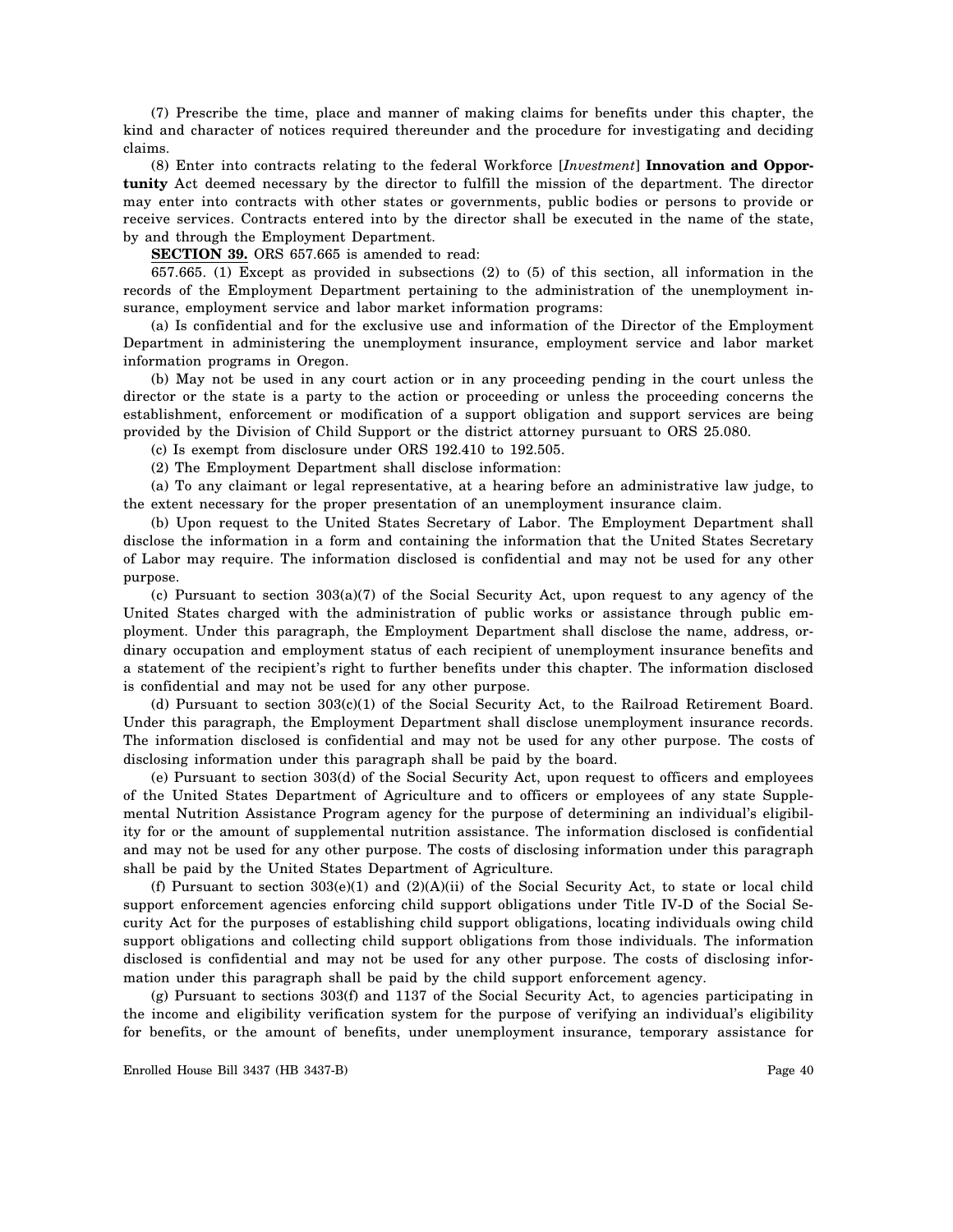(7) Prescribe the time, place and manner of making claims for benefits under this chapter, the kind and character of notices required thereunder and the procedure for investigating and deciding claims.

(8) Enter into contracts relating to the federal Workforce [*Investment*] **Innovation and Opportunity** Act deemed necessary by the director to fulfill the mission of the department. The director may enter into contracts with other states or governments, public bodies or persons to provide or receive services. Contracts entered into by the director shall be executed in the name of the state, by and through the Employment Department.

**SECTION 39.** ORS 657.665 is amended to read:

657.665. (1) Except as provided in subsections (2) to (5) of this section, all information in the records of the Employment Department pertaining to the administration of the unemployment insurance, employment service and labor market information programs:

(a) Is confidential and for the exclusive use and information of the Director of the Employment Department in administering the unemployment insurance, employment service and labor market information programs in Oregon.

(b) May not be used in any court action or in any proceeding pending in the court unless the director or the state is a party to the action or proceeding or unless the proceeding concerns the establishment, enforcement or modification of a support obligation and support services are being provided by the Division of Child Support or the district attorney pursuant to ORS 25.080.

(c) Is exempt from disclosure under ORS 192.410 to 192.505.

(2) The Employment Department shall disclose information:

(a) To any claimant or legal representative, at a hearing before an administrative law judge, to the extent necessary for the proper presentation of an unemployment insurance claim.

(b) Upon request to the United States Secretary of Labor. The Employment Department shall disclose the information in a form and containing the information that the United States Secretary of Labor may require. The information disclosed is confidential and may not be used for any other purpose.

(c) Pursuant to section 303(a)(7) of the Social Security Act, upon request to any agency of the United States charged with the administration of public works or assistance through public employment. Under this paragraph, the Employment Department shall disclose the name, address, ordinary occupation and employment status of each recipient of unemployment insurance benefits and a statement of the recipient's right to further benefits under this chapter. The information disclosed is confidential and may not be used for any other purpose.

(d) Pursuant to section 303(c)(1) of the Social Security Act, to the Railroad Retirement Board. Under this paragraph, the Employment Department shall disclose unemployment insurance records. The information disclosed is confidential and may not be used for any other purpose. The costs of disclosing information under this paragraph shall be paid by the board.

(e) Pursuant to section 303(d) of the Social Security Act, upon request to officers and employees of the United States Department of Agriculture and to officers or employees of any state Supplemental Nutrition Assistance Program agency for the purpose of determining an individual's eligibility for or the amount of supplemental nutrition assistance. The information disclosed is confidential and may not be used for any other purpose. The costs of disclosing information under this paragraph shall be paid by the United States Department of Agriculture.

(f) Pursuant to section 303(e)(1) and (2)(A)(ii) of the Social Security Act, to state or local child support enforcement agencies enforcing child support obligations under Title IV-D of the Social Security Act for the purposes of establishing child support obligations, locating individuals owing child support obligations and collecting child support obligations from those individuals. The information disclosed is confidential and may not be used for any other purpose. The costs of disclosing information under this paragraph shall be paid by the child support enforcement agency.

(g) Pursuant to sections 303(f) and 1137 of the Social Security Act, to agencies participating in the income and eligibility verification system for the purpose of verifying an individual's eligibility for benefits, or the amount of benefits, under unemployment insurance, temporary assistance for

Enrolled House Bill 3437 (HB 3437-B)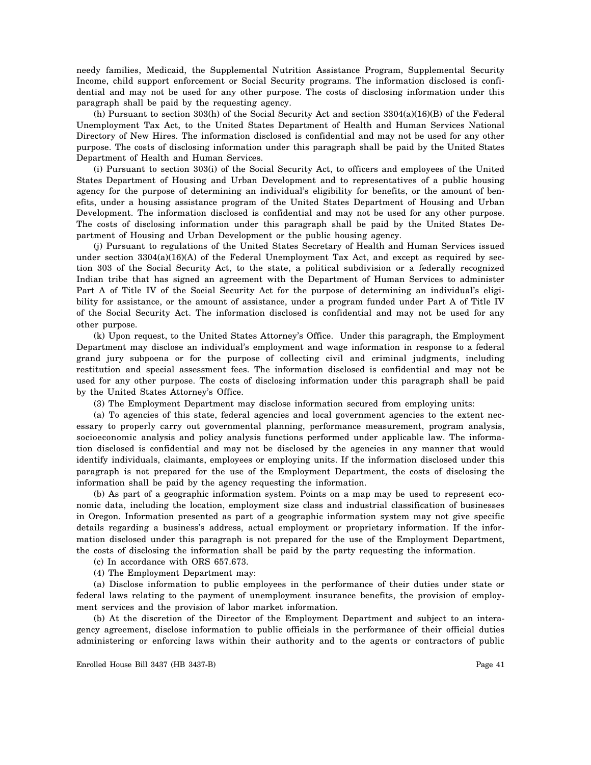needy families, Medicaid, the Supplemental Nutrition Assistance Program, Supplemental Security Income, child support enforcement or Social Security programs. The information disclosed is confidential and may not be used for any other purpose. The costs of disclosing information under this paragraph shall be paid by the requesting agency.

(h) Pursuant to section 303(h) of the Social Security Act and section 3304(a)(16)(B) of the Federal Unemployment Tax Act, to the United States Department of Health and Human Services National Directory of New Hires. The information disclosed is confidential and may not be used for any other purpose. The costs of disclosing information under this paragraph shall be paid by the United States Department of Health and Human Services.

(i) Pursuant to section 303(i) of the Social Security Act, to officers and employees of the United States Department of Housing and Urban Development and to representatives of a public housing agency for the purpose of determining an individual's eligibility for benefits, or the amount of benefits, under a housing assistance program of the United States Department of Housing and Urban Development. The information disclosed is confidential and may not be used for any other purpose. The costs of disclosing information under this paragraph shall be paid by the United States Department of Housing and Urban Development or the public housing agency.

(j) Pursuant to regulations of the United States Secretary of Health and Human Services issued under section 3304(a)(16)(A) of the Federal Unemployment Tax Act, and except as required by section 303 of the Social Security Act, to the state, a political subdivision or a federally recognized Indian tribe that has signed an agreement with the Department of Human Services to administer Part A of Title IV of the Social Security Act for the purpose of determining an individual's eligibility for assistance, or the amount of assistance, under a program funded under Part A of Title IV of the Social Security Act. The information disclosed is confidential and may not be used for any other purpose.

(k) Upon request, to the United States Attorney's Office. Under this paragraph, the Employment Department may disclose an individual's employment and wage information in response to a federal grand jury subpoena or for the purpose of collecting civil and criminal judgments, including restitution and special assessment fees. The information disclosed is confidential and may not be used for any other purpose. The costs of disclosing information under this paragraph shall be paid by the United States Attorney's Office.

(3) The Employment Department may disclose information secured from employing units:

(a) To agencies of this state, federal agencies and local government agencies to the extent necessary to properly carry out governmental planning, performance measurement, program analysis, socioeconomic analysis and policy analysis functions performed under applicable law. The information disclosed is confidential and may not be disclosed by the agencies in any manner that would identify individuals, claimants, employees or employing units. If the information disclosed under this paragraph is not prepared for the use of the Employment Department, the costs of disclosing the information shall be paid by the agency requesting the information.

(b) As part of a geographic information system. Points on a map may be used to represent economic data, including the location, employment size class and industrial classification of businesses in Oregon. Information presented as part of a geographic information system may not give specific details regarding a business's address, actual employment or proprietary information. If the information disclosed under this paragraph is not prepared for the use of the Employment Department, the costs of disclosing the information shall be paid by the party requesting the information.

(c) In accordance with ORS 657.673.

(4) The Employment Department may:

(a) Disclose information to public employees in the performance of their duties under state or federal laws relating to the payment of unemployment insurance benefits, the provision of employment services and the provision of labor market information.

(b) At the discretion of the Director of the Employment Department and subject to an interagency agreement, disclose information to public officials in the performance of their official duties administering or enforcing laws within their authority and to the agents or contractors of public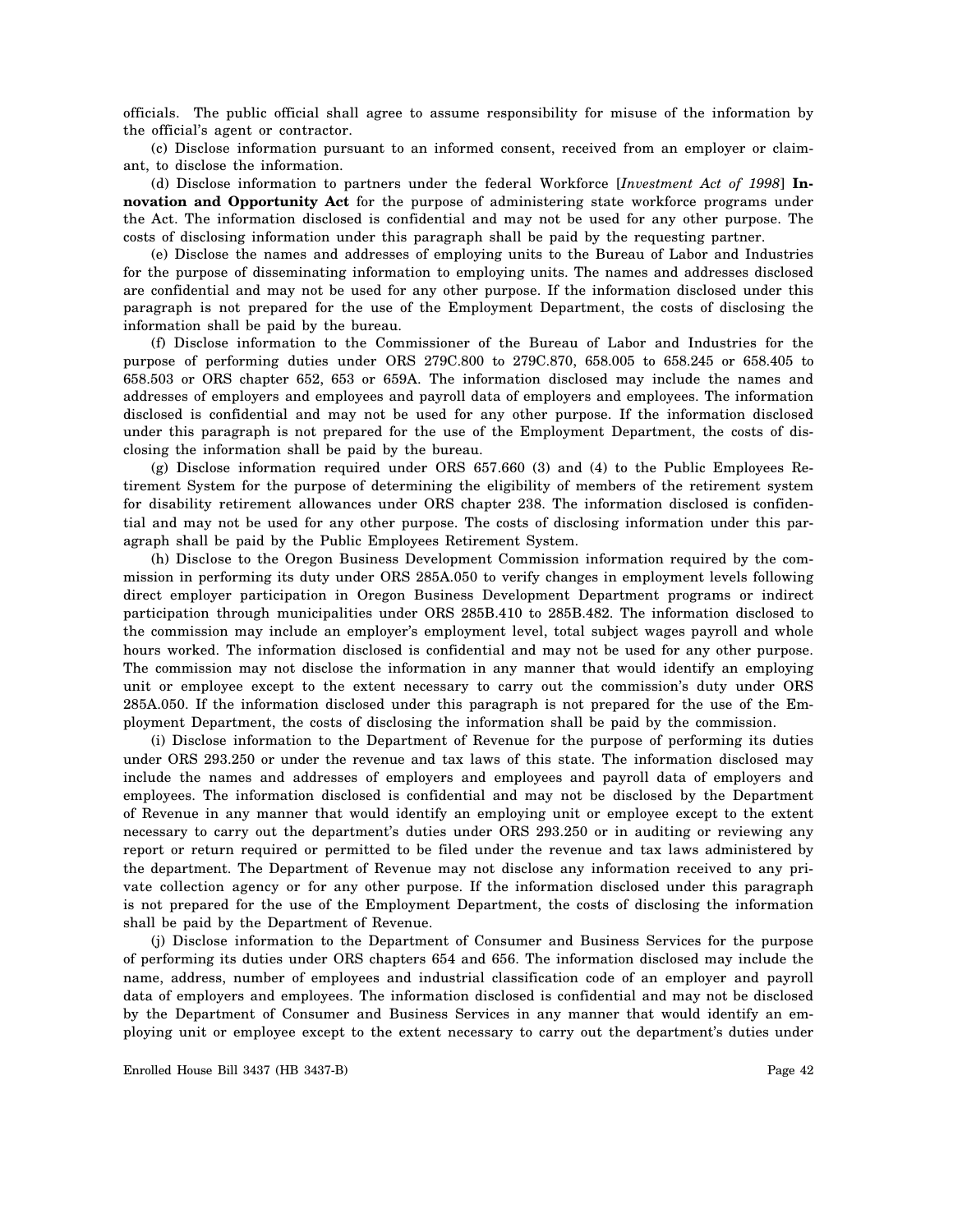officials. The public official shall agree to assume responsibility for misuse of the information by the official's agent or contractor.

(c) Disclose information pursuant to an informed consent, received from an employer or claimant, to disclose the information.

(d) Disclose information to partners under the federal Workforce [*Investment Act of 1998*] **Innovation and Opportunity Act** for the purpose of administering state workforce programs under the Act. The information disclosed is confidential and may not be used for any other purpose. The costs of disclosing information under this paragraph shall be paid by the requesting partner.

(e) Disclose the names and addresses of employing units to the Bureau of Labor and Industries for the purpose of disseminating information to employing units. The names and addresses disclosed are confidential and may not be used for any other purpose. If the information disclosed under this paragraph is not prepared for the use of the Employment Department, the costs of disclosing the information shall be paid by the bureau.

(f) Disclose information to the Commissioner of the Bureau of Labor and Industries for the purpose of performing duties under ORS 279C.800 to 279C.870, 658.005 to 658.245 or 658.405 to 658.503 or ORS chapter 652, 653 or 659A. The information disclosed may include the names and addresses of employers and employees and payroll data of employers and employees. The information disclosed is confidential and may not be used for any other purpose. If the information disclosed under this paragraph is not prepared for the use of the Employment Department, the costs of disclosing the information shall be paid by the bureau.

(g) Disclose information required under ORS 657.660 (3) and (4) to the Public Employees Retirement System for the purpose of determining the eligibility of members of the retirement system for disability retirement allowances under ORS chapter 238. The information disclosed is confidential and may not be used for any other purpose. The costs of disclosing information under this paragraph shall be paid by the Public Employees Retirement System.

(h) Disclose to the Oregon Business Development Commission information required by the commission in performing its duty under ORS 285A.050 to verify changes in employment levels following direct employer participation in Oregon Business Development Department programs or indirect participation through municipalities under ORS 285B.410 to 285B.482. The information disclosed to the commission may include an employer's employment level, total subject wages payroll and whole hours worked. The information disclosed is confidential and may not be used for any other purpose. The commission may not disclose the information in any manner that would identify an employing unit or employee except to the extent necessary to carry out the commission's duty under ORS 285A.050. If the information disclosed under this paragraph is not prepared for the use of the Employment Department, the costs of disclosing the information shall be paid by the commission.

(i) Disclose information to the Department of Revenue for the purpose of performing its duties under ORS 293.250 or under the revenue and tax laws of this state. The information disclosed may include the names and addresses of employers and employees and payroll data of employers and employees. The information disclosed is confidential and may not be disclosed by the Department of Revenue in any manner that would identify an employing unit or employee except to the extent necessary to carry out the department's duties under ORS 293.250 or in auditing or reviewing any report or return required or permitted to be filed under the revenue and tax laws administered by the department. The Department of Revenue may not disclose any information received to any private collection agency or for any other purpose. If the information disclosed under this paragraph is not prepared for the use of the Employment Department, the costs of disclosing the information shall be paid by the Department of Revenue.

(j) Disclose information to the Department of Consumer and Business Services for the purpose of performing its duties under ORS chapters 654 and 656. The information disclosed may include the name, address, number of employees and industrial classification code of an employer and payroll data of employers and employees. The information disclosed is confidential and may not be disclosed by the Department of Consumer and Business Services in any manner that would identify an employing unit or employee except to the extent necessary to carry out the department's duties under

Enrolled House Bill 3437 (HB 3437-B)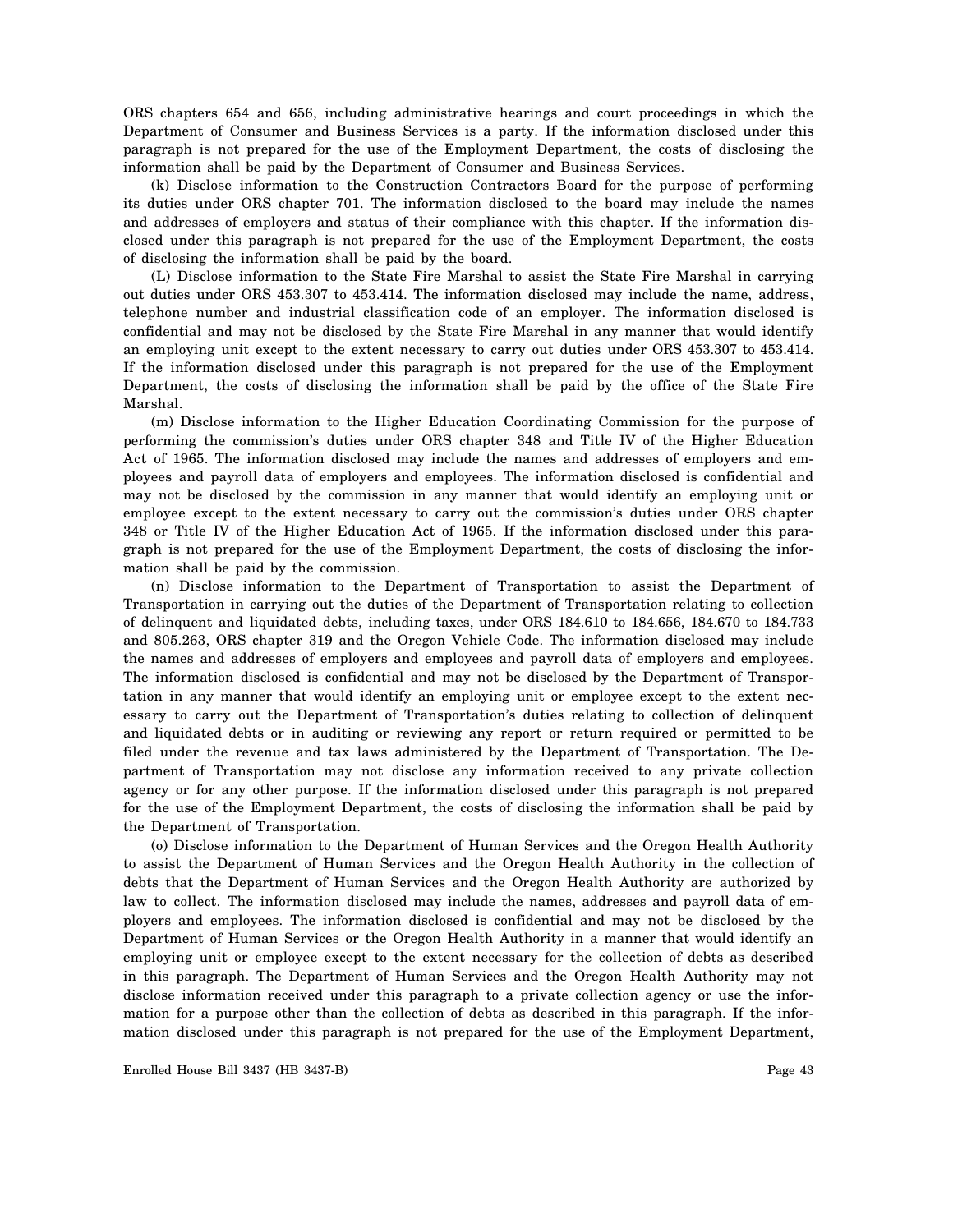ORS chapters 654 and 656, including administrative hearings and court proceedings in which the Department of Consumer and Business Services is a party. If the information disclosed under this paragraph is not prepared for the use of the Employment Department, the costs of disclosing the information shall be paid by the Department of Consumer and Business Services.

(k) Disclose information to the Construction Contractors Board for the purpose of performing its duties under ORS chapter 701. The information disclosed to the board may include the names and addresses of employers and status of their compliance with this chapter. If the information disclosed under this paragraph is not prepared for the use of the Employment Department, the costs of disclosing the information shall be paid by the board.

(L) Disclose information to the State Fire Marshal to assist the State Fire Marshal in carrying out duties under ORS 453.307 to 453.414. The information disclosed may include the name, address, telephone number and industrial classification code of an employer. The information disclosed is confidential and may not be disclosed by the State Fire Marshal in any manner that would identify an employing unit except to the extent necessary to carry out duties under ORS 453.307 to 453.414. If the information disclosed under this paragraph is not prepared for the use of the Employment Department, the costs of disclosing the information shall be paid by the office of the State Fire Marshal.

(m) Disclose information to the Higher Education Coordinating Commission for the purpose of performing the commission's duties under ORS chapter 348 and Title IV of the Higher Education Act of 1965. The information disclosed may include the names and addresses of employers and employees and payroll data of employers and employees. The information disclosed is confidential and may not be disclosed by the commission in any manner that would identify an employing unit or employee except to the extent necessary to carry out the commission's duties under ORS chapter 348 or Title IV of the Higher Education Act of 1965. If the information disclosed under this paragraph is not prepared for the use of the Employment Department, the costs of disclosing the information shall be paid by the commission.

(n) Disclose information to the Department of Transportation to assist the Department of Transportation in carrying out the duties of the Department of Transportation relating to collection of delinquent and liquidated debts, including taxes, under ORS 184.610 to 184.656, 184.670 to 184.733 and 805.263, ORS chapter 319 and the Oregon Vehicle Code. The information disclosed may include the names and addresses of employers and employees and payroll data of employers and employees. The information disclosed is confidential and may not be disclosed by the Department of Transportation in any manner that would identify an employing unit or employee except to the extent necessary to carry out the Department of Transportation's duties relating to collection of delinquent and liquidated debts or in auditing or reviewing any report or return required or permitted to be filed under the revenue and tax laws administered by the Department of Transportation. The Department of Transportation may not disclose any information received to any private collection agency or for any other purpose. If the information disclosed under this paragraph is not prepared for the use of the Employment Department, the costs of disclosing the information shall be paid by the Department of Transportation.

(o) Disclose information to the Department of Human Services and the Oregon Health Authority to assist the Department of Human Services and the Oregon Health Authority in the collection of debts that the Department of Human Services and the Oregon Health Authority are authorized by law to collect. The information disclosed may include the names, addresses and payroll data of employers and employees. The information disclosed is confidential and may not be disclosed by the Department of Human Services or the Oregon Health Authority in a manner that would identify an employing unit or employee except to the extent necessary for the collection of debts as described in this paragraph. The Department of Human Services and the Oregon Health Authority may not disclose information received under this paragraph to a private collection agency or use the information for a purpose other than the collection of debts as described in this paragraph. If the information disclosed under this paragraph is not prepared for the use of the Employment Department,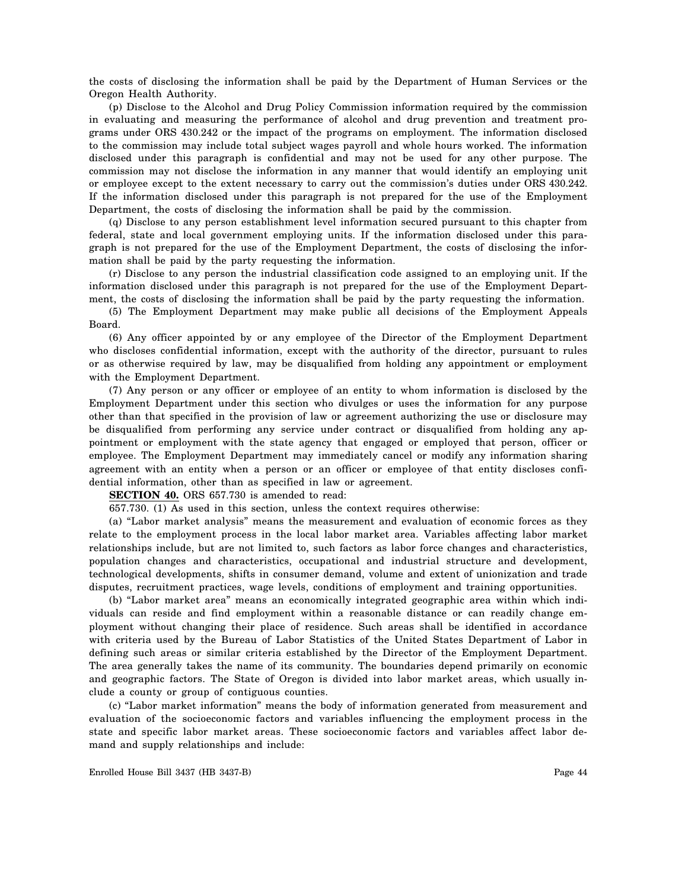the costs of disclosing the information shall be paid by the Department of Human Services or the Oregon Health Authority.

(p) Disclose to the Alcohol and Drug Policy Commission information required by the commission in evaluating and measuring the performance of alcohol and drug prevention and treatment programs under ORS 430.242 or the impact of the programs on employment. The information disclosed to the commission may include total subject wages payroll and whole hours worked. The information disclosed under this paragraph is confidential and may not be used for any other purpose. The commission may not disclose the information in any manner that would identify an employing unit or employee except to the extent necessary to carry out the commission's duties under ORS 430.242. If the information disclosed under this paragraph is not prepared for the use of the Employment Department, the costs of disclosing the information shall be paid by the commission.

(q) Disclose to any person establishment level information secured pursuant to this chapter from federal, state and local government employing units. If the information disclosed under this paragraph is not prepared for the use of the Employment Department, the costs of disclosing the information shall be paid by the party requesting the information.

(r) Disclose to any person the industrial classification code assigned to an employing unit. If the information disclosed under this paragraph is not prepared for the use of the Employment Department, the costs of disclosing the information shall be paid by the party requesting the information.

(5) The Employment Department may make public all decisions of the Employment Appeals Board.

(6) Any officer appointed by or any employee of the Director of the Employment Department who discloses confidential information, except with the authority of the director, pursuant to rules or as otherwise required by law, may be disqualified from holding any appointment or employment with the Employment Department.

(7) Any person or any officer or employee of an entity to whom information is disclosed by the Employment Department under this section who divulges or uses the information for any purpose other than that specified in the provision of law or agreement authorizing the use or disclosure may be disqualified from performing any service under contract or disqualified from holding any appointment or employment with the state agency that engaged or employed that person, officer or employee. The Employment Department may immediately cancel or modify any information sharing agreement with an entity when a person or an officer or employee of that entity discloses confidential information, other than as specified in law or agreement.

**SECTION 40.** ORS 657.730 is amended to read:

657.730. (1) As used in this section, unless the context requires otherwise:

(a) "Labor market analysis" means the measurement and evaluation of economic forces as they relate to the employment process in the local labor market area. Variables affecting labor market relationships include, but are not limited to, such factors as labor force changes and characteristics, population changes and characteristics, occupational and industrial structure and development, technological developments, shifts in consumer demand, volume and extent of unionization and trade disputes, recruitment practices, wage levels, conditions of employment and training opportunities.

(b) "Labor market area" means an economically integrated geographic area within which individuals can reside and find employment within a reasonable distance or can readily change employment without changing their place of residence. Such areas shall be identified in accordance with criteria used by the Bureau of Labor Statistics of the United States Department of Labor in defining such areas or similar criteria established by the Director of the Employment Department. The area generally takes the name of its community. The boundaries depend primarily on economic and geographic factors. The State of Oregon is divided into labor market areas, which usually include a county or group of contiguous counties.

(c) "Labor market information" means the body of information generated from measurement and evaluation of the socioeconomic factors and variables influencing the employment process in the state and specific labor market areas. These socioeconomic factors and variables affect labor demand and supply relationships and include: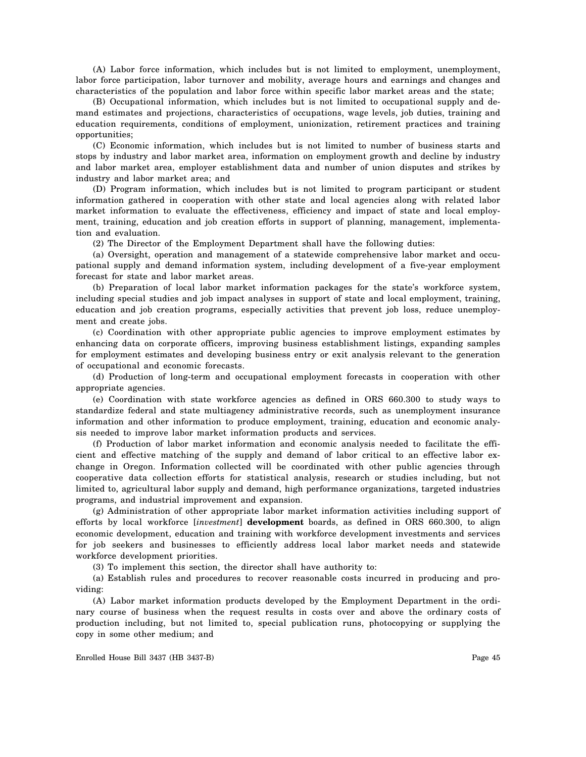(A) Labor force information, which includes but is not limited to employment, unemployment, labor force participation, labor turnover and mobility, average hours and earnings and changes and characteristics of the population and labor force within specific labor market areas and the state;

(B) Occupational information, which includes but is not limited to occupational supply and demand estimates and projections, characteristics of occupations, wage levels, job duties, training and education requirements, conditions of employment, unionization, retirement practices and training opportunities;

(C) Economic information, which includes but is not limited to number of business starts and stops by industry and labor market area, information on employment growth and decline by industry and labor market area, employer establishment data and number of union disputes and strikes by industry and labor market area; and

(D) Program information, which includes but is not limited to program participant or student information gathered in cooperation with other state and local agencies along with related labor market information to evaluate the effectiveness, efficiency and impact of state and local employment, training, education and job creation efforts in support of planning, management, implementation and evaluation.

(2) The Director of the Employment Department shall have the following duties:

(a) Oversight, operation and management of a statewide comprehensive labor market and occupational supply and demand information system, including development of a five-year employment forecast for state and labor market areas.

(b) Preparation of local labor market information packages for the state's workforce system, including special studies and job impact analyses in support of state and local employment, training, education and job creation programs, especially activities that prevent job loss, reduce unemployment and create jobs.

(c) Coordination with other appropriate public agencies to improve employment estimates by enhancing data on corporate officers, improving business establishment listings, expanding samples for employment estimates and developing business entry or exit analysis relevant to the generation of occupational and economic forecasts.

(d) Production of long-term and occupational employment forecasts in cooperation with other appropriate agencies.

(e) Coordination with state workforce agencies as defined in ORS 660.300 to study ways to standardize federal and state multiagency administrative records, such as unemployment insurance information and other information to produce employment, training, education and economic analysis needed to improve labor market information products and services.

(f) Production of labor market information and economic analysis needed to facilitate the efficient and effective matching of the supply and demand of labor critical to an effective labor exchange in Oregon. Information collected will be coordinated with other public agencies through cooperative data collection efforts for statistical analysis, research or studies including, but not limited to, agricultural labor supply and demand, high performance organizations, targeted industries programs, and industrial improvement and expansion.

(g) Administration of other appropriate labor market information activities including support of efforts by local workforce [*investment*] **development** boards, as defined in ORS 660.300, to align economic development, education and training with workforce development investments and services for job seekers and businesses to efficiently address local labor market needs and statewide workforce development priorities.

(3) To implement this section, the director shall have authority to:

(a) Establish rules and procedures to recover reasonable costs incurred in producing and providing:

(A) Labor market information products developed by the Employment Department in the ordinary course of business when the request results in costs over and above the ordinary costs of production including, but not limited to, special publication runs, photocopying or supplying the copy in some other medium; and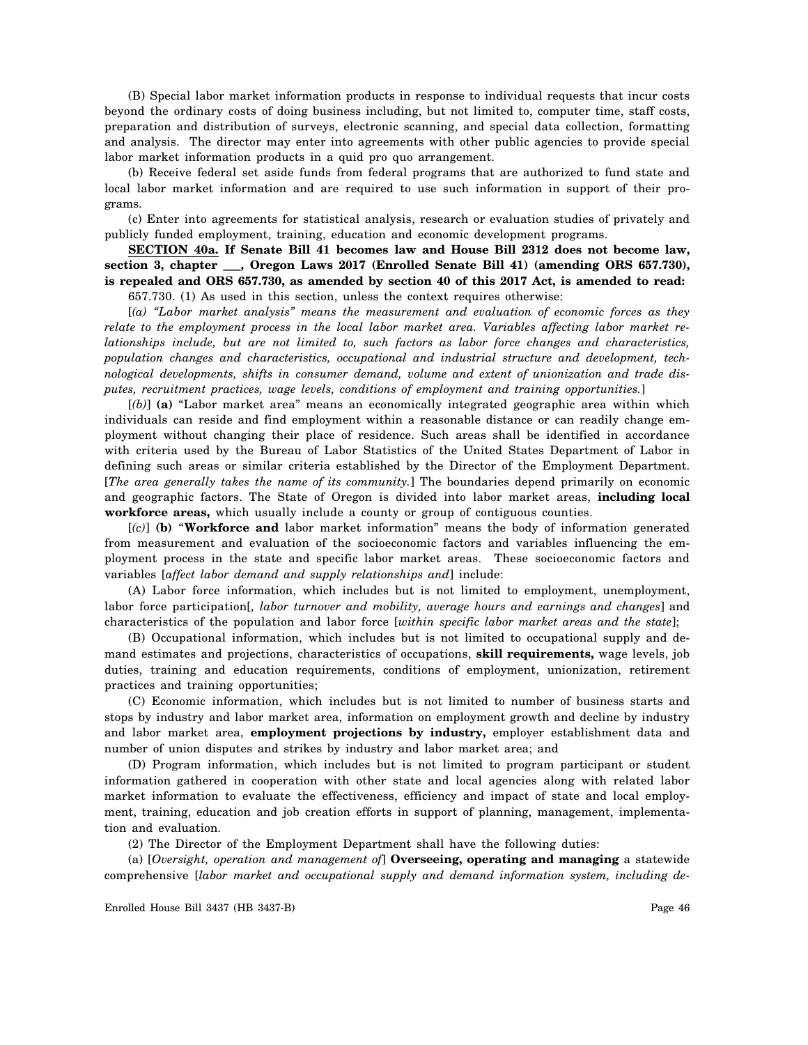(B) Special labor market information products in response to individual requests that incur costs beyond the ordinary costs of doing business including, but not limited to, computer time, staff costs, preparation and distribution of surveys, electronic scanning, and special data collection, formatting and analysis. The director may enter into agreements with other public agencies to provide special labor market information products in a quid pro quo arrangement.

(b) Receive federal set aside funds from federal programs that are authorized to fund state and local labor market information and are required to use such information in support of their programs.

(c) Enter into agreements for statistical analysis, research or evaluation studies of privately and publicly funded employment, training, education and economic development programs.

**SECTION 40a. If Senate Bill 41 becomes law and House Bill 2312 does not become law, section 3, chapter ___, Oregon Laws 2017 (Enrolled Senate Bill 41) (amending ORS 657.730), is repealed and ORS 657.730, as amended by section 40 of this 2017 Act, is amended to read:**

657.730. (1) As used in this section, unless the context requires otherwise:

[*(a) "Labor market analysis" means the measurement and evaluation of economic forces as they relate to the employment process in the local labor market area. Variables affecting labor market relationships include, but are not limited to, such factors as labor force changes and characteristics, population changes and characteristics, occupational and industrial structure and development, technological developments, shifts in consumer demand, volume and extent of unionization and trade disputes, recruitment practices, wage levels, conditions of employment and training opportunities.*]

[*(b)*] **(a)** "Labor market area" means an economically integrated geographic area within which individuals can reside and find employment within a reasonable distance or can readily change employment without changing their place of residence. Such areas shall be identified in accordance with criteria used by the Bureau of Labor Statistics of the United States Department of Labor in defining such areas or similar criteria established by the Director of the Employment Department. [*The area generally takes the name of its community.*] The boundaries depend primarily on economic and geographic factors. The State of Oregon is divided into labor market areas, **including local workforce areas,** which usually include a county or group of contiguous counties.

[*(c)*] **(b)** "**Workforce and** labor market information" means the body of information generated from measurement and evaluation of the socioeconomic factors and variables influencing the employment process in the state and specific labor market areas. These socioeconomic factors and variables [*affect labor demand and supply relationships and*] include:

(A) Labor force information, which includes but is not limited to employment, unemployment, labor force participation[*, labor turnover and mobility, average hours and earnings and changes*] and characteristics of the population and labor force [*within specific labor market areas and the state*];

(B) Occupational information, which includes but is not limited to occupational supply and demand estimates and projections, characteristics of occupations, **skill requirements,** wage levels, job duties, training and education requirements, conditions of employment, unionization, retirement practices and training opportunities;

(C) Economic information, which includes but is not limited to number of business starts and stops by industry and labor market area, information on employment growth and decline by industry and labor market area, **employment projections by industry,** employer establishment data and number of union disputes and strikes by industry and labor market area; and

(D) Program information, which includes but is not limited to program participant or student information gathered in cooperation with other state and local agencies along with related labor market information to evaluate the effectiveness, efficiency and impact of state and local employment, training, education and job creation efforts in support of planning, management, implementation and evaluation.

(2) The Director of the Employment Department shall have the following duties:

(a) [*Oversight, operation and management of*] **Overseeing, operating and managing** a statewide comprehensive [*labor market and occupational supply and demand information system, including de-*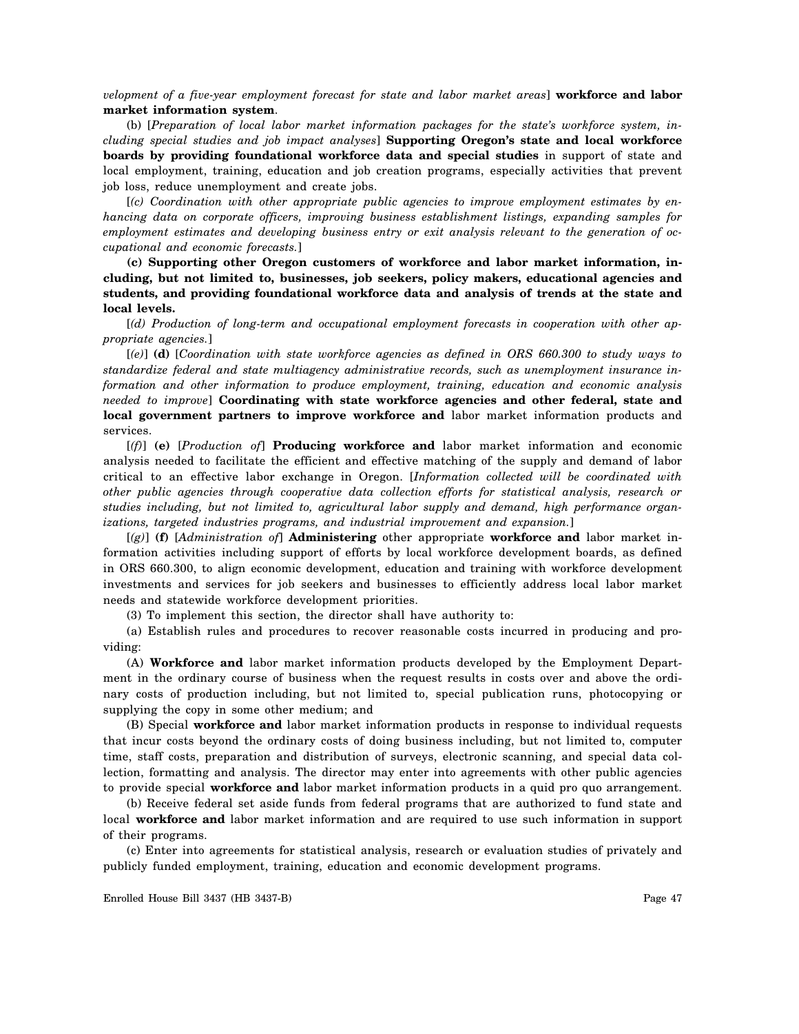*velopment of a five-year employment forecast for state and labor market areas*] **workforce and labor market information system**.

(b) [*Preparation of local labor market information packages for the state's workforce system, including special studies and job impact analyses*] **Supporting Oregon's state and local workforce boards by providing foundational workforce data and special studies** in support of state and local employment, training, education and job creation programs, especially activities that prevent job loss, reduce unemployment and create jobs.

[*(c) Coordination with other appropriate public agencies to improve employment estimates by enhancing data on corporate officers, improving business establishment listings, expanding samples for employment estimates and developing business entry or exit analysis relevant to the generation of occupational and economic forecasts.*]

**(c) Supporting other Oregon customers of workforce and labor market information, including, but not limited to, businesses, job seekers, policy makers, educational agencies and students, and providing foundational workforce data and analysis of trends at the state and local levels.**

[*(d) Production of long-term and occupational employment forecasts in cooperation with other appropriate agencies.*]

[*(e)*] **(d)** [*Coordination with state workforce agencies as defined in ORS 660.300 to study ways to standardize federal and state multiagency administrative records, such as unemployment insurance information and other information to produce employment, training, education and economic analysis needed to improve*] **Coordinating with state workforce agencies and other federal, state and local government partners to improve workforce and** labor market information products and services.

[*(f)*] **(e)** [*Production of*] **Producing workforce and** labor market information and economic analysis needed to facilitate the efficient and effective matching of the supply and demand of labor critical to an effective labor exchange in Oregon. [*Information collected will be coordinated with other public agencies through cooperative data collection efforts for statistical analysis, research or studies including, but not limited to, agricultural labor supply and demand, high performance organizations, targeted industries programs, and industrial improvement and expansion.*]

[*(g)*] **(f)** [*Administration of*] **Administering** other appropriate **workforce and** labor market information activities including support of efforts by local workforce development boards, as defined in ORS 660.300, to align economic development, education and training with workforce development investments and services for job seekers and businesses to efficiently address local labor market needs and statewide workforce development priorities.

(3) To implement this section, the director shall have authority to:

(a) Establish rules and procedures to recover reasonable costs incurred in producing and providing:

(A) **Workforce and** labor market information products developed by the Employment Department in the ordinary course of business when the request results in costs over and above the ordinary costs of production including, but not limited to, special publication runs, photocopying or supplying the copy in some other medium; and

(B) Special **workforce and** labor market information products in response to individual requests that incur costs beyond the ordinary costs of doing business including, but not limited to, computer time, staff costs, preparation and distribution of surveys, electronic scanning, and special data collection, formatting and analysis. The director may enter into agreements with other public agencies to provide special **workforce and** labor market information products in a quid pro quo arrangement.

(b) Receive federal set aside funds from federal programs that are authorized to fund state and local **workforce and** labor market information and are required to use such information in support of their programs.

(c) Enter into agreements for statistical analysis, research or evaluation studies of privately and publicly funded employment, training, education and economic development programs.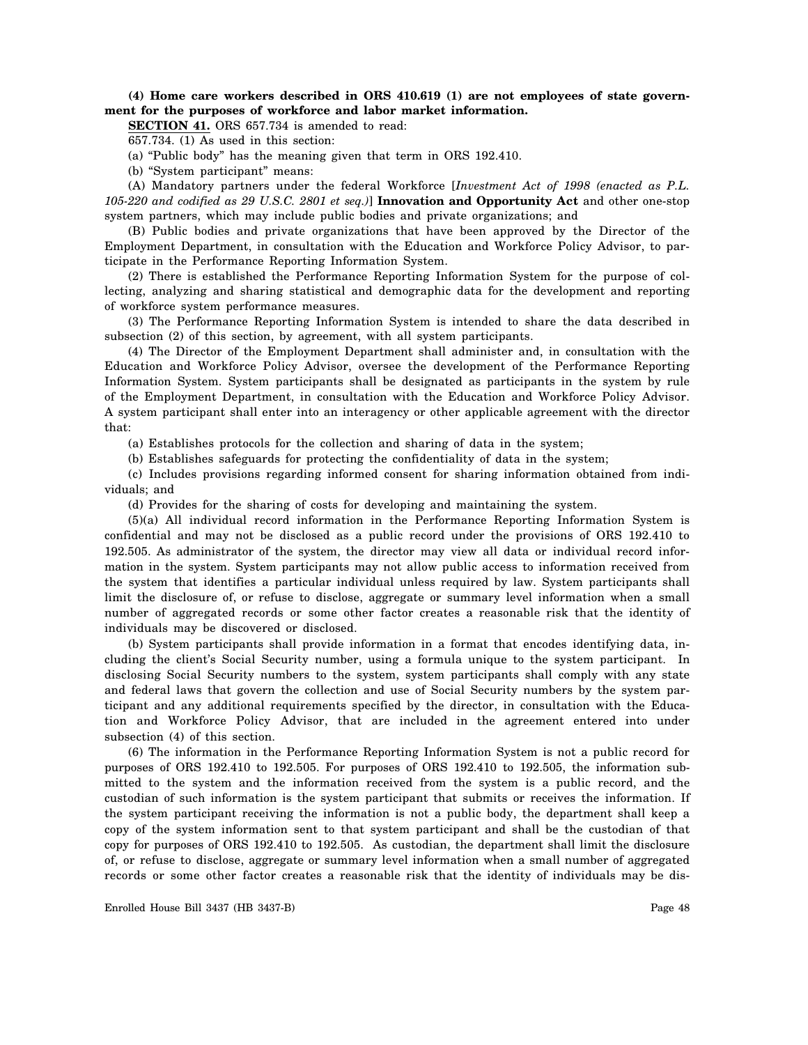**(4) Home care workers described in ORS 410.619 (1) are not employees of state government for the purposes of workforce and labor market information.**

**SECTION 41.** ORS 657.734 is amended to read:

657.734. (1) As used in this section:

(a) "Public body" has the meaning given that term in ORS 192.410.

(b) "System participant" means:

(A) Mandatory partners under the federal Workforce [*Investment Act of 1998 (enacted as P.L. 105-220 and codified as 29 U.S.C. 2801 et seq.)*] **Innovation and Opportunity Act** and other one-stop system partners, which may include public bodies and private organizations; and

(B) Public bodies and private organizations that have been approved by the Director of the Employment Department, in consultation with the Education and Workforce Policy Advisor, to participate in the Performance Reporting Information System.

(2) There is established the Performance Reporting Information System for the purpose of collecting, analyzing and sharing statistical and demographic data for the development and reporting of workforce system performance measures.

(3) The Performance Reporting Information System is intended to share the data described in subsection (2) of this section, by agreement, with all system participants.

(4) The Director of the Employment Department shall administer and, in consultation with the Education and Workforce Policy Advisor, oversee the development of the Performance Reporting Information System. System participants shall be designated as participants in the system by rule of the Employment Department, in consultation with the Education and Workforce Policy Advisor. A system participant shall enter into an interagency or other applicable agreement with the director that:

(a) Establishes protocols for the collection and sharing of data in the system;

(b) Establishes safeguards for protecting the confidentiality of data in the system;

(c) Includes provisions regarding informed consent for sharing information obtained from individuals; and

(d) Provides for the sharing of costs for developing and maintaining the system.

(5)(a) All individual record information in the Performance Reporting Information System is confidential and may not be disclosed as a public record under the provisions of ORS 192.410 to 192.505. As administrator of the system, the director may view all data or individual record information in the system. System participants may not allow public access to information received from the system that identifies a particular individual unless required by law. System participants shall limit the disclosure of, or refuse to disclose, aggregate or summary level information when a small number of aggregated records or some other factor creates a reasonable risk that the identity of individuals may be discovered or disclosed.

(b) System participants shall provide information in a format that encodes identifying data, including the client's Social Security number, using a formula unique to the system participant. In disclosing Social Security numbers to the system, system participants shall comply with any state and federal laws that govern the collection and use of Social Security numbers by the system participant and any additional requirements specified by the director, in consultation with the Education and Workforce Policy Advisor, that are included in the agreement entered into under subsection (4) of this section.

(6) The information in the Performance Reporting Information System is not a public record for purposes of ORS 192.410 to 192.505. For purposes of ORS 192.410 to 192.505, the information submitted to the system and the information received from the system is a public record, and the custodian of such information is the system participant that submits or receives the information. If the system participant receiving the information is not a public body, the department shall keep a copy of the system information sent to that system participant and shall be the custodian of that copy for purposes of ORS 192.410 to 192.505. As custodian, the department shall limit the disclosure of, or refuse to disclose, aggregate or summary level information when a small number of aggregated records or some other factor creates a reasonable risk that the identity of individuals may be dis-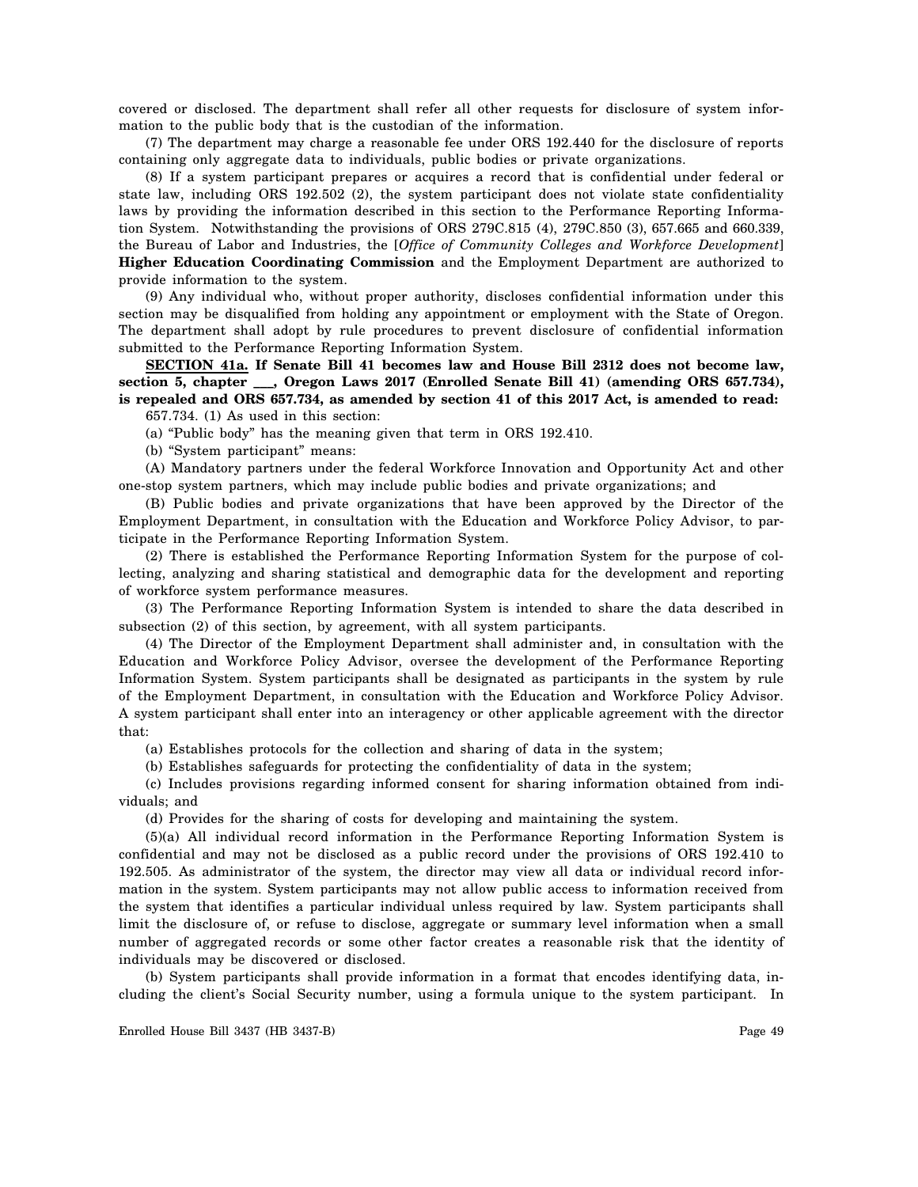covered or disclosed. The department shall refer all other requests for disclosure of system information to the public body that is the custodian of the information.

(7) The department may charge a reasonable fee under ORS 192.440 for the disclosure of reports containing only aggregate data to individuals, public bodies or private organizations.

(8) If a system participant prepares or acquires a record that is confidential under federal or state law, including ORS 192.502 (2), the system participant does not violate state confidentiality laws by providing the information described in this section to the Performance Reporting Information System. Notwithstanding the provisions of ORS 279C.815 (4), 279C.850 (3), 657.665 and 660.339, the Bureau of Labor and Industries, the [*Office of Community Colleges and Workforce Development*] **Higher Education Coordinating Commission** and the Employment Department are authorized to provide information to the system.

(9) Any individual who, without proper authority, discloses confidential information under this section may be disqualified from holding any appointment or employment with the State of Oregon. The department shall adopt by rule procedures to prevent disclosure of confidential information submitted to the Performance Reporting Information System.

**SECTION 41a. If Senate Bill 41 becomes law and House Bill 2312 does not become law, section 5, chapter ___, Oregon Laws 2017 (Enrolled Senate Bill 41) (amending ORS 657.734), is repealed and ORS 657.734, as amended by section 41 of this 2017 Act, is amended to read:**

657.734. (1) As used in this section:

(a) "Public body" has the meaning given that term in ORS 192.410.

(b) "System participant" means:

(A) Mandatory partners under the federal Workforce Innovation and Opportunity Act and other one-stop system partners, which may include public bodies and private organizations; and

(B) Public bodies and private organizations that have been approved by the Director of the Employment Department, in consultation with the Education and Workforce Policy Advisor, to participate in the Performance Reporting Information System.

(2) There is established the Performance Reporting Information System for the purpose of collecting, analyzing and sharing statistical and demographic data for the development and reporting of workforce system performance measures.

(3) The Performance Reporting Information System is intended to share the data described in subsection (2) of this section, by agreement, with all system participants.

(4) The Director of the Employment Department shall administer and, in consultation with the Education and Workforce Policy Advisor, oversee the development of the Performance Reporting Information System. System participants shall be designated as participants in the system by rule of the Employment Department, in consultation with the Education and Workforce Policy Advisor. A system participant shall enter into an interagency or other applicable agreement with the director that:

(a) Establishes protocols for the collection and sharing of data in the system;

(b) Establishes safeguards for protecting the confidentiality of data in the system;

(c) Includes provisions regarding informed consent for sharing information obtained from individuals; and

(d) Provides for the sharing of costs for developing and maintaining the system.

(5)(a) All individual record information in the Performance Reporting Information System is confidential and may not be disclosed as a public record under the provisions of ORS 192.410 to 192.505. As administrator of the system, the director may view all data or individual record information in the system. System participants may not allow public access to information received from the system that identifies a particular individual unless required by law. System participants shall limit the disclosure of, or refuse to disclose, aggregate or summary level information when a small number of aggregated records or some other factor creates a reasonable risk that the identity of individuals may be discovered or disclosed.

(b) System participants shall provide information in a format that encodes identifying data, including the client's Social Security number, using a formula unique to the system participant. In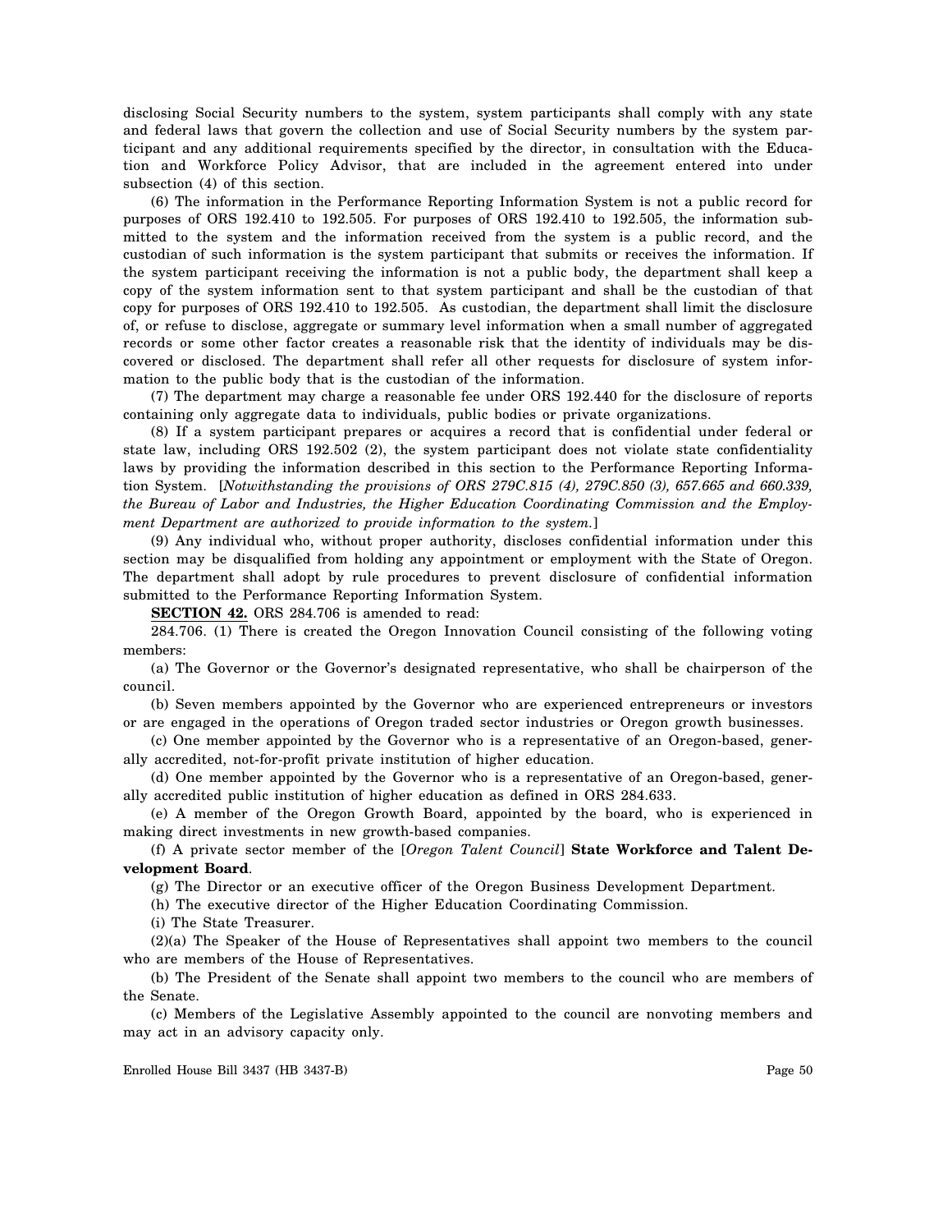disclosing Social Security numbers to the system, system participants shall comply with any state and federal laws that govern the collection and use of Social Security numbers by the system participant and any additional requirements specified by the director, in consultation with the Education and Workforce Policy Advisor, that are included in the agreement entered into under subsection (4) of this section.

(6) The information in the Performance Reporting Information System is not a public record for purposes of ORS 192.410 to 192.505. For purposes of ORS 192.410 to 192.505, the information submitted to the system and the information received from the system is a public record, and the custodian of such information is the system participant that submits or receives the information. If the system participant receiving the information is not a public body, the department shall keep a copy of the system information sent to that system participant and shall be the custodian of that copy for purposes of ORS 192.410 to 192.505. As custodian, the department shall limit the disclosure of, or refuse to disclose, aggregate or summary level information when a small number of aggregated records or some other factor creates a reasonable risk that the identity of individuals may be discovered or disclosed. The department shall refer all other requests for disclosure of system information to the public body that is the custodian of the information.

(7) The department may charge a reasonable fee under ORS 192.440 for the disclosure of reports containing only aggregate data to individuals, public bodies or private organizations.

(8) If a system participant prepares or acquires a record that is confidential under federal or state law, including ORS 192.502 (2), the system participant does not violate state confidentiality laws by providing the information described in this section to the Performance Reporting Information System. [*Notwithstanding the provisions of ORS 279C.815 (4), 279C.850 (3), 657.665 and 660.339, the Bureau of Labor and Industries, the Higher Education Coordinating Commission and the Employment Department are authorized to provide information to the system.*]

(9) Any individual who, without proper authority, discloses confidential information under this section may be disqualified from holding any appointment or employment with the State of Oregon. The department shall adopt by rule procedures to prevent disclosure of confidential information submitted to the Performance Reporting Information System.

**SECTION 42.** ORS 284.706 is amended to read:

284.706. (1) There is created the Oregon Innovation Council consisting of the following voting members:

(a) The Governor or the Governor's designated representative, who shall be chairperson of the council.

(b) Seven members appointed by the Governor who are experienced entrepreneurs or investors or are engaged in the operations of Oregon traded sector industries or Oregon growth businesses.

(c) One member appointed by the Governor who is a representative of an Oregon-based, generally accredited, not-for-profit private institution of higher education.

(d) One member appointed by the Governor who is a representative of an Oregon-based, generally accredited public institution of higher education as defined in ORS 284.633.

(e) A member of the Oregon Growth Board, appointed by the board, who is experienced in making direct investments in new growth-based companies.

(f) A private sector member of the [*Oregon Talent Council*] **State Workforce and Talent Development Board**.

(g) The Director or an executive officer of the Oregon Business Development Department.

(h) The executive director of the Higher Education Coordinating Commission.

(i) The State Treasurer.

(2)(a) The Speaker of the House of Representatives shall appoint two members to the council who are members of the House of Representatives.

(b) The President of the Senate shall appoint two members to the council who are members of the Senate.

(c) Members of the Legislative Assembly appointed to the council are nonvoting members and may act in an advisory capacity only.

Enrolled House Bill 3437 (HB 3437-B)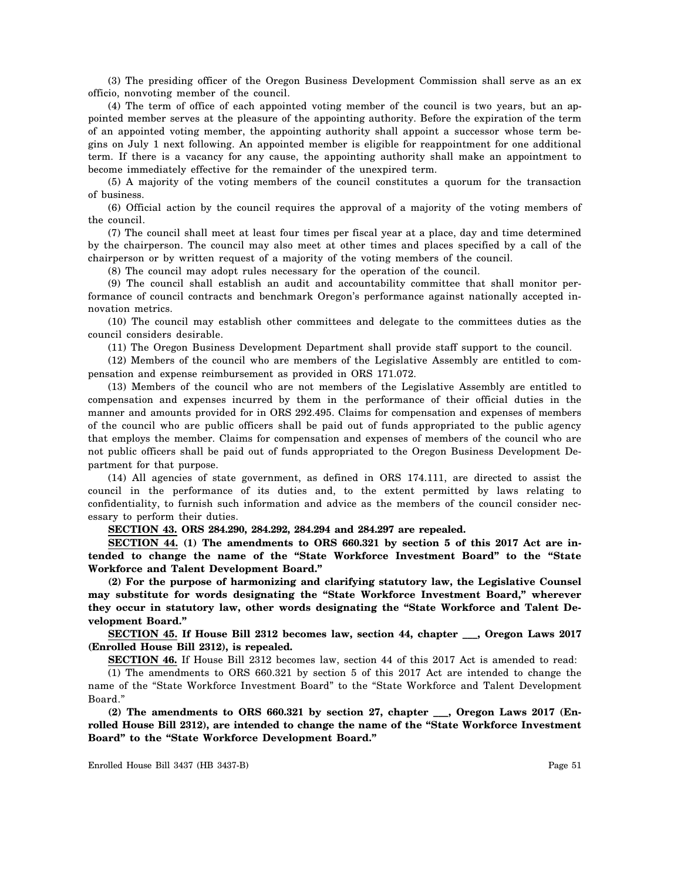(3) The presiding officer of the Oregon Business Development Commission shall serve as an ex officio, nonvoting member of the council.

(4) The term of office of each appointed voting member of the council is two years, but an appointed member serves at the pleasure of the appointing authority. Before the expiration of the term of an appointed voting member, the appointing authority shall appoint a successor whose term begins on July 1 next following. An appointed member is eligible for reappointment for one additional term. If there is a vacancy for any cause, the appointing authority shall make an appointment to become immediately effective for the remainder of the unexpired term.

(5) A majority of the voting members of the council constitutes a quorum for the transaction of business.

(6) Official action by the council requires the approval of a majority of the voting members of the council.

(7) The council shall meet at least four times per fiscal year at a place, day and time determined by the chairperson. The council may also meet at other times and places specified by a call of the chairperson or by written request of a majority of the voting members of the council.

(8) The council may adopt rules necessary for the operation of the council.

(9) The council shall establish an audit and accountability committee that shall monitor performance of council contracts and benchmark Oregon's performance against nationally accepted innovation metrics.

(10) The council may establish other committees and delegate to the committees duties as the council considers desirable.

(11) The Oregon Business Development Department shall provide staff support to the council.

(12) Members of the council who are members of the Legislative Assembly are entitled to compensation and expense reimbursement as provided in ORS 171.072.

(13) Members of the council who are not members of the Legislative Assembly are entitled to compensation and expenses incurred by them in the performance of their official duties in the manner and amounts provided for in ORS 292.495. Claims for compensation and expenses of members of the council who are public officers shall be paid out of funds appropriated to the public agency that employs the member. Claims for compensation and expenses of members of the council who are not public officers shall be paid out of funds appropriated to the Oregon Business Development Department for that purpose.

(14) All agencies of state government, as defined in ORS 174.111, are directed to assist the council in the performance of its duties and, to the extent permitted by laws relating to confidentiality, to furnish such information and advice as the members of the council consider necessary to perform their duties.

**SECTION 43. ORS 284.290, 284.292, 284.294 and 284.297 are repealed.**

**SECTION 44. (1) The amendments to ORS 660.321 by section 5 of this 2017 Act are intended to change the name of the "State Workforce Investment Board" to the "State Workforce and Talent Development Board."**

**(2) For the purpose of harmonizing and clarifying statutory law, the Legislative Counsel may substitute for words designating the "State Workforce Investment Board," wherever they occur in statutory law, other words designating the "State Workforce and Talent Development Board."**

**SECTION 45. If House Bill 2312 becomes law, section 44, chapter ___, Oregon Laws 2017 (Enrolled House Bill 2312), is repealed.**

**SECTION 46.** If House Bill 2312 becomes law, section 44 of this 2017 Act is amended to read:

(1) The amendments to ORS 660.321 by section 5 of this 2017 Act are intended to change the name of the "State Workforce Investment Board" to the "State Workforce and Talent Development Board."

**(2) The amendments to ORS 660.321 by section 27, chapter ___, Oregon Laws 2017 (Enrolled House Bill 2312), are intended to change the name of the "State Workforce Investment Board" to the "State Workforce Development Board."**

Enrolled House Bill 3437 (HB 3437-B)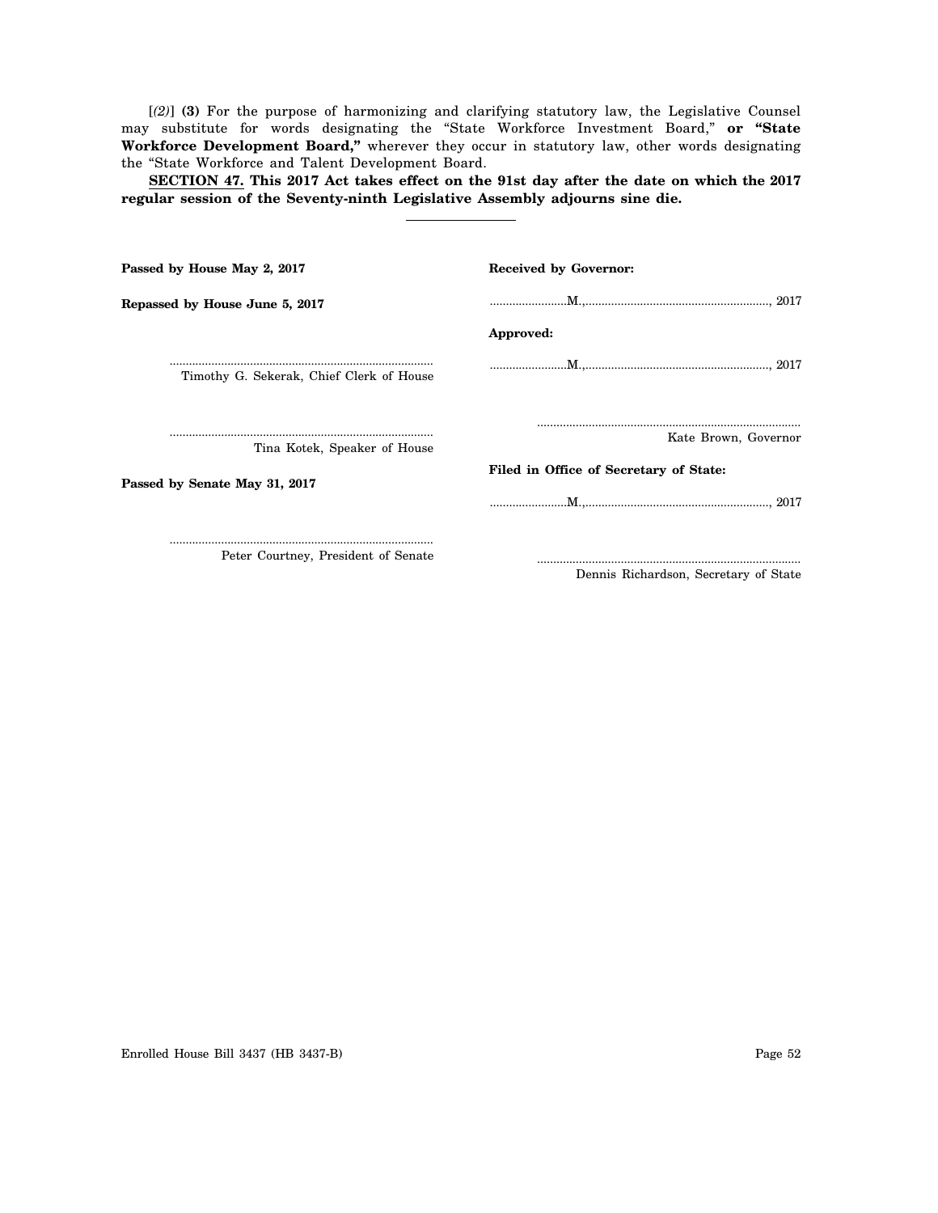[*(2)*] **(3)** For the purpose of harmonizing and clarifying statutory law, the Legislative Counsel may substitute for words designating the "State Workforce Investment Board," **or "State Workforce Development Board,"** wherever they occur in statutory law, other words designating the "State Workforce and Talent Development Board.

**SECTION 47. This 2017 Act takes effect on the 91st day after the date on which the 2017 regular session of the Seventy-ninth Legislative Assembly adjourns sine die.**

---

**Passed by House May 2, 2017**

**Repassed by House June 5, 2017**

..................................................................................
Timothy G. Sekerak, Chief Clerk of House

..................................................................................
Tina Kotek, Speaker of House

**Passed by Senate May 31, 2017**

..................................................................................
Peter Courtney, President of Senate

**Received by Governor:**

........................M.,........................................................., 2017

**Approved:**

........................M.,........................................................., 2017

..................................................................................
Kate Brown, Governor

**Filed in Office of Secretary of State:**

........................M.,........................................................., 2017

..................................................................................
Dennis Richardson, Secretary of State